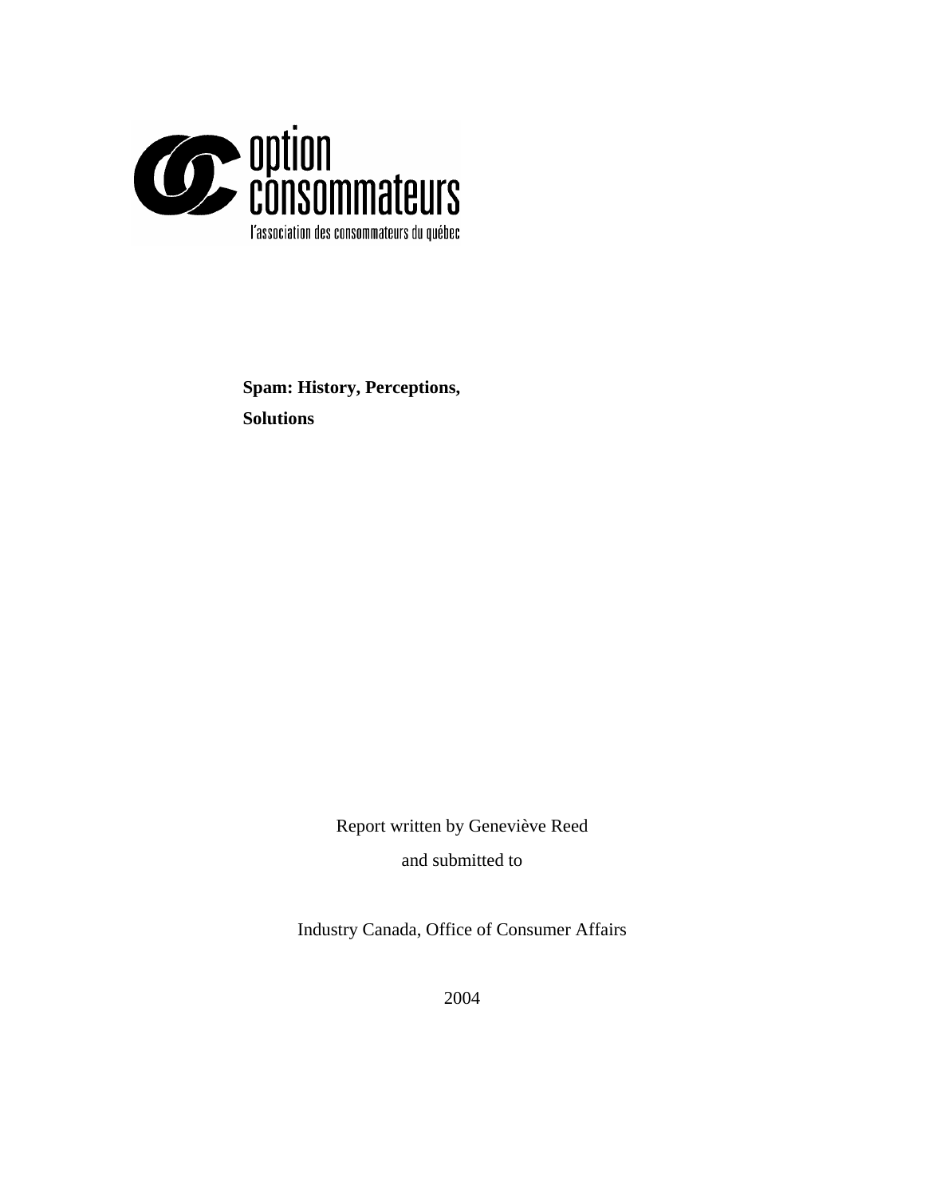option consommateurs

l'association des consommateurs du québec

**Spam: History, Perceptions, Solutions**

Report written by Geneviève Reed

and submitted to

Industry Canada, Office of Consumer Affairs

2004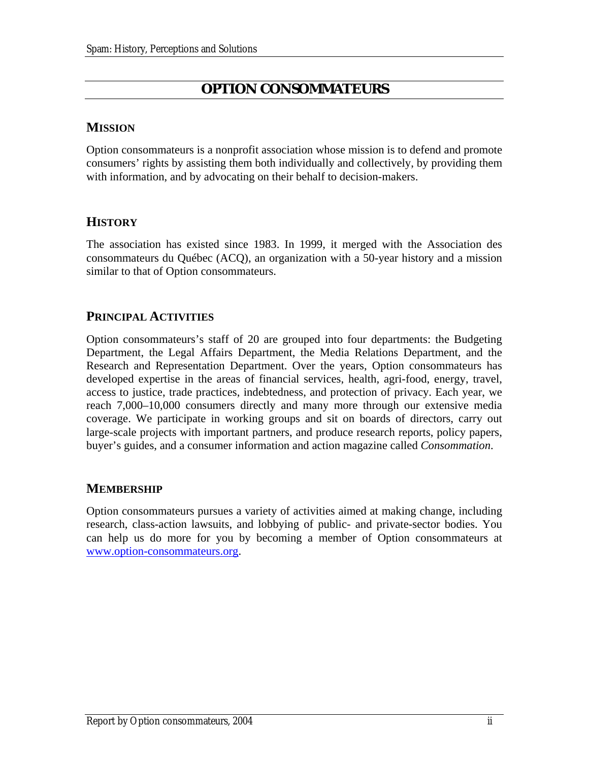# OPTION CONSOMMATEURS

## MISSION

Option consommateurs is a nonprofit association whose mission is to defend and promote consumers' rights by assisting them both individually and collectively, by providing them with information, and by advocating on their behalf to decision-makers.

## HISTORY

The association has existed since 1983. In 1999, it merged with the Association des consommateurs du Québec (ACQ), an organization with a 50-year history and a mission similar to that of Option consommateurs.

## PRINCIPAL ACTIVITIES

Option consommateurs's staff of 20 are grouped into four departments: the Budgeting Department, the Legal Affairs Department, the Media Relations Department, and the Research and Representation Department. Over the years, Option consommateurs has developed expertise in the areas of financial services, health, agri-food, energy, travel, access to justice, trade practices, indebtedness, and protection of privacy. Each year, we reach 7,000–10,000 consumers directly and many more through our extensive media coverage. We participate in working groups and sit on boards of directors, carry out large-scale projects with important partners, and produce research reports, policy papers, buyer's guides, and a consumer information and action magazine called *Consommation*.

## MEMBERSHIP

Option consommateurs pursues a variety of activities aimed at making change, including research, class-action lawsuits, and lobbying of public- and private-sector bodies. You can help us do more for you by becoming a member of Option consommateurs at [www.option-consommateurs.org](http://www.option-consommateurs.org).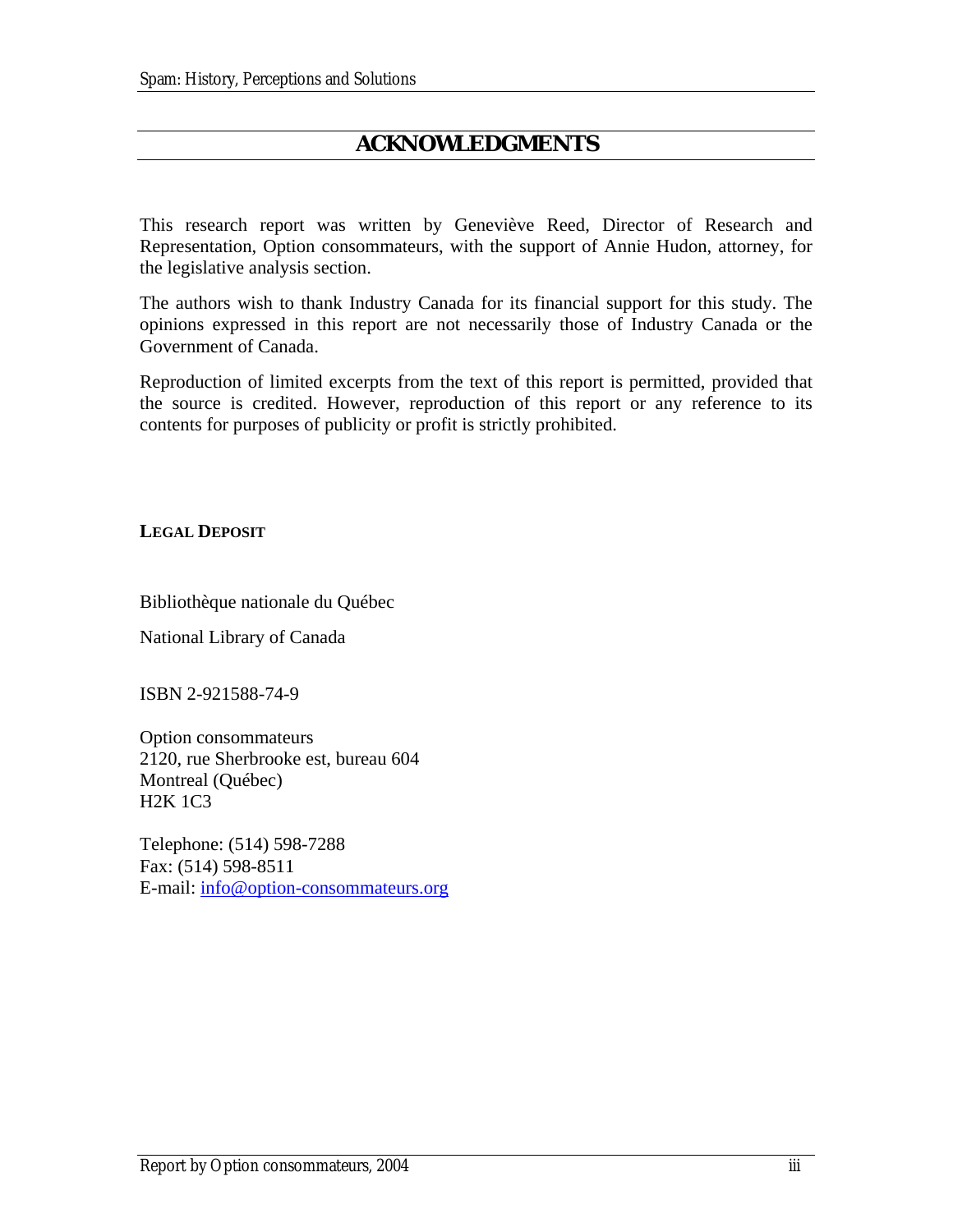# ACKNOWLEDGMENTS

This research report was written by Geneviève Reed, Director of Research and Representation, Option consommateurs, with the support of Annie Hudon, attorney, for the legislative analysis section.

The authors wish to thank Industry Canada for its financial support for this study. The opinions expressed in this report are not necessarily those of Industry Canada or the Government of Canada.

Reproduction of limited excerpts from the text of this report is permitted, provided that the source is credited. However, reproduction of this report or any reference to its contents for purposes of publicity or profit is strictly prohibited.

**LEGAL DEPOSIT**

Bibliothèque nationale du Québec

National Library of Canada

ISBN 2-921588-74-9

Option consommateurs
2120, rue Sherbrooke est, bureau 604
Montreal (Québec)
H2K 1C3

Telephone: (514) 598-7288
Fax: (514) 598-8511
E-mail: info@option-consommateurs.org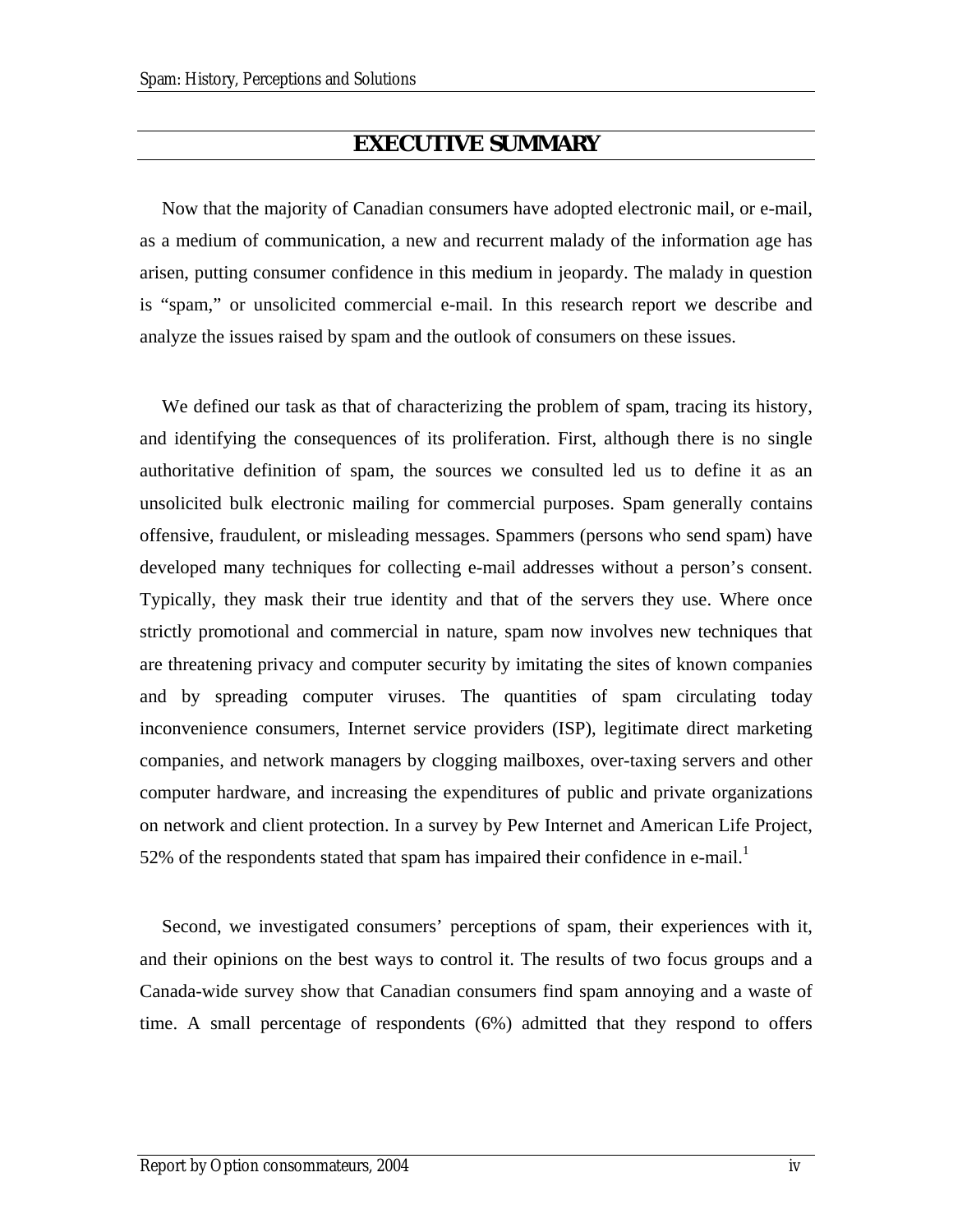## EXECUTIVE SUMMARY

Now that the majority of Canadian consumers have adopted electronic mail, or e-mail, as a medium of communication, a new and recurrent malady of the information age has arisen, putting consumer confidence in this medium in jeopardy. The malady in question is "spam," or unsolicited commercial e-mail. In this research report we describe and analyze the issues raised by spam and the outlook of consumers on these issues.

We defined our task as that of characterizing the problem of spam, tracing its history, and identifying the consequences of its proliferation. First, although there is no single authoritative definition of spam, the sources we consulted led us to define it as an unsolicited bulk electronic mailing for commercial purposes. Spam generally contains offensive, fraudulent, or misleading messages. Spammers (persons who send spam) have developed many techniques for collecting e-mail addresses without a person's consent. Typically, they mask their true identity and that of the servers they use. Where once strictly promotional and commercial in nature, spam now involves new techniques that are threatening privacy and computer security by imitating the sites of known companies and by spreading computer viruses. The quantities of spam circulating today inconvenience consumers, Internet service providers (ISP), legitimate direct marketing companies, and network managers by clogging mailboxes, over-taxing servers and other computer hardware, and increasing the expenditures of public and private organizations on network and client protection. In a survey by Pew Internet and American Life Project, 52% of the respondents stated that spam has impaired their confidence in e-mail.[1]

Second, we investigated consumers' perceptions of spam, their experiences with it, and their opinions on the best ways to control it. The results of two focus groups and a Canada-wide survey show that Canadian consumers find spam annoying and a waste of time. A small percentage of respondents (6%) admitted that they respond to offers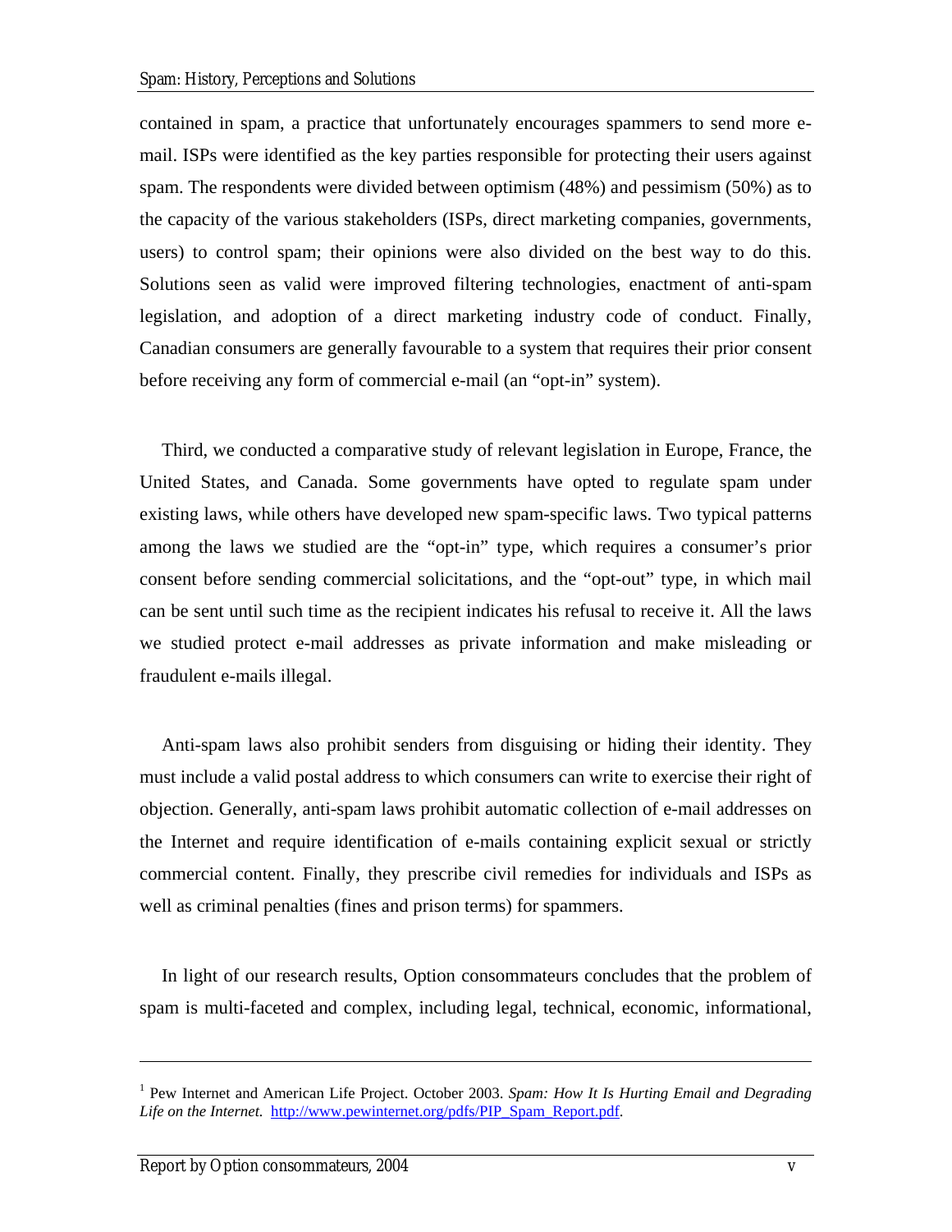contained in spam, a practice that unfortunately encourages spammers to send more e-mail. ISPs were identified as the key parties responsible for protecting their users against spam. The respondents were divided between optimism (48%) and pessimism (50%) as to the capacity of the various stakeholders (ISPs, direct marketing companies, governments, users) to control spam; their opinions were also divided on the best way to do this. Solutions seen as valid were improved filtering technologies, enactment of anti-spam legislation, and adoption of a direct marketing industry code of conduct. Finally, Canadian consumers are generally favourable to a system that requires their prior consent before receiving any form of commercial e-mail (an "opt-in" system).

Third, we conducted a comparative study of relevant legislation in Europe, France, the United States, and Canada. Some governments have opted to regulate spam under existing laws, while others have developed new spam-specific laws. Two typical patterns among the laws we studied are the "opt-in" type, which requires a consumer's prior consent before sending commercial solicitations, and the "opt-out" type, in which mail can be sent until such time as the recipient indicates his refusal to receive it. All the laws we studied protect e-mail addresses as private information and make misleading or fraudulent e-mails illegal.

Anti-spam laws also prohibit senders from disguising or hiding their identity. They must include a valid postal address to which consumers can write to exercise their right of objection. Generally, anti-spam laws prohibit automatic collection of e-mail addresses on the Internet and require identification of e-mails containing explicit sexual or strictly commercial content. Finally, they prescribe civil remedies for individuals and ISPs as well as criminal penalties (fines and prison terms) for spammers.

In light of our research results, Option consommateurs concludes that the problem of spam is multi-faceted and complex, including legal, technical, economic, informational,

---

[1] Pew Internet and American Life Project. October 2003. *Spam: How It Is Hurting Email and Degrading Life on the Internet.* http://www.pewinternet.org/pdfs/PIP_Spam_Report.pdf.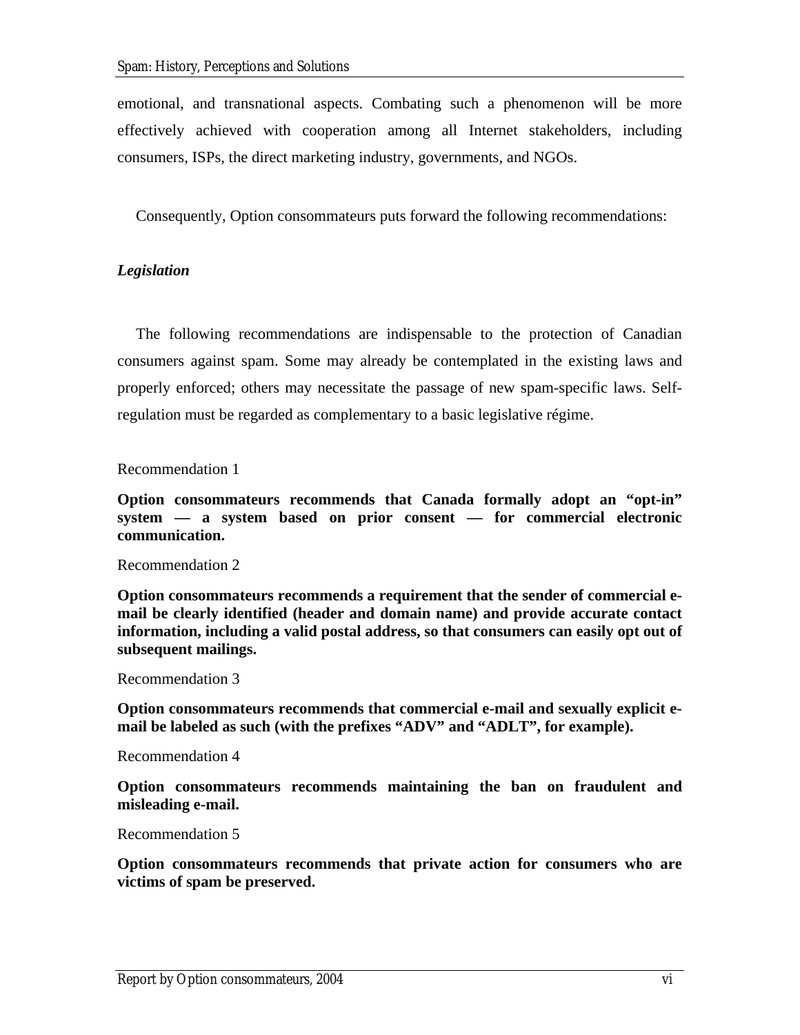emotional, and transnational aspects. Combating such a phenomenon will be more effectively achieved with cooperation among all Internet stakeholders, including consumers, ISPs, the direct marketing industry, governments, and NGOs.

Consequently, Option consommateurs puts forward the following recommendations:

***Legislation***

The following recommendations are indispensable to the protection of Canadian consumers against spam. Some may already be contemplated in the existing laws and properly enforced; others may necessitate the passage of new spam-specific laws. Self-regulation must be regarded as complementary to a basic legislative régime.

Recommendation 1

**Option consommateurs recommends that Canada formally adopt an "opt-in" system — a system based on prior consent — for commercial electronic communication.**

Recommendation 2

**Option consommateurs recommends a requirement that the sender of commercial e-mail be clearly identified (header and domain name) and provide accurate contact information, including a valid postal address, so that consumers can easily opt out of subsequent mailings.**

Recommendation 3

**Option consommateurs recommends that commercial e-mail and sexually explicit e-mail be labeled as such (with the prefixes "ADV" and "ADLT", for example).**

Recommendation 4

**Option consommateurs recommends maintaining the ban on fraudulent and misleading e-mail.**

Recommendation 5

**Option consommateurs recommends that private action for consumers who are victims of spam be preserved.**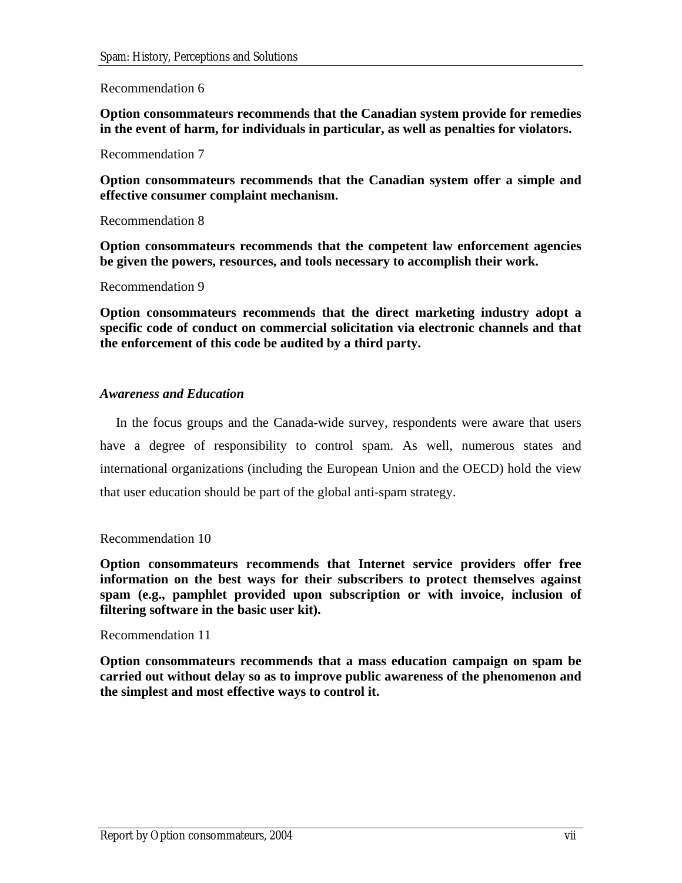Recommendation 6

**Option consommateurs recommends that the Canadian system provide for remedies in the event of harm, for individuals in particular, as well as penalties for violators.**

Recommendation 7

**Option consommateurs recommends that the Canadian system offer a simple and effective consumer complaint mechanism.**

Recommendation 8

**Option consommateurs recommends that the competent law enforcement agencies be given the powers, resources, and tools necessary to accomplish their work.**

Recommendation 9

**Option consommateurs recommends that the direct marketing industry adopt a specific code of conduct on commercial solicitation via electronic channels and that the enforcement of this code be audited by a third party.**

### *Awareness and Education*

In the focus groups and the Canada-wide survey, respondents were aware that users have a degree of responsibility to control spam. As well, numerous states and international organizations (including the European Union and the OECD) hold the view that user education should be part of the global anti-spam strategy.

Recommendation 10

**Option consommateurs recommends that Internet service providers offer free information on the best ways for their subscribers to protect themselves against spam (e.g., pamphlet provided upon subscription or with invoice, inclusion of filtering software in the basic user kit).**

Recommendation 11

**Option consommateurs recommends that a mass education campaign on spam be carried out without delay so as to improve public awareness of the phenomenon and the simplest and most effective ways to control it.**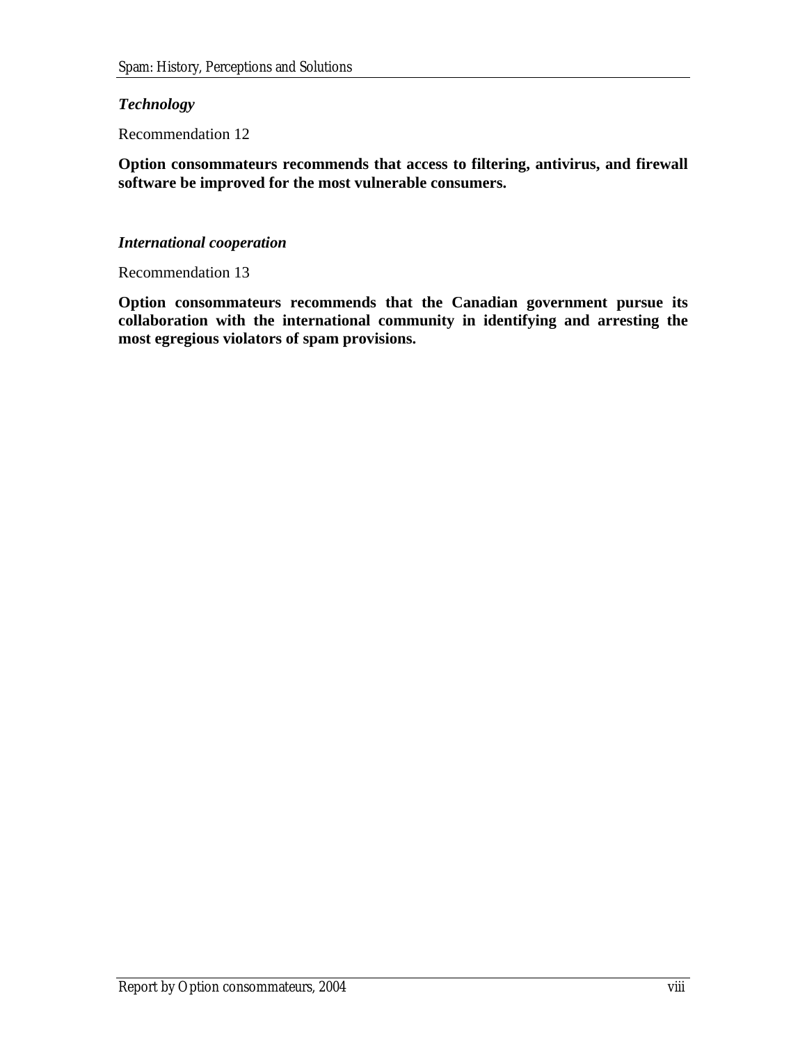***Technology***

Recommendation 12

**Option consommateurs recommends that access to filtering, antivirus, and firewall software be improved for the most vulnerable consumers.**

***International cooperation***

Recommendation 13

**Option consommateurs recommends that the Canadian government pursue its collaboration with the international community in identifying and arresting the most egregious violators of spam provisions.**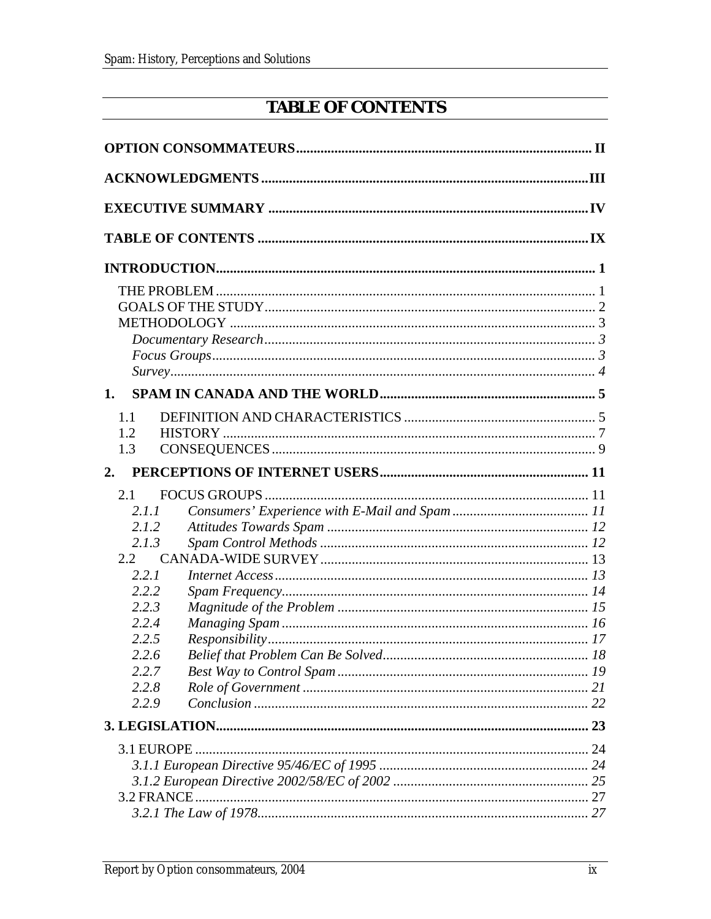# TABLE OF CONTENTS

**OPTION CONSOMMATEURS** .................................................................................... II

**ACKNOWLEDGMENTS** .......................................................................................... III

**EXECUTIVE SUMMARY** ........................................................................................ IV

**TABLE OF CONTENTS** .......................................................................................... IX

**INTRODUCTION** ....................................................................................................... 1

- THE PROBLEM ............................................................................................................ 1
- GOALS OF THE STUDY ................................................................................................. 2
- METHODOLOGY .......................................................................................................... 3
  - *Documentary Research* ............................................................................................. 3
  - *Focus Groups* ............................................................................................................. 3
  - *Survey* ....................................................................................................................... 4

**1. SPAM IN CANADA AND THE WORLD** .................................................................. 5

- 1.1 DEFINITION AND CHARACTERISTICS ................................................................... 5
- 1.2 HISTORY .............................................................................................................. 7
- 1.3 CONSEQUENCES .................................................................................................. 9

**2. PERCEPTIONS OF INTERNET USERS** ................................................................. 11

- 2.1 FOCUS GROUPS .................................................................................................. 11
  - *2.1.1 Consumers' Experience with E-Mail and Spam* .................................................. 11
  - *2.1.2 Attitudes Towards Spam* .................................................................................. 12
  - *2.1.3 Spam Control Methods* .................................................................................... 12
- 2.2 CANADA-WIDE SURVEY ...................................................................................... 13
  - *2.2.1 Internet Access* ................................................................................................ 13
  - *2.2.2 Spam Frequency* .............................................................................................. 14
  - *2.2.3 Magnitude of the Problem* ................................................................................ 15
  - *2.2.4 Managing Spam* ............................................................................................... 16
  - *2.2.5 Responsibility* .................................................................................................. 17
  - *2.2.6 Belief that Problem Can Be Solved* ................................................................... 18
  - *2.2.7 Best Way to Control Spam* ............................................................................... 19
  - *2.2.8 Role of Government* ......................................................................................... 21
  - *2.2.9 Conclusion* ...................................................................................................... 22

**3. LEGISLATION** .......................................................................................................... 23

- 3.1 EUROPE ................................................................................................................ 24
  - *3.1.1 European Directive 95/46/EC of 1995* ................................................................ 24
  - *3.1.2 European Directive 2002/58/EC of 2002* ............................................................ 25
- 3.2 FRANCE ................................................................................................................ 27
  - *3.2.1 The Law of 1978* .............................................................................................. 27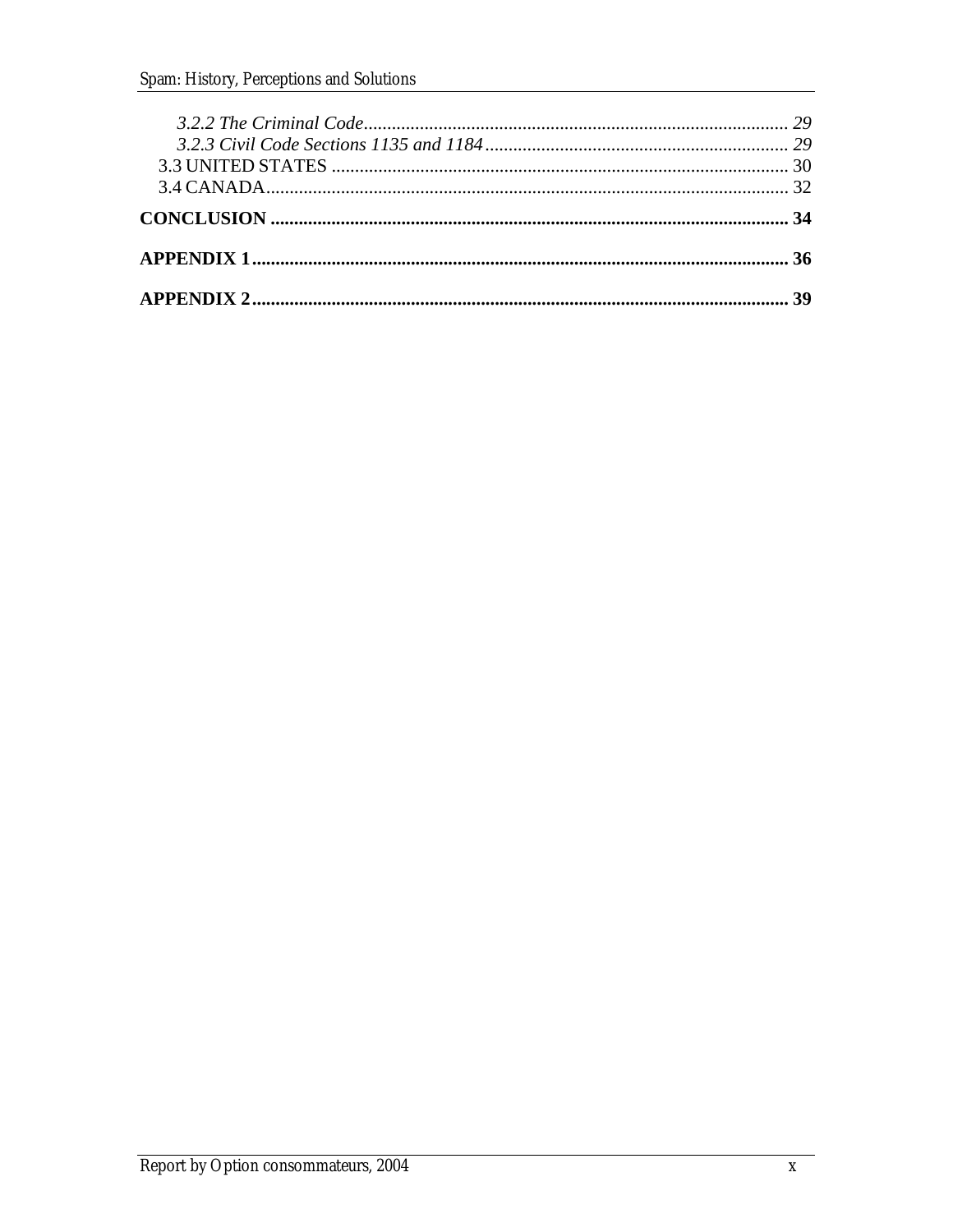*3.2.2 The Criminal Code* ........................................................................................ *29*
*3.2.3 Civil Code Sections 1135 and 1184* ................................................................ *29*
3.3 UNITED STATES ................................................................................................ 30
3.4 CANADA.............................................................................................................. 32

**CONCLUSION ............................................................................................................ 34**

**APPENDIX 1................................................................................................................ 36**

**APPENDIX 2................................................................................................................ 39**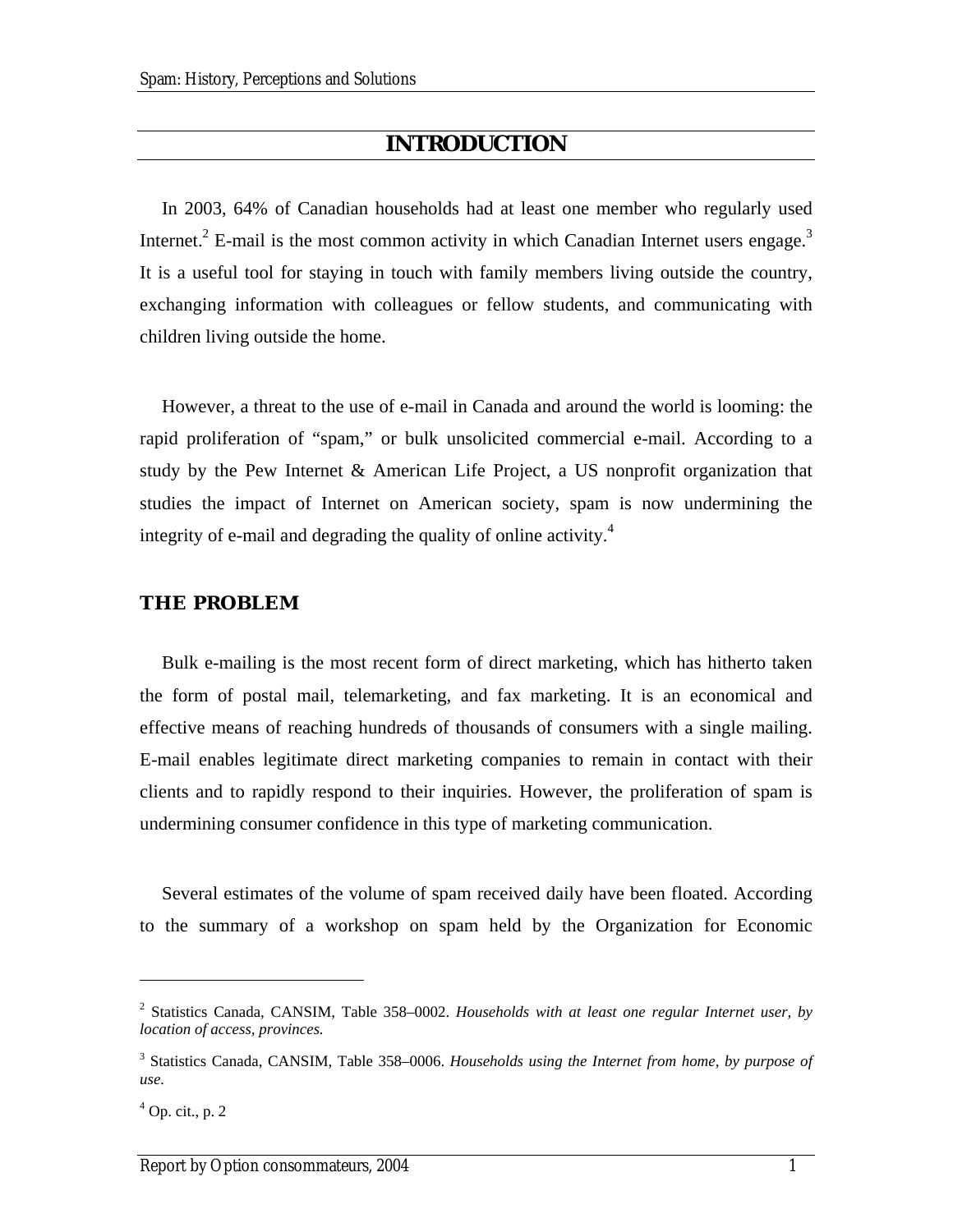# INTRODUCTION

In 2003, 64% of Canadian households had at least one member who regularly used Internet.[2] E-mail is the most common activity in which Canadian Internet users engage.[3] It is a useful tool for staying in touch with family members living outside the country, exchanging information with colleagues or fellow students, and communicating with children living outside the home.

However, a threat to the use of e-mail in Canada and around the world is looming: the rapid proliferation of "spam," or bulk unsolicited commercial e-mail. According to a study by the Pew Internet & American Life Project, a US nonprofit organization that studies the impact of Internet on American society, spam is now undermining the integrity of e-mail and degrading the quality of online activity.[4]

## THE PROBLEM

Bulk e-mailing is the most recent form of direct marketing, which has hitherto taken the form of postal mail, telemarketing, and fax marketing. It is an economical and effective means of reaching hundreds of thousands of consumers with a single mailing. E-mail enables legitimate direct marketing companies to remain in contact with their clients and to rapidly respond to their inquiries. However, the proliferation of spam is undermining consumer confidence in this type of marketing communication.

Several estimates of the volume of spam received daily have been floated. According to the summary of a workshop on spam held by the Organization for Economic

---

[2] Statistics Canada, CANSIM, Table 358–0002. *Households with at least one regular Internet user, by location of access, provinces.*

[3] Statistics Canada, CANSIM, Table 358–0006. *Households using the Internet from home, by purpose of use.*

[4] Op. cit., p. 2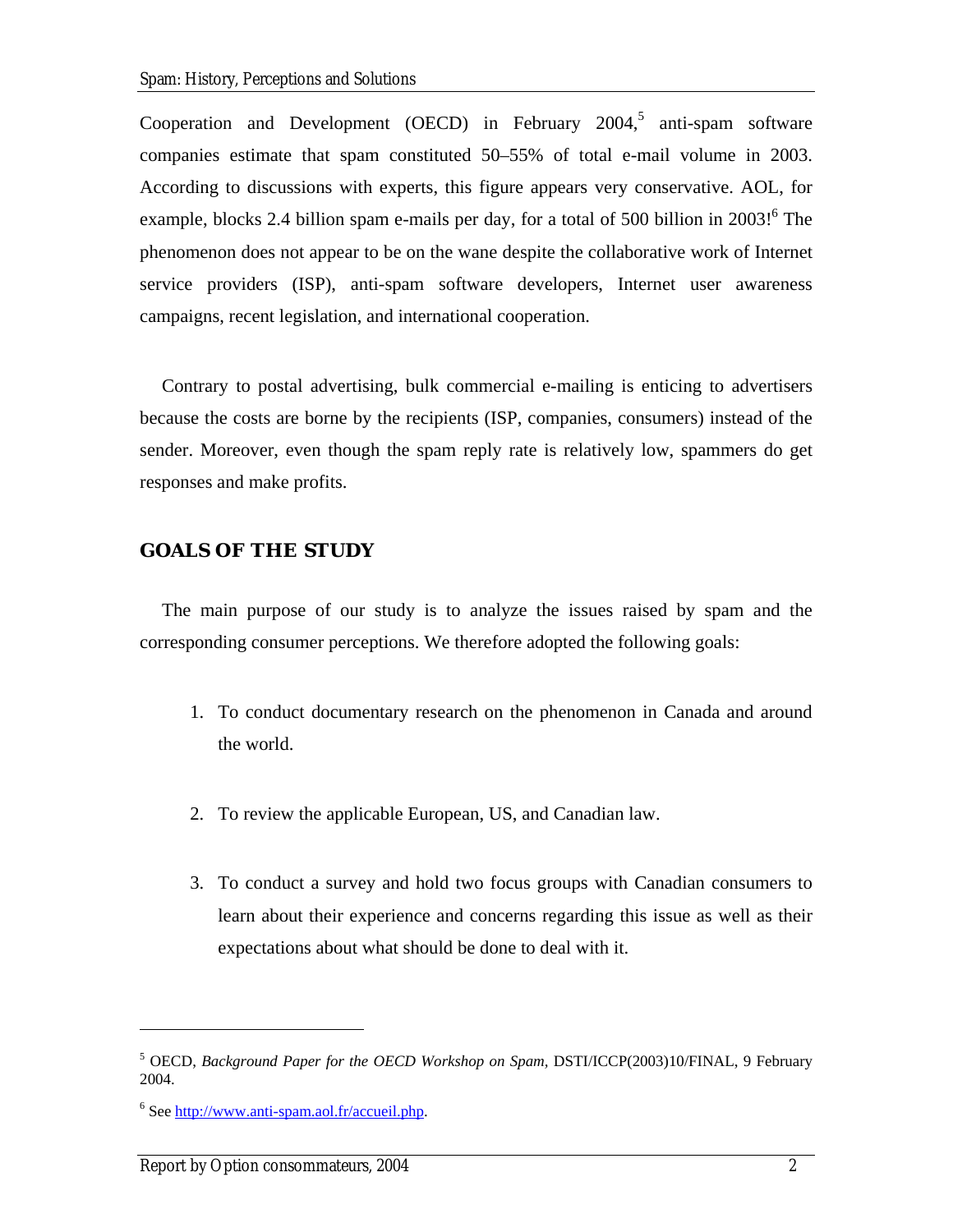Cooperation and Development (OECD) in February 2004,[5] anti-spam software companies estimate that spam constituted 50–55% of total e-mail volume in 2003. According to discussions with experts, this figure appears very conservative. AOL, for example, blocks 2.4 billion spam e-mails per day, for a total of 500 billion in 2003![6] The phenomenon does not appear to be on the wane despite the collaborative work of Internet service providers (ISP), anti-spam software developers, Internet user awareness campaigns, recent legislation, and international cooperation.

Contrary to postal advertising, bulk commercial e-mailing is enticing to advertisers because the costs are borne by the recipients (ISP, companies, consumers) instead of the sender. Moreover, even though the spam reply rate is relatively low, spammers do get responses and make profits.

## GOALS OF THE STUDY

The main purpose of our study is to analyze the issues raised by spam and the corresponding consumer perceptions. We therefore adopted the following goals:

1. To conduct documentary research on the phenomenon in Canada and around the world.

2. To review the applicable European, US, and Canadian law.

3. To conduct a survey and hold two focus groups with Canadian consumers to learn about their experience and concerns regarding this issue as well as their expectations about what should be done to deal with it.

---

[5] OECD, *Background Paper for the OECD Workshop on Spam,* DSTI/ICCP(2003)10/FINAL, 9 February 2004.

[6] See http://www.anti-spam.aol.fr/accueil.php.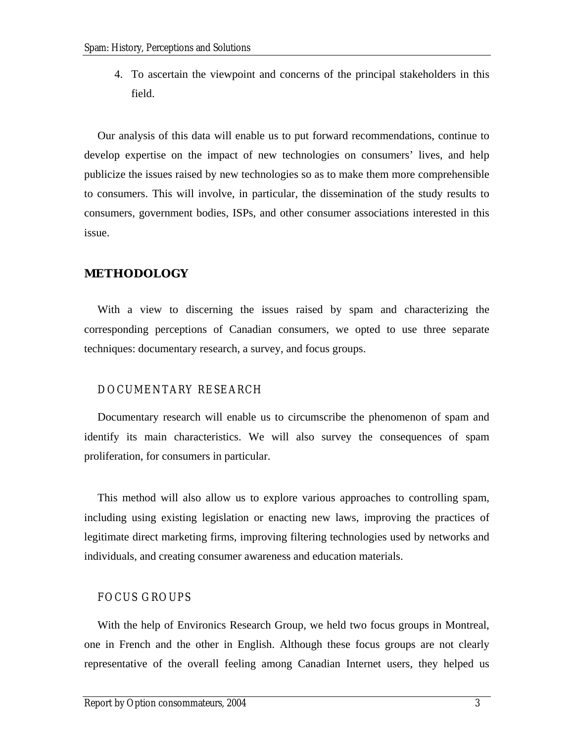4. To ascertain the viewpoint and concerns of the principal stakeholders in this field.

Our analysis of this data will enable us to put forward recommendations, continue to develop expertise on the impact of new technologies on consumers' lives, and help publicize the issues raised by new technologies so as to make them more comprehensible to consumers. This will involve, in particular, the dissemination of the study results to consumers, government bodies, ISPs, and other consumer associations interested in this issue.

## METHODOLOGY

With a view to discerning the issues raised by spam and characterizing the corresponding perceptions of Canadian consumers, we opted to use three separate techniques: documentary research, a survey, and focus groups.

### DOCUMENTARY RESEARCH

Documentary research will enable us to circumscribe the phenomenon of spam and identify its main characteristics. We will also survey the consequences of spam proliferation, for consumers in particular.

This method will also allow us to explore various approaches to controlling spam, including using existing legislation or enacting new laws, improving the practices of legitimate direct marketing firms, improving filtering technologies used by networks and individuals, and creating consumer awareness and education materials.

### FOCUS GROUPS

With the help of Environics Research Group, we held two focus groups in Montreal, one in French and the other in English. Although these focus groups are not clearly representative of the overall feeling among Canadian Internet users, they helped us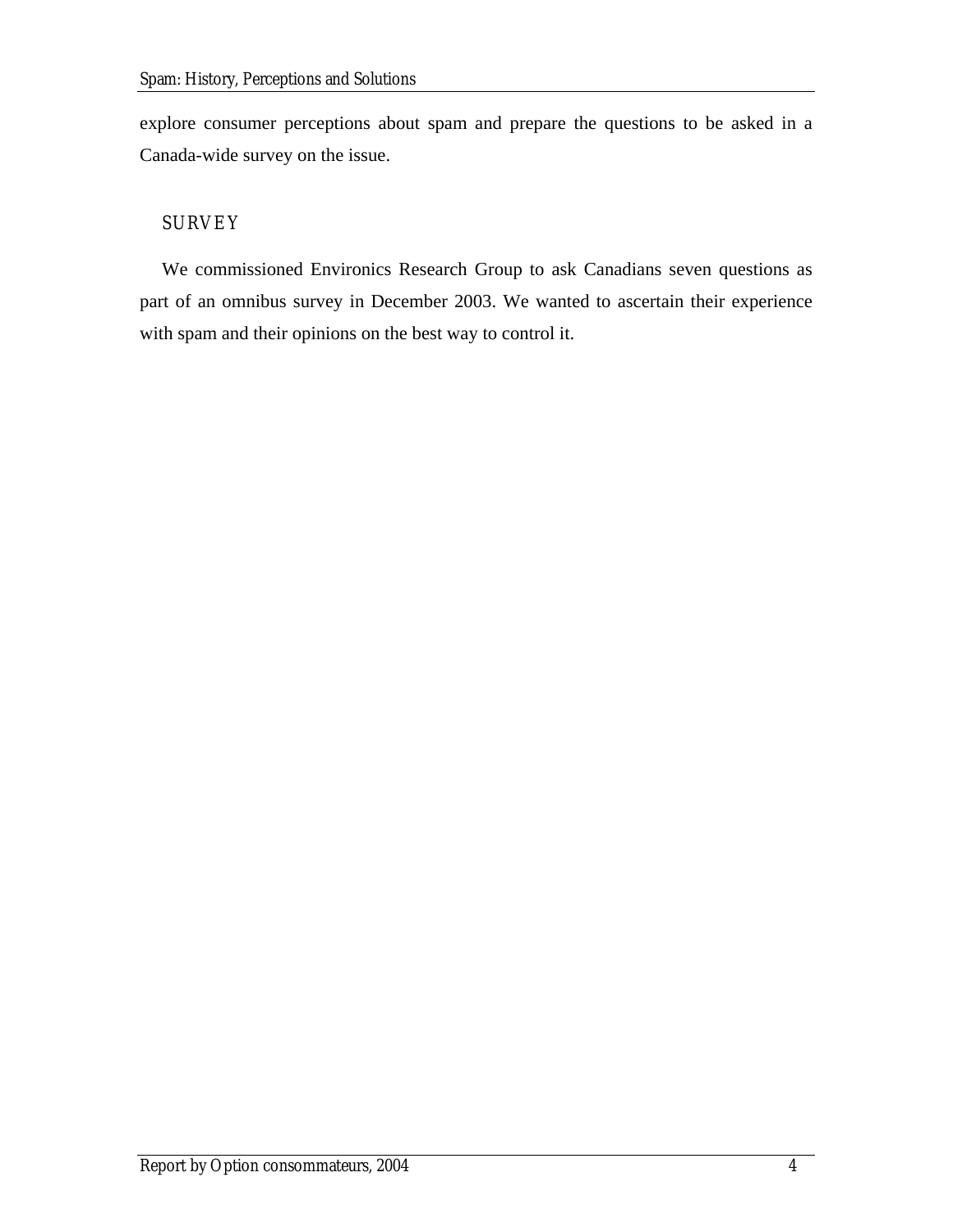explore consumer perceptions about spam and prepare the questions to be asked in a Canada-wide survey on the issue.

## SURVEY

We commissioned Environics Research Group to ask Canadians seven questions as part of an omnibus survey in December 2003. We wanted to ascertain their experience with spam and their opinions on the best way to control it.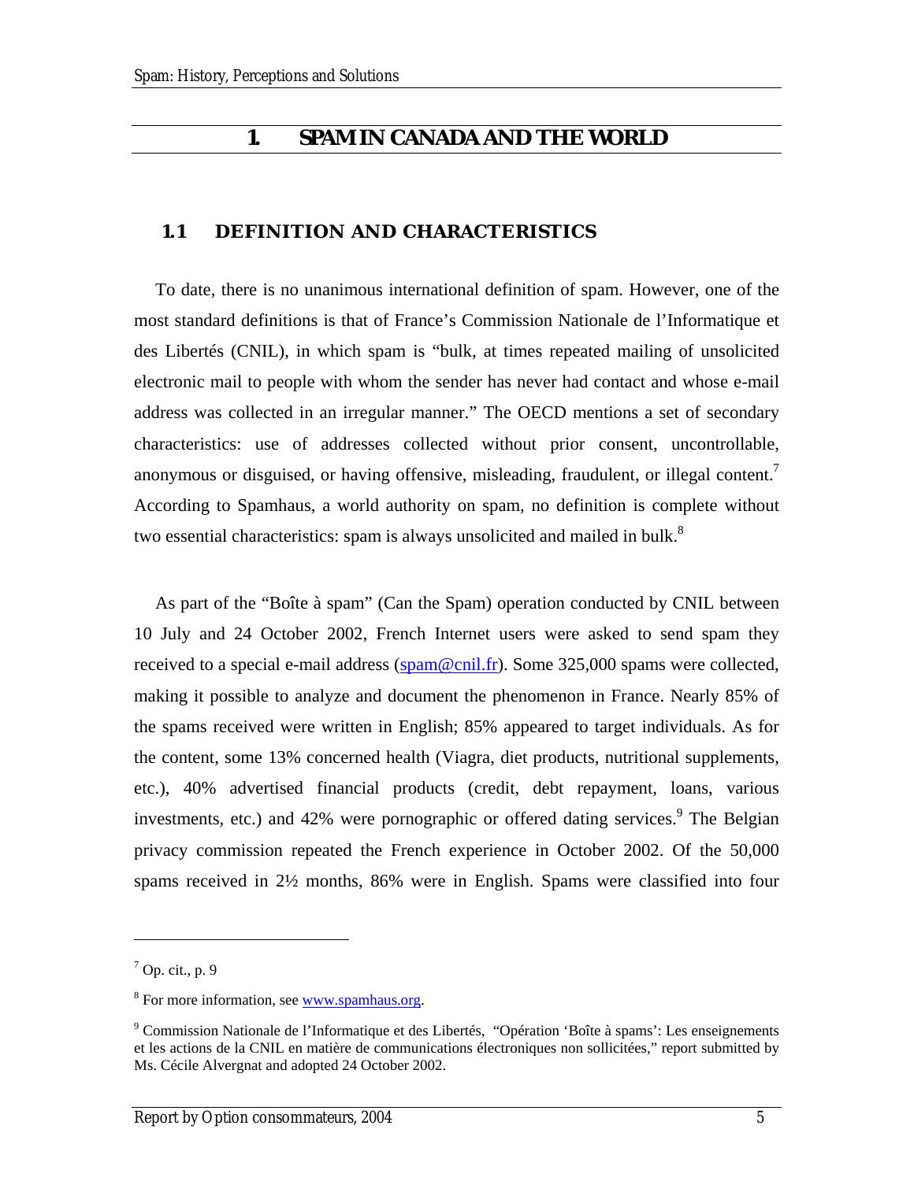# 1. SPAM IN CANADA AND THE WORLD

## 1.1 DEFINITION AND CHARACTERISTICS

To date, there is no unanimous international definition of spam. However, one of the most standard definitions is that of France's Commission Nationale de l'Informatique et des Libertés (CNIL), in which spam is "bulk, at times repeated mailing of unsolicited electronic mail to people with whom the sender has never had contact and whose e-mail address was collected in an irregular manner." The OECD mentions a set of secondary characteristics: use of addresses collected without prior consent, uncontrollable, anonymous or disguised, or having offensive, misleading, fraudulent, or illegal content.[7] According to Spamhaus, a world authority on spam, no definition is complete without two essential characteristics: spam is always unsolicited and mailed in bulk.[8]

As part of the "Boîte à spam" (Can the Spam) operation conducted by CNIL between 10 July and 24 October 2002, French Internet users were asked to send spam they received to a special e-mail address (spam@cnil.fr). Some 325,000 spams were collected, making it possible to analyze and document the phenomenon in France. Nearly 85% of the spams received were written in English; 85% appeared to target individuals. As for the content, some 13% concerned health (Viagra, diet products, nutritional supplements, etc.), 40% advertised financial products (credit, debt repayment, loans, various investments, etc.) and 42% were pornographic or offered dating services.[9] The Belgian privacy commission repeated the French experience in October 2002. Of the 50,000 spams received in 2½ months, 86% were in English. Spams were classified into four

---

[7] Op. cit., p. 9

[8] For more information, see www.spamhaus.org.

[9] Commission Nationale de l'Informatique et des Libertés, "Opération 'Boîte à spams': Les enseignements et les actions de la CNIL en matière de communications électroniques non sollicitées," report submitted by Ms. Cécile Alvergnat and adopted 24 October 2002.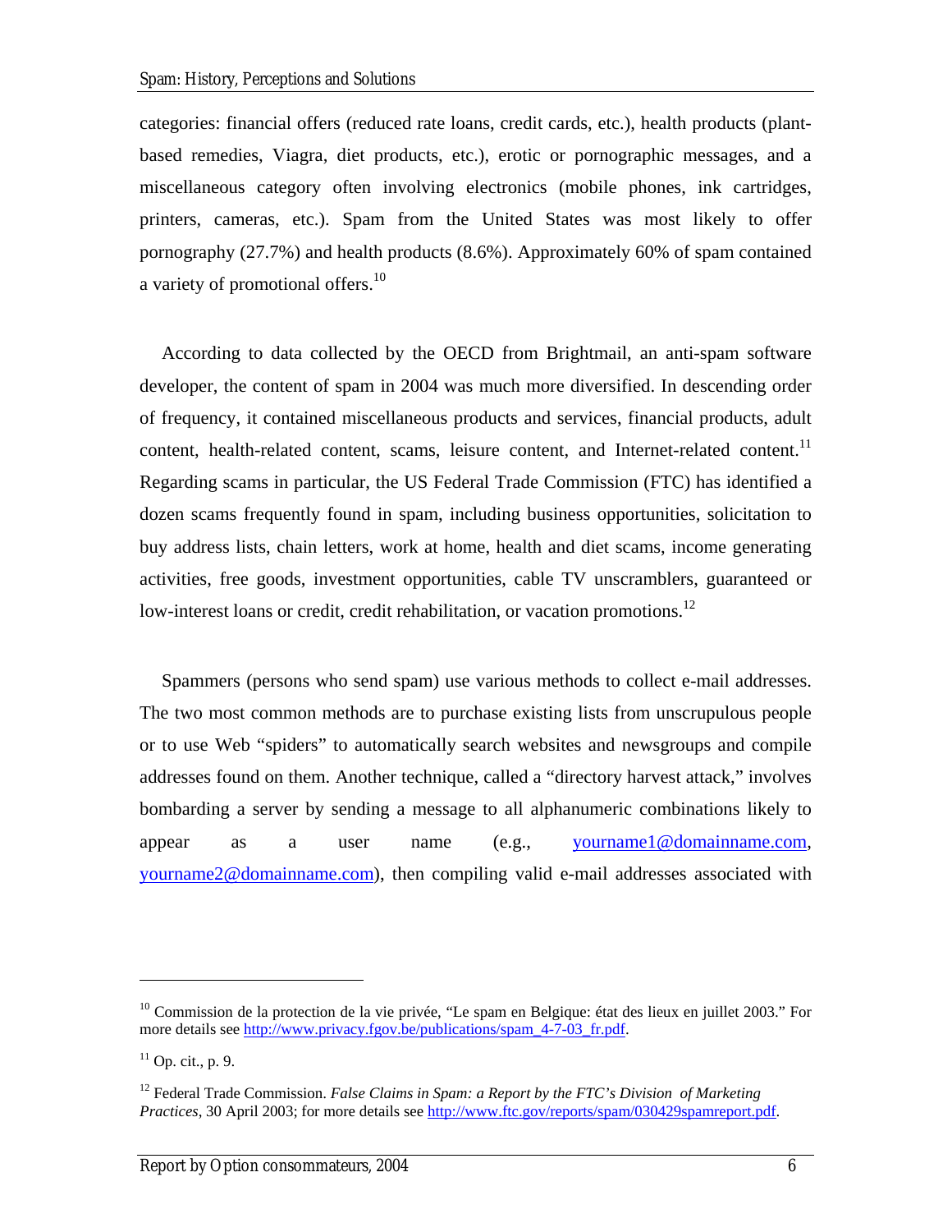categories: financial offers (reduced rate loans, credit cards, etc.), health products (plant-based remedies, Viagra, diet products, etc.), erotic or pornographic messages, and a miscellaneous category often involving electronics (mobile phones, ink cartridges, printers, cameras, etc.). Spam from the United States was most likely to offer pornography (27.7%) and health products (8.6%). Approximately 60% of spam contained a variety of promotional offers.[10]

According to data collected by the OECD from Brightmail, an anti-spam software developer, the content of spam in 2004 was much more diversified. In descending order of frequency, it contained miscellaneous products and services, financial products, adult content, health-related content, scams, leisure content, and Internet-related content.[11] Regarding scams in particular, the US Federal Trade Commission (FTC) has identified a dozen scams frequently found in spam, including business opportunities, solicitation to buy address lists, chain letters, work at home, health and diet scams, income generating activities, free goods, investment opportunities, cable TV unscramblers, guaranteed or low-interest loans or credit, credit rehabilitation, or vacation promotions.[12]

Spammers (persons who send spam) use various methods to collect e-mail addresses. The two most common methods are to purchase existing lists from unscrupulous people or to use Web "spiders" to automatically search websites and newsgroups and compile addresses found on them. Another technique, called a "directory harvest attack," involves bombarding a server by sending a message to all alphanumeric combinations likely to appear as a user name (e.g., yourname1@domainname.com, yourname2@domainname.com), then compiling valid e-mail addresses associated with

---

[10] Commission de la protection de la vie privée, "Le spam en Belgique: état des lieux en juillet 2003." For more details see http://www.privacy.fgov.be/publications/spam_4-7-03_fr.pdf.

[11] Op. cit., p. 9.

[12] Federal Trade Commission. *False Claims in Spam: a Report by the FTC's Division of Marketing Practices*, 30 April 2003; for more details see http://www.ftc.gov/reports/spam/030429spamreport.pdf.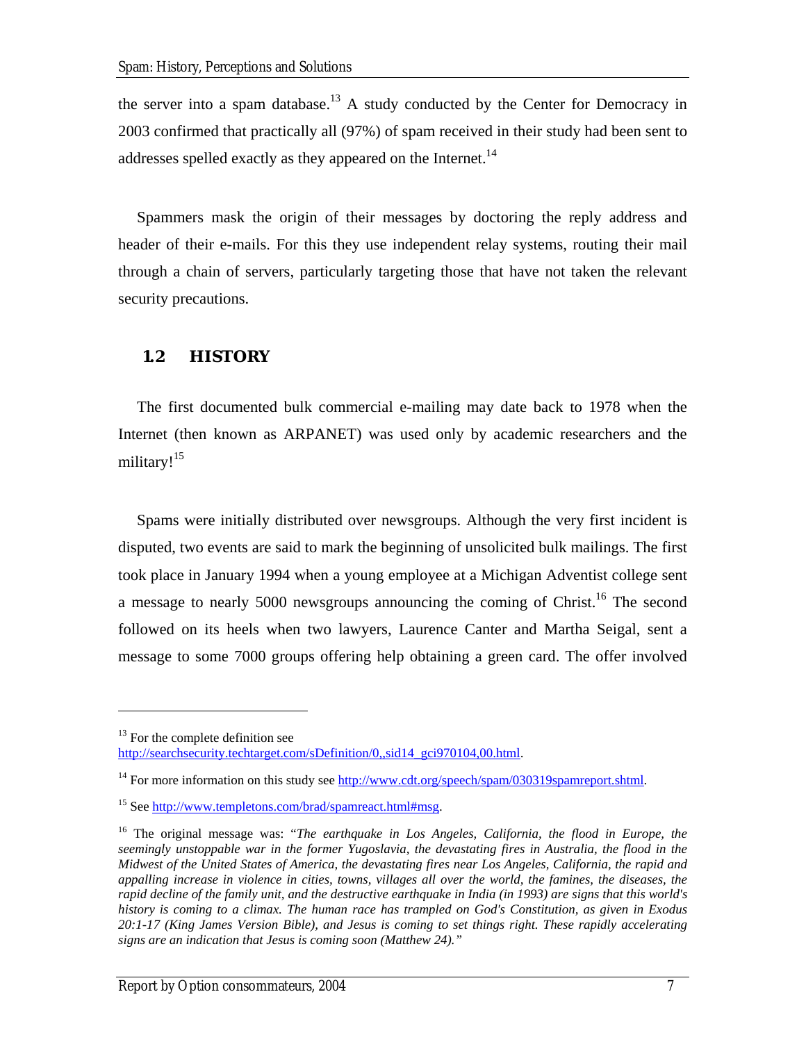the server into a spam database.[13] A study conducted by the Center for Democracy in 2003 confirmed that practically all (97%) of spam received in their study had been sent to addresses spelled exactly as they appeared on the Internet.[14]

Spammers mask the origin of their messages by doctoring the reply address and header of their e-mails. For this they use independent relay systems, routing their mail through a chain of servers, particularly targeting those that have not taken the relevant security precautions.

## 1.2 HISTORY

The first documented bulk commercial e-mailing may date back to 1978 when the Internet (then known as ARPANET) was used only by academic researchers and the military![15]

Spams were initially distributed over newsgroups. Although the very first incident is disputed, two events are said to mark the beginning of unsolicited bulk mailings. The first took place in January 1994 when a young employee at a Michigan Adventist college sent a message to nearly 5000 newsgroups announcing the coming of Christ.[16] The second followed on its heels when two lawyers, Laurence Canter and Martha Seigal, sent a message to some 7000 groups offering help obtaining a green card. The offer involved

---

[13] For the complete definition see http://searchsecurity.techtarget.com/sDefinition/0,,sid14_gci970104,00.html.

[14] For more information on this study see http://www.cdt.org/speech/spam/030319spamreport.shtml.

[15] See http://www.templetons.com/brad/spamreact.html#msg.

[16] The original message was: "*The earthquake in Los Angeles, California, the flood in Europe, the seemingly unstoppable war in the former Yugoslavia, the devastating fires in Australia, the flood in the Midwest of the United States of America, the devastating fires near Los Angeles, California, the rapid and appalling increase in violence in cities, towns, villages all over the world, the famines, the diseases, the rapid decline of the family unit, and the destructive earthquake in India (in 1993) are signs that this world's history is coming to a climax. The human race has trampled on God's Constitution, as given in Exodus 20:1-17 (King James Version Bible), and Jesus is coming to set things right. These rapidly accelerating signs are an indication that Jesus is coming soon (Matthew 24).*"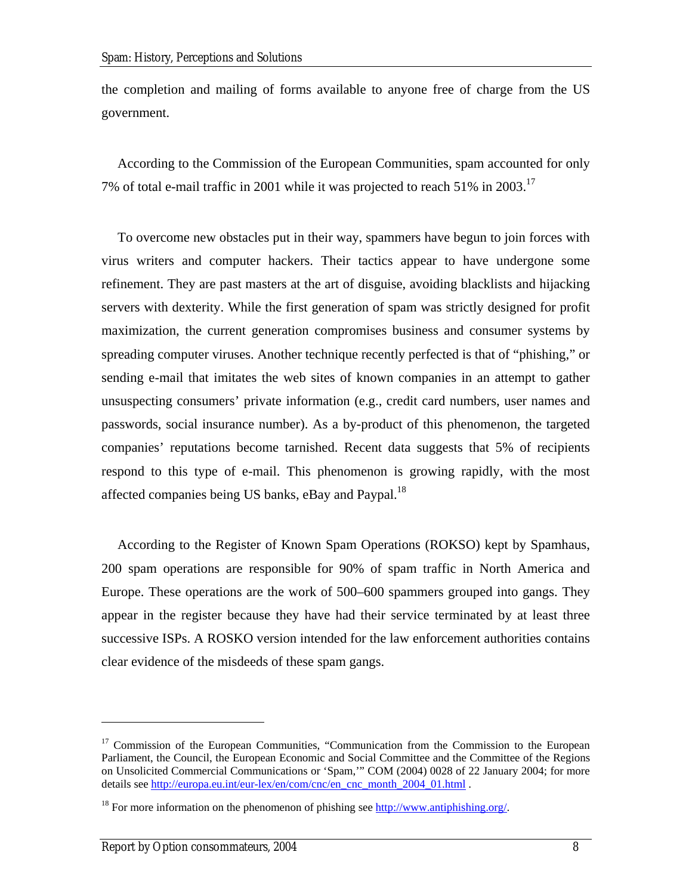the completion and mailing of forms available to anyone free of charge from the US government.

According to the Commission of the European Communities, spam accounted for only 7% of total e-mail traffic in 2001 while it was projected to reach 51% in 2003.[17]

To overcome new obstacles put in their way, spammers have begun to join forces with virus writers and computer hackers. Their tactics appear to have undergone some refinement. They are past masters at the art of disguise, avoiding blacklists and hijacking servers with dexterity. While the first generation of spam was strictly designed for profit maximization, the current generation compromises business and consumer systems by spreading computer viruses. Another technique recently perfected is that of "phishing," or sending e-mail that imitates the web sites of known companies in an attempt to gather unsuspecting consumers' private information (e.g., credit card numbers, user names and passwords, social insurance number). As a by-product of this phenomenon, the targeted companies' reputations become tarnished. Recent data suggests that 5% of recipients respond to this type of e-mail. This phenomenon is growing rapidly, with the most affected companies being US banks, eBay and Paypal.[18]

According to the Register of Known Spam Operations (ROKSO) kept by Spamhaus, 200 spam operations are responsible for 90% of spam traffic in North America and Europe. These operations are the work of 500–600 spammers grouped into gangs. They appear in the register because they have had their service terminated by at least three successive ISPs. A ROSKO version intended for the law enforcement authorities contains clear evidence of the misdeeds of these spam gangs.

---

[17] Commission of the European Communities, "Communication from the Commission to the European Parliament, the Council, the European Economic and Social Committee and the Committee of the Regions on Unsolicited Commercial Communications or 'Spam,'" COM (2004) 0028 of 22 January 2004; for more details see http://europa.eu.int/eur-lex/en/com/cnc/en_cnc_month_2004_01.html .

[18] For more information on the phenomenon of phishing see http://www.antiphishing.org/.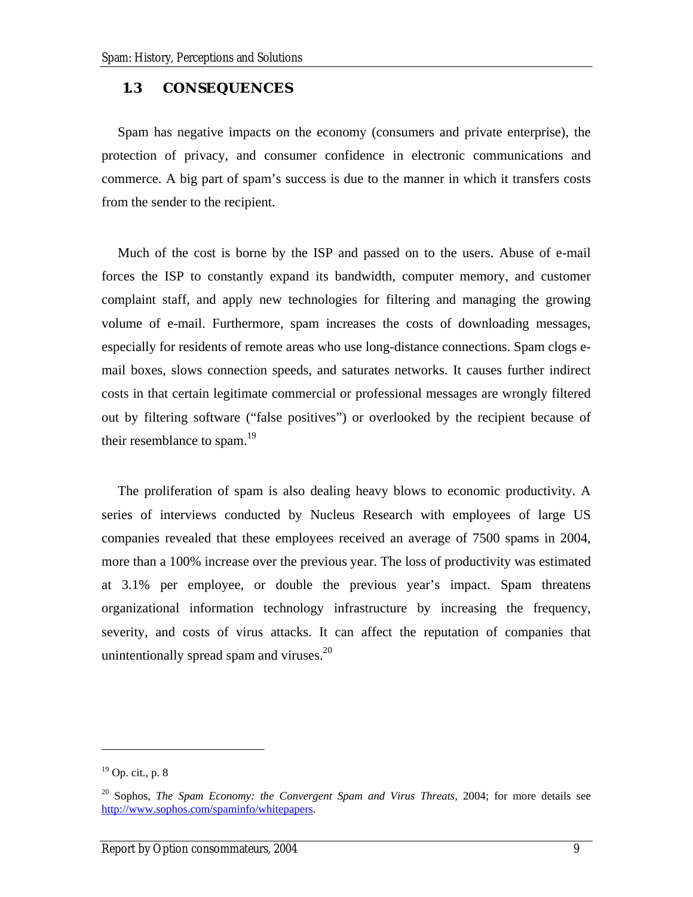## 1.3 CONSEQUENCES

Spam has negative impacts on the economy (consumers and private enterprise), the protection of privacy, and consumer confidence in electronic communications and commerce. A big part of spam's success is due to the manner in which it transfers costs from the sender to the recipient.

Much of the cost is borne by the ISP and passed on to the users. Abuse of e-mail forces the ISP to constantly expand its bandwidth, computer memory, and customer complaint staff, and apply new technologies for filtering and managing the growing volume of e-mail. Furthermore, spam increases the costs of downloading messages, especially for residents of remote areas who use long-distance connections. Spam clogs e-mail boxes, slows connection speeds, and saturates networks. It causes further indirect costs in that certain legitimate commercial or professional messages are wrongly filtered out by filtering software ("false positives") or overlooked by the recipient because of their resemblance to spam.[19]

The proliferation of spam is also dealing heavy blows to economic productivity. A series of interviews conducted by Nucleus Research with employees of large US companies revealed that these employees received an average of 7500 spams in 2004, more than a 100% increase over the previous year. The loss of productivity was estimated at 3.1% per employee, or double the previous year's impact. Spam threatens organizational information technology infrastructure by increasing the frequency, severity, and costs of virus attacks. It can affect the reputation of companies that unintentionally spread spam and viruses.[20]

---

[19] Op. cit., p. 8

[20] Sophos, *The Spam Economy: the Convergent Spam and Virus Threats*, 2004; for more details see http://www.sophos.com/spaminfo/whitepapers.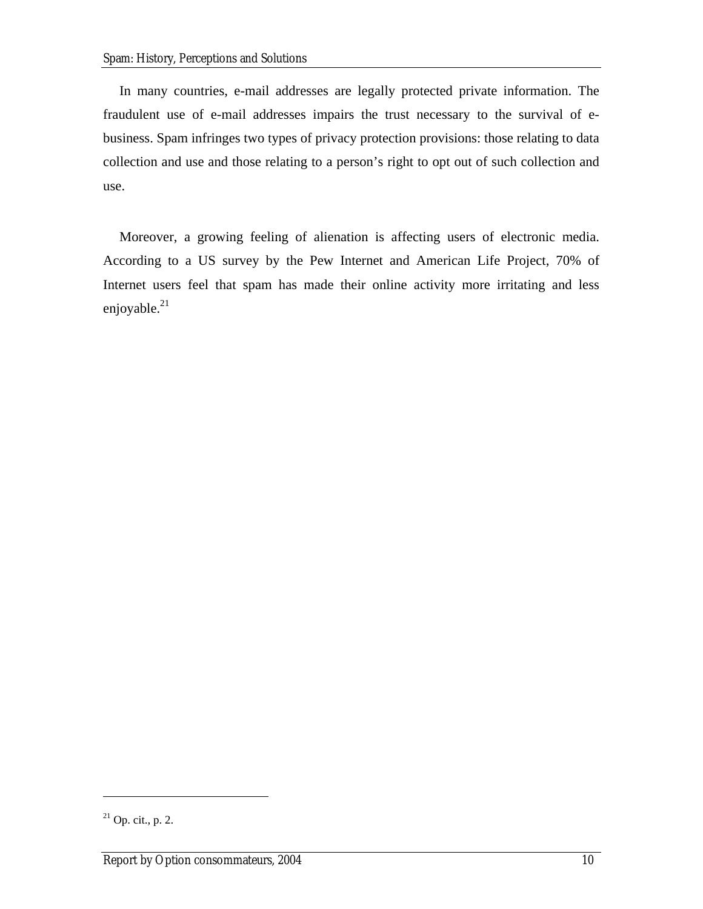In many countries, e-mail addresses are legally protected private information. The fraudulent use of e-mail addresses impairs the trust necessary to the survival of e-business. Spam infringes two types of privacy protection provisions: those relating to data collection and use and those relating to a person's right to opt out of such collection and use.

Moreover, a growing feeling of alienation is affecting users of electronic media. According to a US survey by the Pew Internet and American Life Project, 70% of Internet users feel that spam has made their online activity more irritating and less enjoyable.[21]

---

[21] Op. cit., p. 2.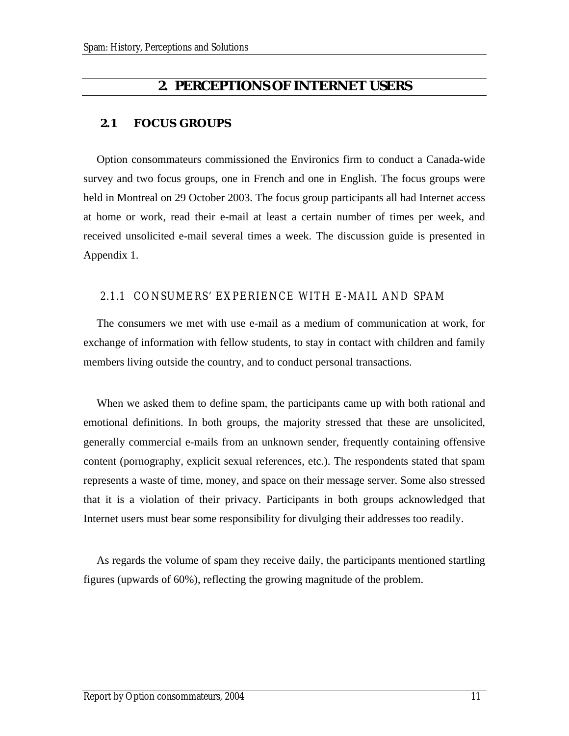# 2. PERCEPTIONS OF INTERNET USERS

## 2.1 FOCUS GROUPS

Option consommateurs commissioned the Environics firm to conduct a Canada-wide survey and two focus groups, one in French and one in English. The focus groups were held in Montreal on 29 October 2003. The focus group participants all had Internet access at home or work, read their e-mail at least a certain number of times per week, and received unsolicited e-mail several times a week. The discussion guide is presented in Appendix 1.

### 2.1.1 CONSUMERS' EXPERIENCE WITH E-MAIL AND SPAM

The consumers we met with use e-mail as a medium of communication at work, for exchange of information with fellow students, to stay in contact with children and family members living outside the country, and to conduct personal transactions.

When we asked them to define spam, the participants came up with both rational and emotional definitions. In both groups, the majority stressed that these are unsolicited, generally commercial e-mails from an unknown sender, frequently containing offensive content (pornography, explicit sexual references, etc.). The respondents stated that spam represents a waste of time, money, and space on their message server. Some also stressed that it is a violation of their privacy. Participants in both groups acknowledged that Internet users must bear some responsibility for divulging their addresses too readily.

As regards the volume of spam they receive daily, the participants mentioned startling figures (upwards of 60%), reflecting the growing magnitude of the problem.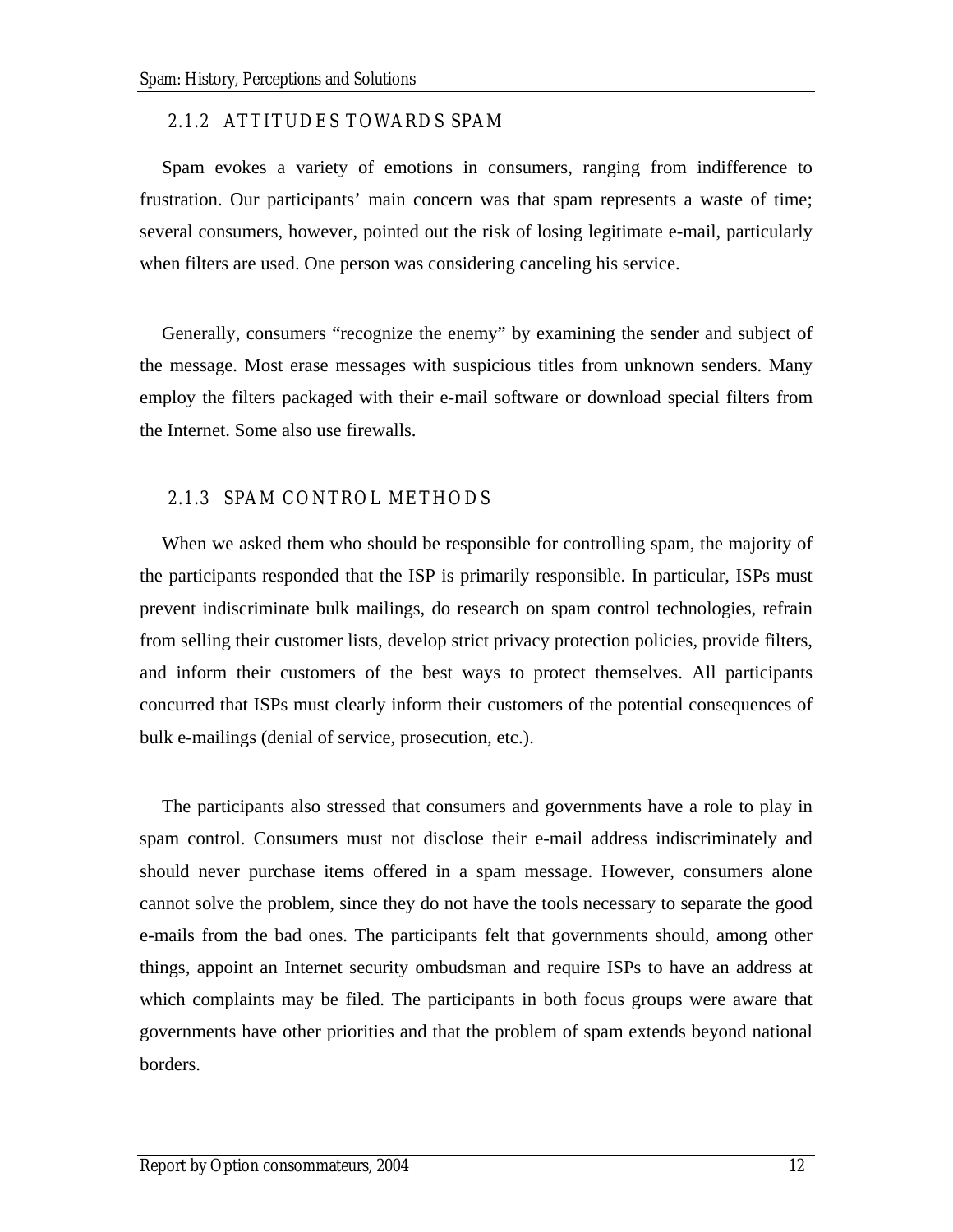### 2.1.2 ATTITUDES TOWARDS SPAM

Spam evokes a variety of emotions in consumers, ranging from indifference to frustration. Our participants' main concern was that spam represents a waste of time; several consumers, however, pointed out the risk of losing legitimate e-mail, particularly when filters are used. One person was considering canceling his service.

Generally, consumers "recognize the enemy" by examining the sender and subject of the message. Most erase messages with suspicious titles from unknown senders. Many employ the filters packaged with their e-mail software or download special filters from the Internet. Some also use firewalls.

### 2.1.3 SPAM CONTROL METHODS

When we asked them who should be responsible for controlling spam, the majority of the participants responded that the ISP is primarily responsible. In particular, ISPs must prevent indiscriminate bulk mailings, do research on spam control technologies, refrain from selling their customer lists, develop strict privacy protection policies, provide filters, and inform their customers of the best ways to protect themselves. All participants concurred that ISPs must clearly inform their customers of the potential consequences of bulk e-mailings (denial of service, prosecution, etc.).

The participants also stressed that consumers and governments have a role to play in spam control. Consumers must not disclose their e-mail address indiscriminately and should never purchase items offered in a spam message. However, consumers alone cannot solve the problem, since they do not have the tools necessary to separate the good e-mails from the bad ones. The participants felt that governments should, among other things, appoint an Internet security ombudsman and require ISPs to have an address at which complaints may be filed. The participants in both focus groups were aware that governments have other priorities and that the problem of spam extends beyond national borders.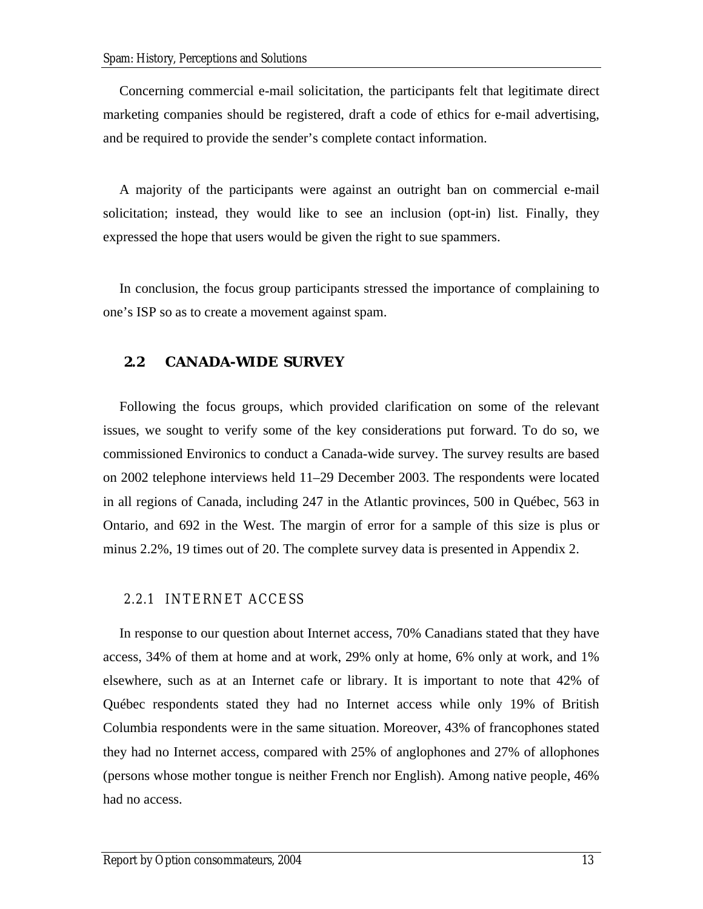Concerning commercial e-mail solicitation, the participants felt that legitimate direct marketing companies should be registered, draft a code of ethics for e-mail advertising, and be required to provide the sender's complete contact information.

A majority of the participants were against an outright ban on commercial e-mail solicitation; instead, they would like to see an inclusion (opt-in) list. Finally, they expressed the hope that users would be given the right to sue spammers.

In conclusion, the focus group participants stressed the importance of complaining to one's ISP so as to create a movement against spam.

## 2.2 CANADA-WIDE SURVEY

Following the focus groups, which provided clarification on some of the relevant issues, we sought to verify some of the key considerations put forward. To do so, we commissioned Environics to conduct a Canada-wide survey. The survey results are based on 2002 telephone interviews held 11–29 December 2003. The respondents were located in all regions of Canada, including 247 in the Atlantic provinces, 500 in Québec, 563 in Ontario, and 692 in the West. The margin of error for a sample of this size is plus or minus 2.2%, 19 times out of 20. The complete survey data is presented in Appendix 2.

### 2.2.1 INTERNET ACCESS

In response to our question about Internet access, 70% Canadians stated that they have access, 34% of them at home and at work, 29% only at home, 6% only at work, and 1% elsewhere, such as at an Internet cafe or library. It is important to note that 42% of Québec respondents stated they had no Internet access while only 19% of British Columbia respondents were in the same situation. Moreover, 43% of francophones stated they had no Internet access, compared with 25% of anglophones and 27% of allophones (persons whose mother tongue is neither French nor English). Among native people, 46% had no access.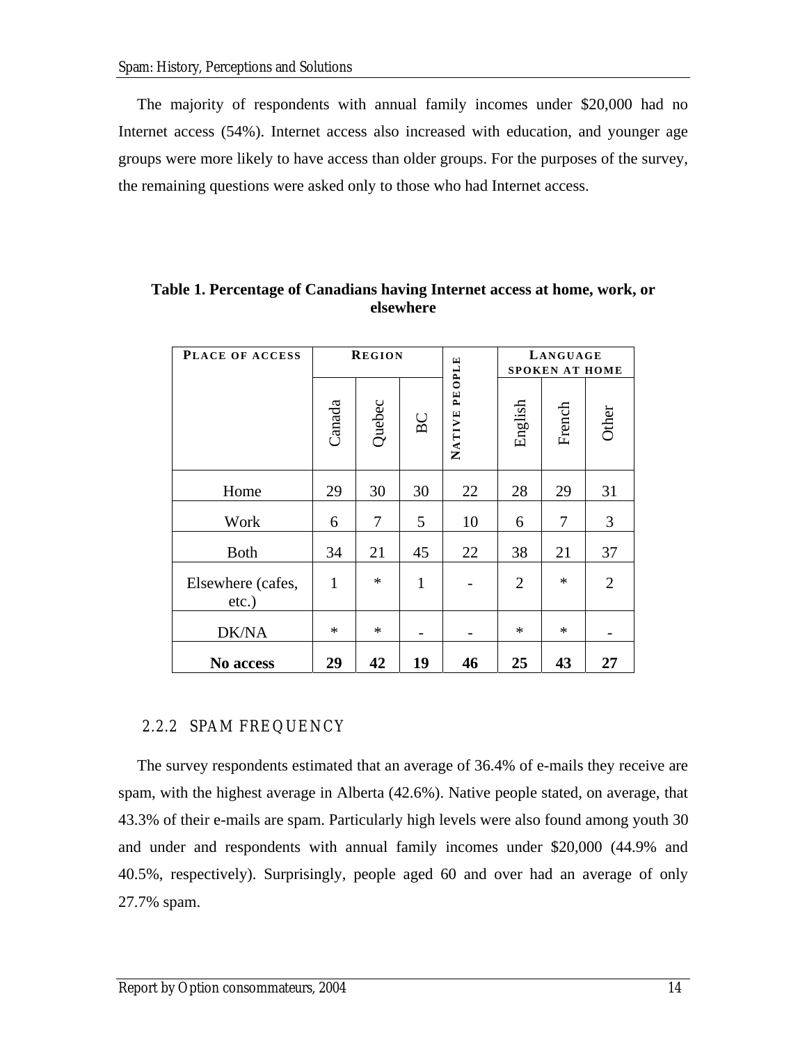The majority of respondents with annual family incomes under $20,000 had no Internet access (54%). Internet access also increased with education, and younger age groups were more likely to have access than older groups. For the purposes of the survey, the remaining questions were asked only to those who had Internet access.

**Table 1. Percentage of Canadians having Internet access at home, work, or elsewhere**

| Place of access | Region | | | Native people | Language spoken at home | | |
|---|---|---|---|---|---|---|---|
| | Canada | Quebec | BC | | English | French | Other |
| Home | 29 | 30 | 30 | 22 | 28 | 29 | 31 |
| Work | 6 | 7 | 5 | 10 | 6 | 7 | 3 |
| Both | 34 | 21 | 45 | 22 | 38 | 21 | 37 |
| Elsewhere (cafes, etc.) | 1 | * | 1 | - | 2 | * | 2 |
| DK/NA | * | * | - | - | * | * | - |
| **No access** | **29** | **42** | **19** | **46** | **25** | **43** | **27** |

### 2.2.2 SPAM FREQUENCY

The survey respondents estimated that an average of 36.4% of e-mails they receive are spam, with the highest average in Alberta (42.6%). Native people stated, on average, that 43.3% of their e-mails are spam. Particularly high levels were also found among youth 30 and under and respondents with annual family incomes under $20,000 (44.9% and 40.5%, respectively). Surprisingly, people aged 60 and over had an average of only 27.7% spam.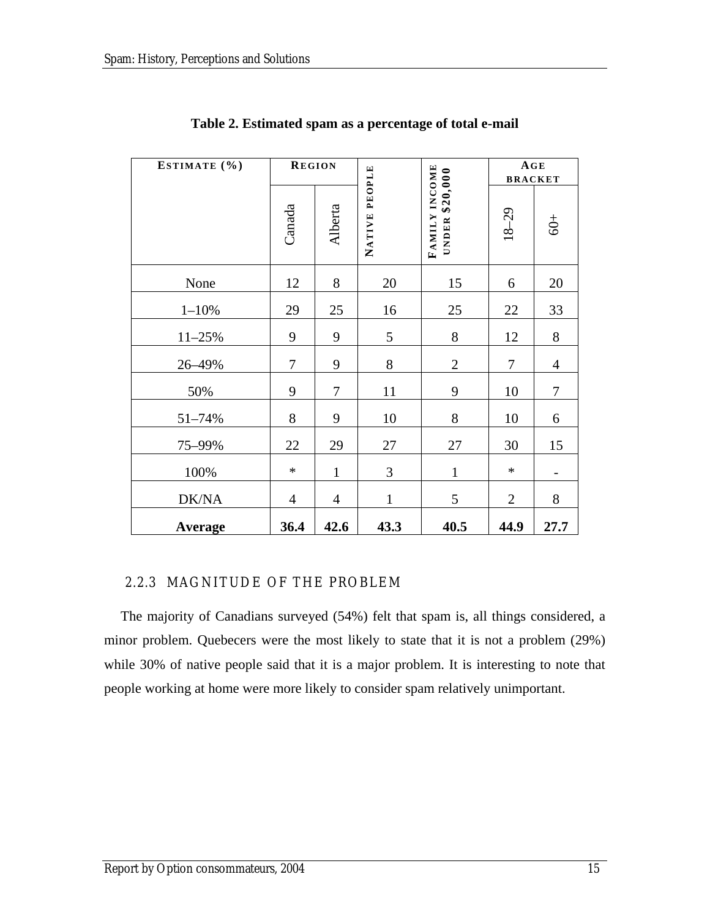**Table 2. Estimated spam as a percentage of total e-mail**

| Estimate (%) | Region | | Native people | Family income under $20,000 | Age bracket | |
|---|---|---|---|---|---|---|
| | Canada | Alberta | | | 18–29 | 60+ |
| None | 12 | 8 | 20 | 15 | 6 | 20 |
| 1–10% | 29 | 25 | 16 | 25 | 22 | 33 |
| 11–25% | 9 | 9 | 5 | 8 | 12 | 8 |
| 26–49% | 7 | 9 | 8 | 2 | 7 | 4 |
| 50% | 9 | 7 | 11 | 9 | 10 | 7 |
| 51–74% | 8 | 9 | 10 | 8 | 10 | 6 |
| 75–99% | 22 | 29 | 27 | 27 | 30 | 15 |
| 100% | * | 1 | 3 | 1 | * | - |
| DK/NA | 4 | 4 | 1 | 5 | 2 | 8 |
| **Average** | **36.4** | **42.6** | **43.3** | **40.5** | **44.9** | **27.7** |

### 2.2.3 Magnitude of the Problem

The majority of Canadians surveyed (54%) felt that spam is, all things considered, a minor problem. Quebecers were the most likely to state that it is not a problem (29%) while 30% of native people said that it is a major problem. It is interesting to note that people working at home were more likely to consider spam relatively unimportant.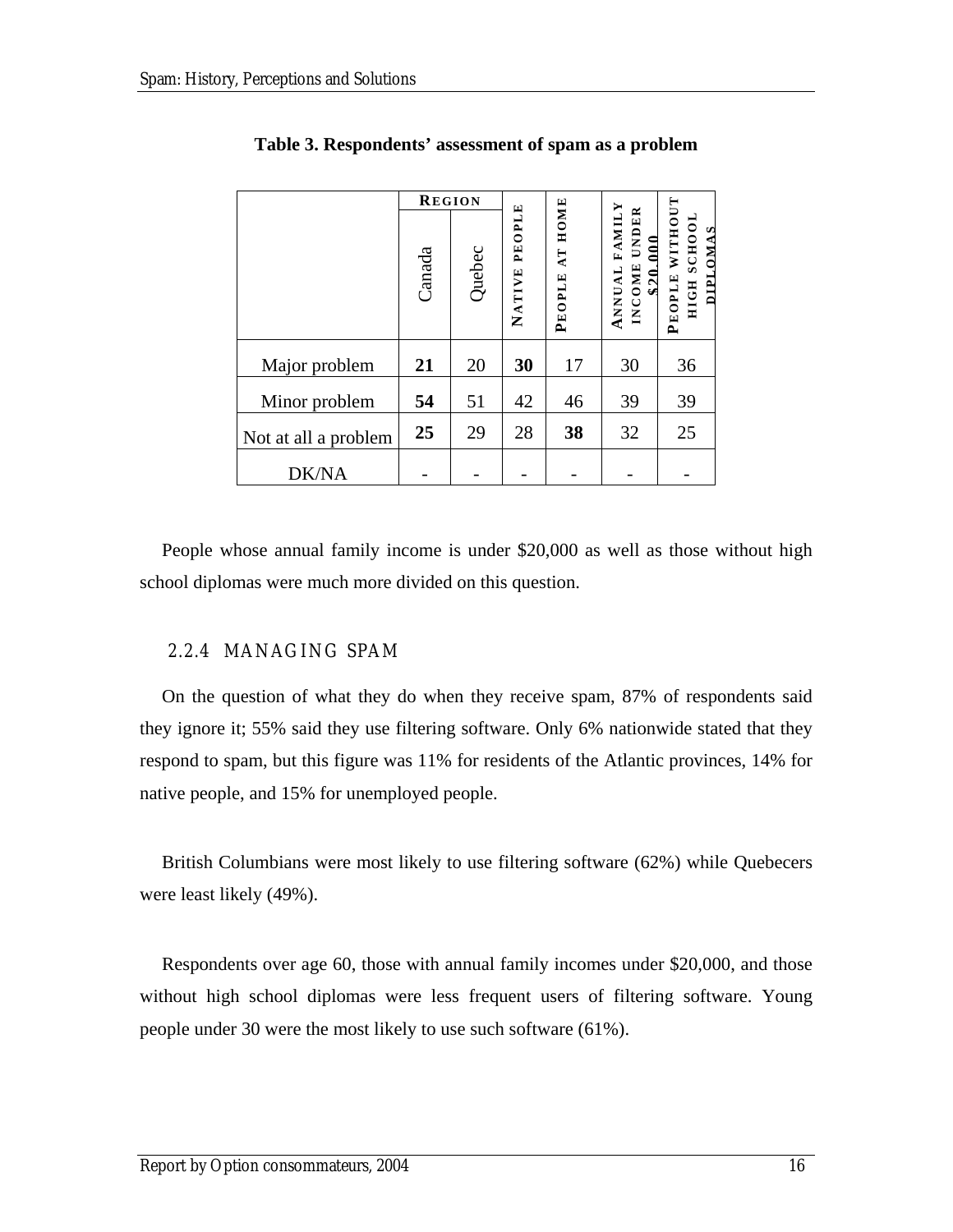**Table 3. Respondents' assessment of spam as a problem**

| | Region | | Native people | People at home | Annual family income under $20,000 | People without high school diplomas |
|---|---|---|---|---|---|---|
| | Canada | Quebec | | | | |
| Major problem | **21** | 20 | **30** | 17 | 30 | 36 |
| Minor problem | **54** | 51 | 42 | 46 | 39 | 39 |
| Not at all a problem | **25** | 29 | 28 | **38** | 32 | 25 |
| DK/NA | - | - | - | - | - | - |

People whose annual family income is under $20,000 as well as those without high school diplomas were much more divided on this question.

### 2.2.4 MANAGING SPAM

On the question of what they do when they receive spam, 87% of respondents said they ignore it; 55% said they use filtering software. Only 6% nationwide stated that they respond to spam, but this figure was 11% for residents of the Atlantic provinces, 14% for native people, and 15% for unemployed people.

British Columbians were most likely to use filtering software (62%) while Quebecers were least likely (49%).

Respondents over age 60, those with annual family incomes under $20,000, and those without high school diplomas were less frequent users of filtering software. Young people under 30 were the most likely to use such software (61%).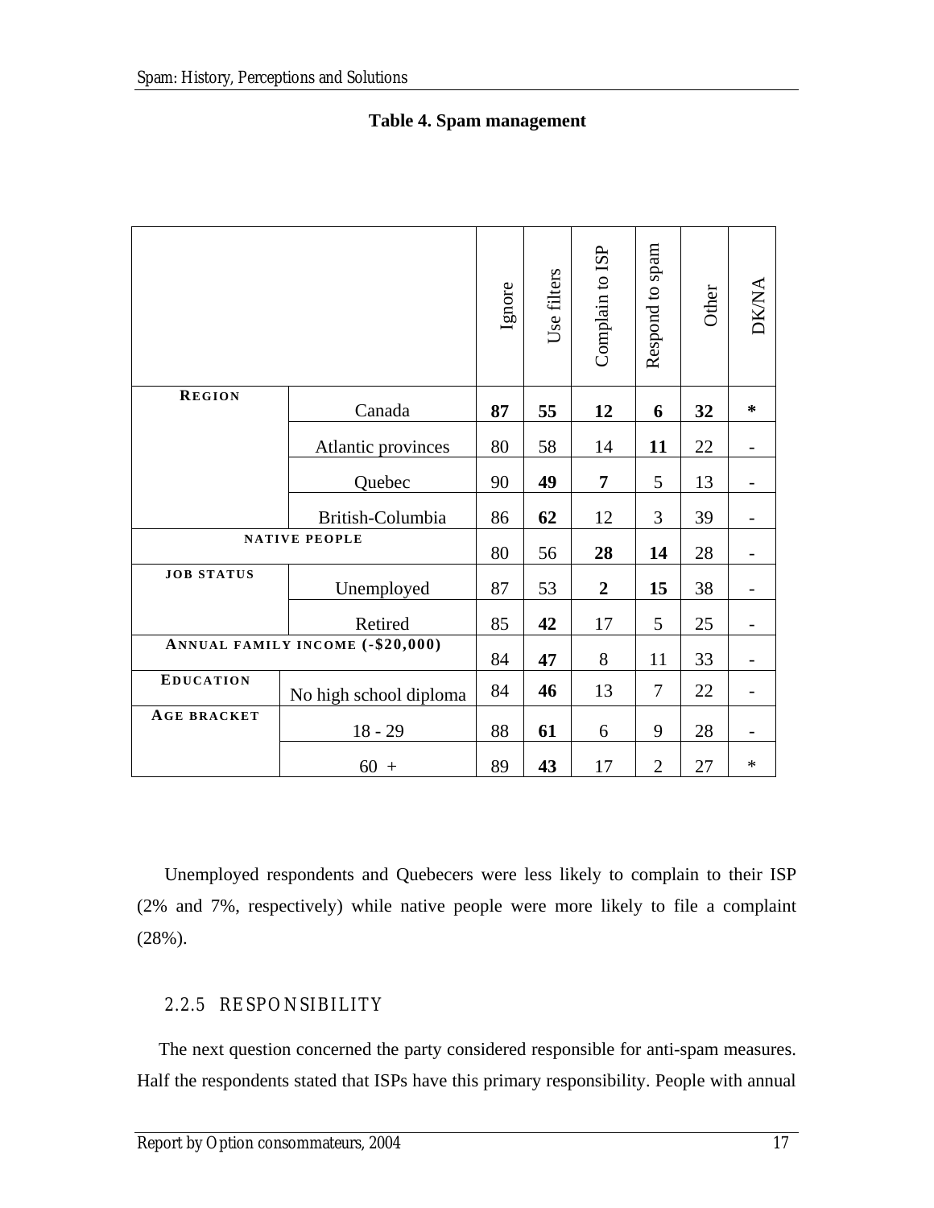**Table 4. Spam management**

| | | Ignore | Use filters | Complain to ISP | Respond to spam | Other | DK/NA |
|---|---|---|---|---|---|---|---|
| **REGION** | Canada | **87** | **55** | **12** | **6** | **32** | * |
| | Atlantic provinces | 80 | 58 | 14 | **11** | 22 | - |
| | Quebec | 90 | **49** | **7** | 5 | 13 | - |
| | British-Columbia | 86 | **62** | 12 | 3 | 39 | - |
| **NATIVE PEOPLE** | | 80 | 56 | **28** | **14** | 28 | - |
| **JOB STATUS** | Unemployed | 87 | 53 | **2** | **15** | 38 | - |
| | Retired | 85 | **42** | 17 | 5 | 25 | - |
| **ANNUAL FAMILY INCOME (-$20,000)** | | 84 | **47** | 8 | 11 | 33 | - |
| **EDUCATION** | No high school diploma | 84 | **46** | 13 | 7 | 22 | - |
| **AGE BRACKET** | 18 - 29 | 88 | **61** | 6 | 9 | 28 | - |
| | 60 + | 89 | **43** | 17 | 2 | 27 | * |

Unemployed respondents and Quebecers were less likely to complain to their ISP (2% and 7%, respectively) while native people were more likely to file a complaint (28%).

### 2.2.5 RESPONSIBILITY

The next question concerned the party considered responsible for anti-spam measures. Half the respondents stated that ISPs have this primary responsibility. People with annual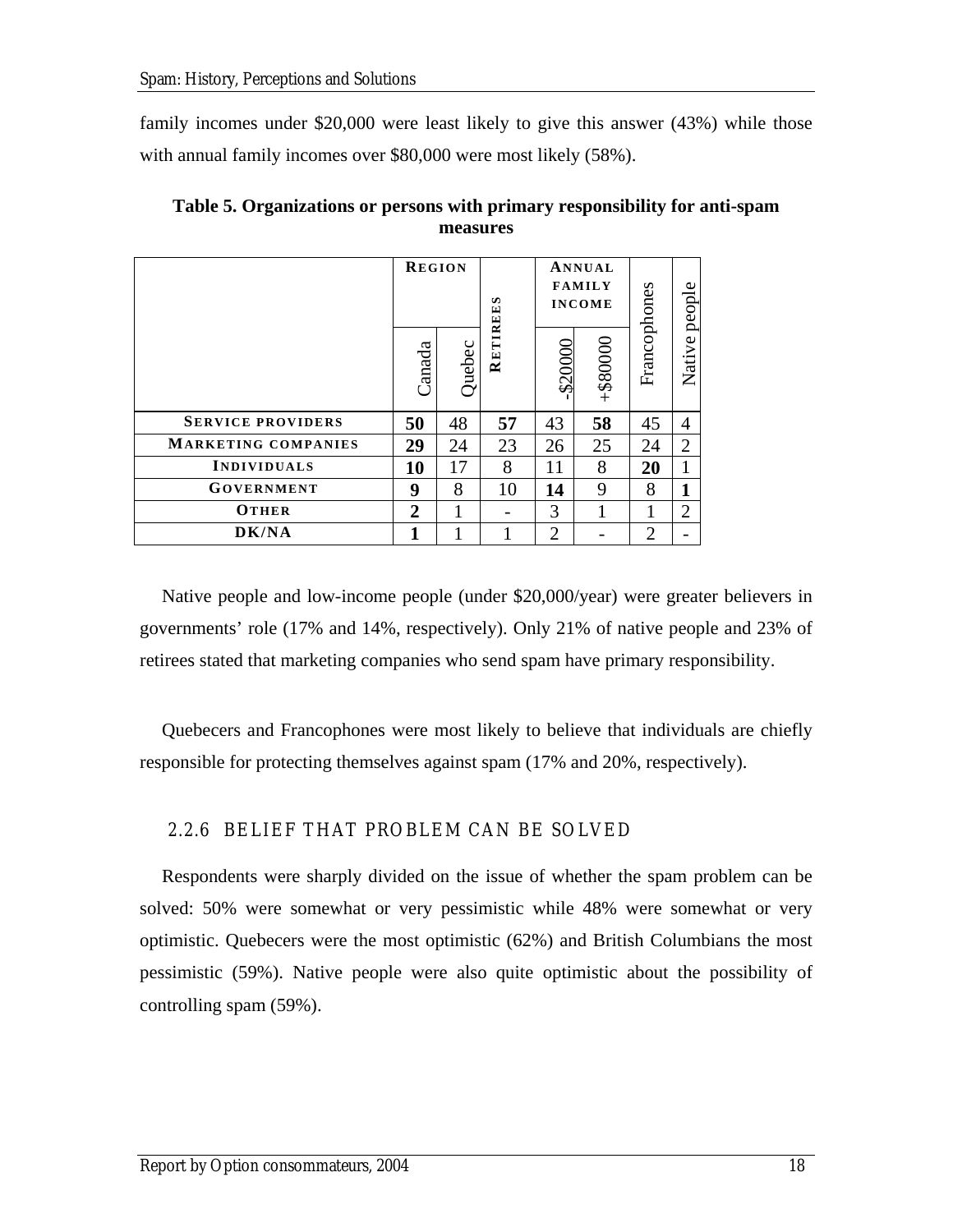family incomes under $20,000 were least likely to give this answer (43%) while those with annual family incomes over $80,000 were most likely (58%).

**Table 5. Organizations or persons with primary responsibility for anti-spam measures**

| | Region | | Retirees | Annual family income | | Francophones | Native people |
|---|---|---|---|---|---|---|---|
| | Canada | Quebec | | -$20000 | +$80000 | | |
| Service providers | **50** | 48 | **57** | 43 | **58** | 45 | 4 |
| Marketing companies | **29** | 24 | 23 | 26 | 25 | 24 | 2 |
| Individuals | **10** | 17 | 8 | 11 | 8 | **20** | 1 |
| Government | **9** | 8 | 10 | **14** | 9 | 8 | **1** |
| Other | **2** | 1 | - | 3 | 1 | 1 | 2 |
| DK/NA | **1** | 1 | 1 | 2 | - | 2 | - |

Native people and low-income people (under $20,000/year) were greater believers in governments' role (17% and 14%, respectively). Only 21% of native people and 23% of retirees stated that marketing companies who send spam have primary responsibility.

Quebecers and Francophones were most likely to believe that individuals are chiefly responsible for protecting themselves against spam (17% and 20%, respectively).

### 2.2.6 Belief that problem can be solved

Respondents were sharply divided on the issue of whether the spam problem can be solved: 50% were somewhat or very pessimistic while 48% were somewhat or very optimistic. Quebecers were the most optimistic (62%) and British Columbians the most pessimistic (59%). Native people were also quite optimistic about the possibility of controlling spam (59%).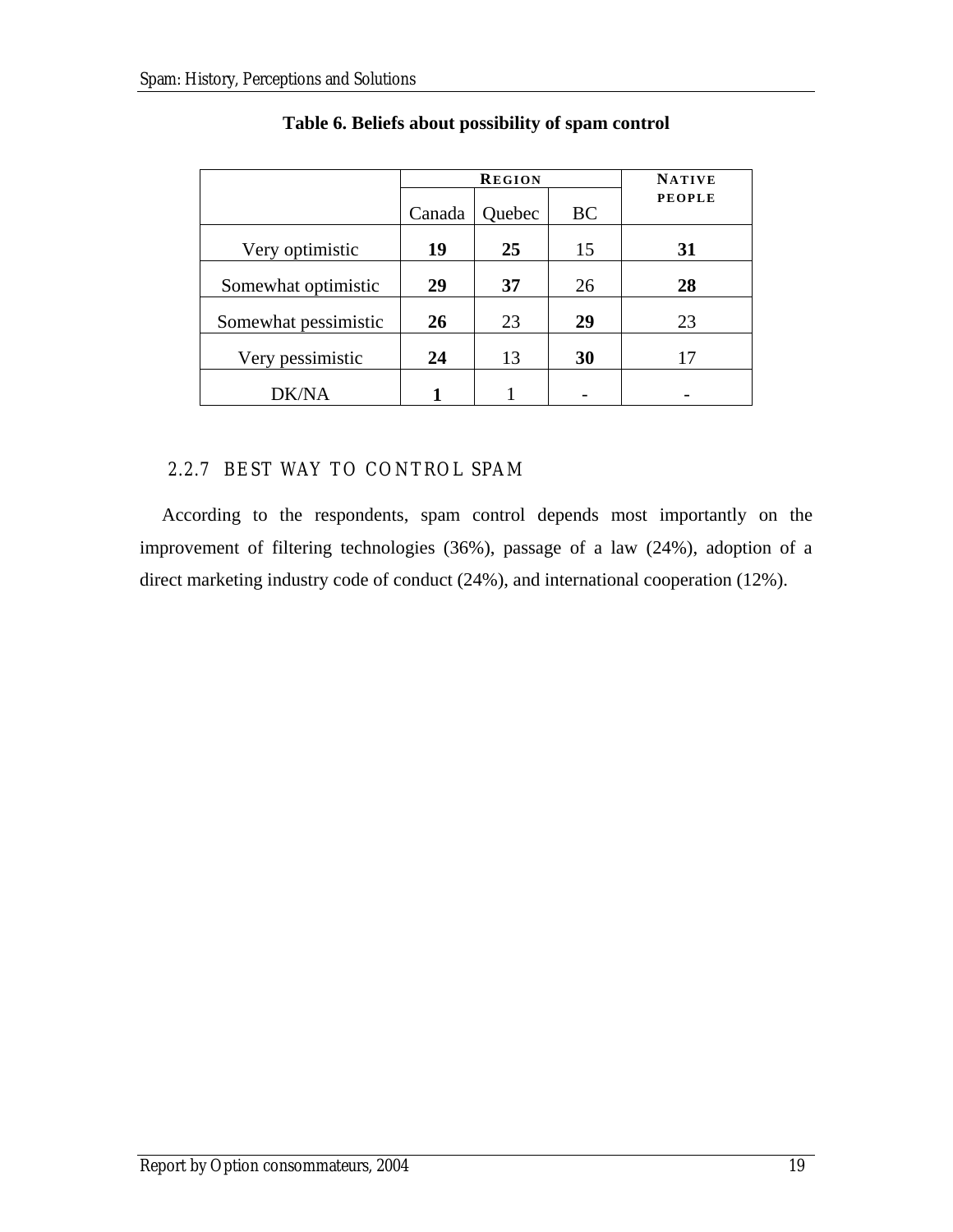**Table 6. Beliefs about possibility of spam control**

| | REGION | | | NATIVE PEOPLE |
|---|---|---|---|---|
| | Canada | Quebec | BC | |
| Very optimistic | **19** | **25** | 15 | **31** |
| Somewhat optimistic | **29** | **37** | 26 | **28** |
| Somewhat pessimistic | **26** | 23 | **29** | 23 |
| Very pessimistic | **24** | 13 | **30** | 17 |
| DK/NA | **1** | 1 | - | - |

### 2.2.7 BEST WAY TO CONTROL SPAM

According to the respondents, spam control depends most importantly on the improvement of filtering technologies (36%), passage of a law (24%), adoption of a direct marketing industry code of conduct (24%), and international cooperation (12%).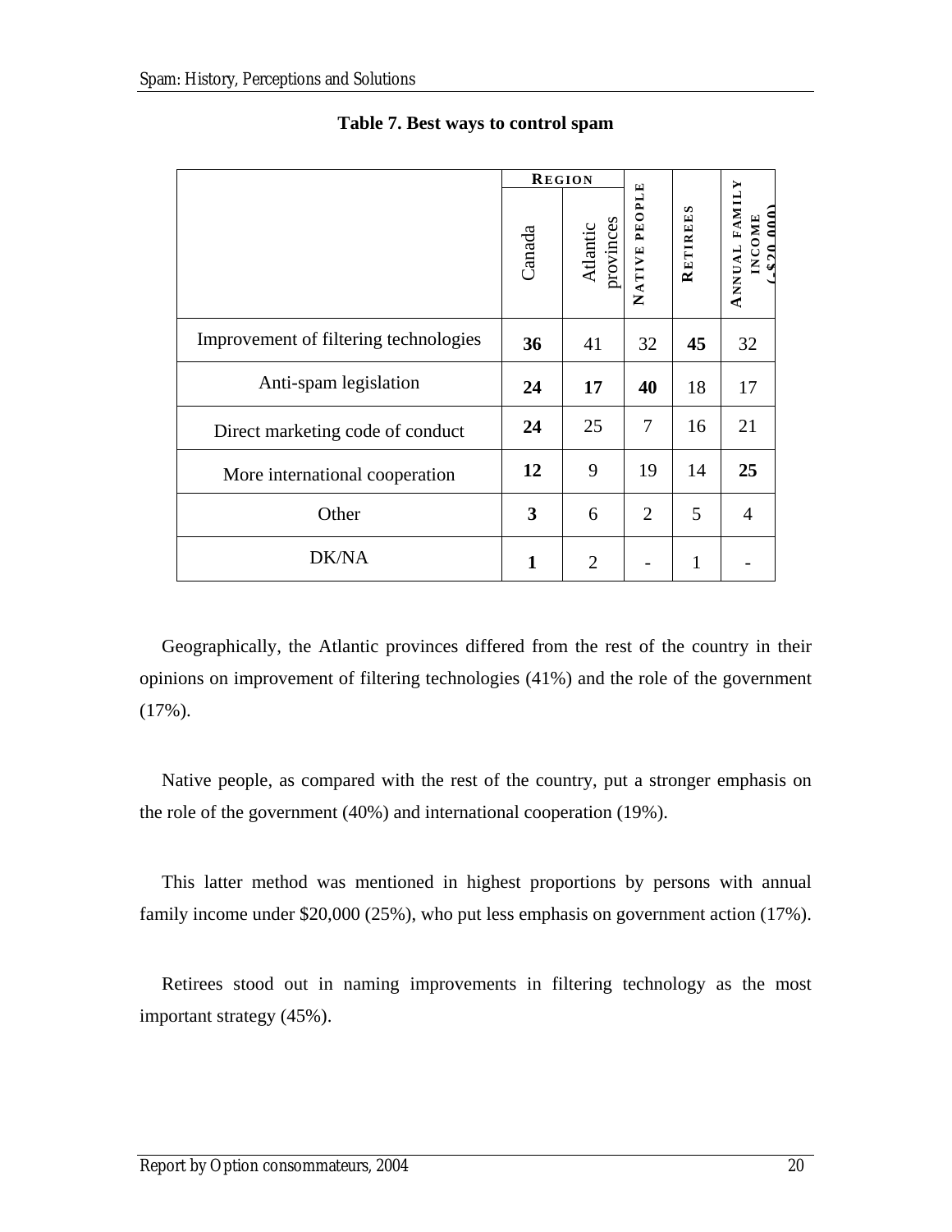**Table 7. Best ways to control spam**

| | Region | | Native people | Retirees | Annual family income (-$20,000) |
|---|---|---|---|---|---|
| | Canada | Atlantic provinces | | | |
| Improvement of filtering technologies | **36** | 41 | 32 | **45** | 32 |
| Anti-spam legislation | **24** | **17** | **40** | 18 | 17 |
| Direct marketing code of conduct | **24** | 25 | 7 | 16 | 21 |
| More international cooperation | **12** | 9 | 19 | 14 | **25** |
| Other | **3** | 6 | 2 | 5 | 4 |
| DK/NA | **1** | 2 | - | 1 | - |

Geographically, the Atlantic provinces differed from the rest of the country in their opinions on improvement of filtering technologies (41%) and the role of the government (17%).

Native people, as compared with the rest of the country, put a stronger emphasis on the role of the government (40%) and international cooperation (19%).

This latter method was mentioned in highest proportions by persons with annual family income under $20,000 (25%), who put less emphasis on government action (17%).

Retirees stood out in naming improvements in filtering technology as the most important strategy (45%).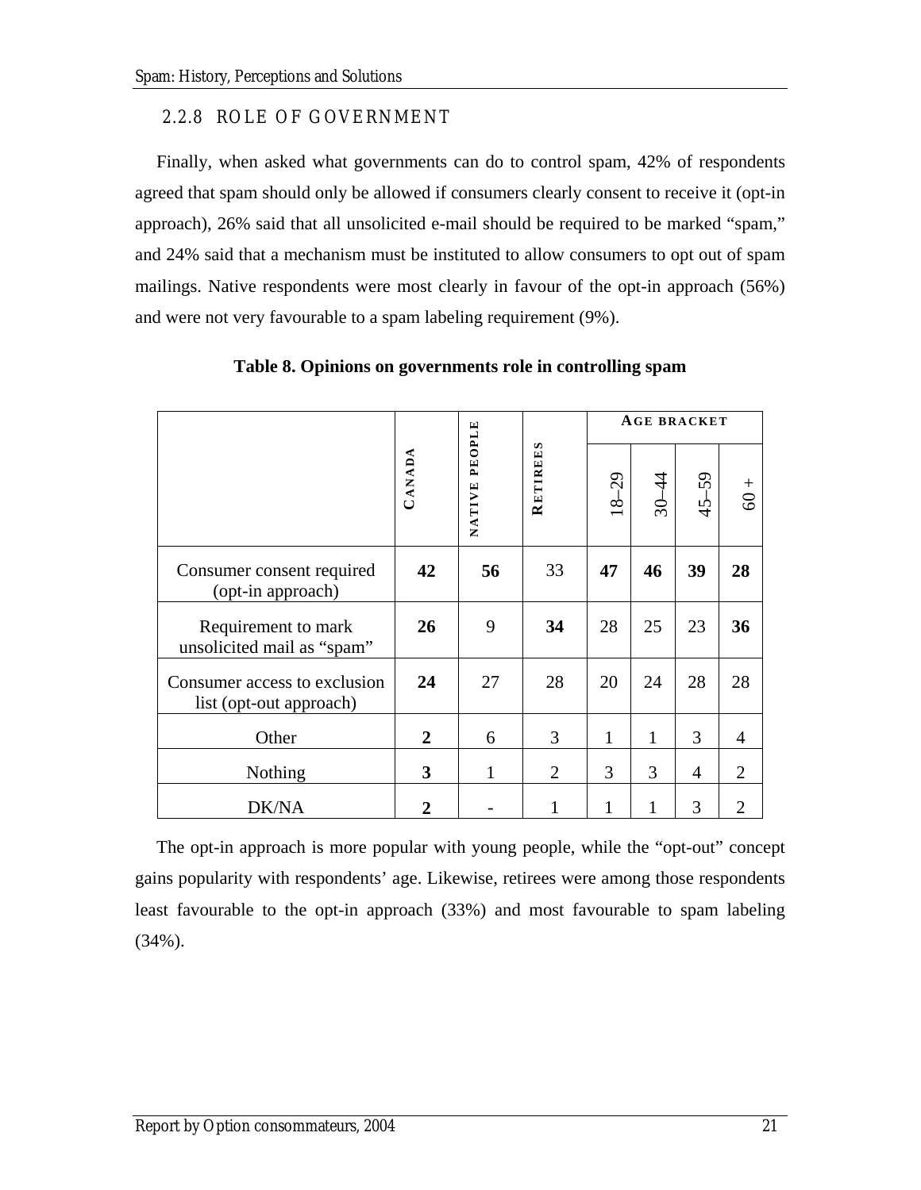### 2.2.8 ROLE OF GOVERNMENT

Finally, when asked what governments can do to control spam, 42% of respondents agreed that spam should only be allowed if consumers clearly consent to receive it (opt-in approach), 26% said that all unsolicited e-mail should be required to be marked "spam," and 24% said that a mechanism must be instituted to allow consumers to opt out of spam mailings. Native respondents were most clearly in favour of the opt-in approach (56%) and were not very favourable to a spam labeling requirement (9%).

**Table 8. Opinions on governments role in controlling spam**

| | Canada | Native people | Retirees | Age bracket | | | |
|---|---|---|---|---|---|---|---|
| | | | | 18–29 | 30–44 | 45–59 | 60 + |
| Consumer consent required (opt-in approach) | **42** | **56** | 33 | **47** | **46** | **39** | **28** |
| Requirement to mark unsolicited mail as "spam" | **26** | 9 | **34** | 28 | 25 | 23 | **36** |
| Consumer access to exclusion list (opt-out approach) | **24** | 27 | 28 | 20 | 24 | 28 | 28 |
| Other | **2** | 6 | 3 | 1 | 1 | 3 | 4 |
| Nothing | **3** | 1 | 2 | 3 | 3 | 4 | 2 |
| DK/NA | **2** | - | 1 | 1 | 1 | 3 | 2 |

The opt-in approach is more popular with young people, while the "opt-out" concept gains popularity with respondents' age. Likewise, retirees were among those respondents least favourable to the opt-in approach (33%) and most favourable to spam labeling (34%).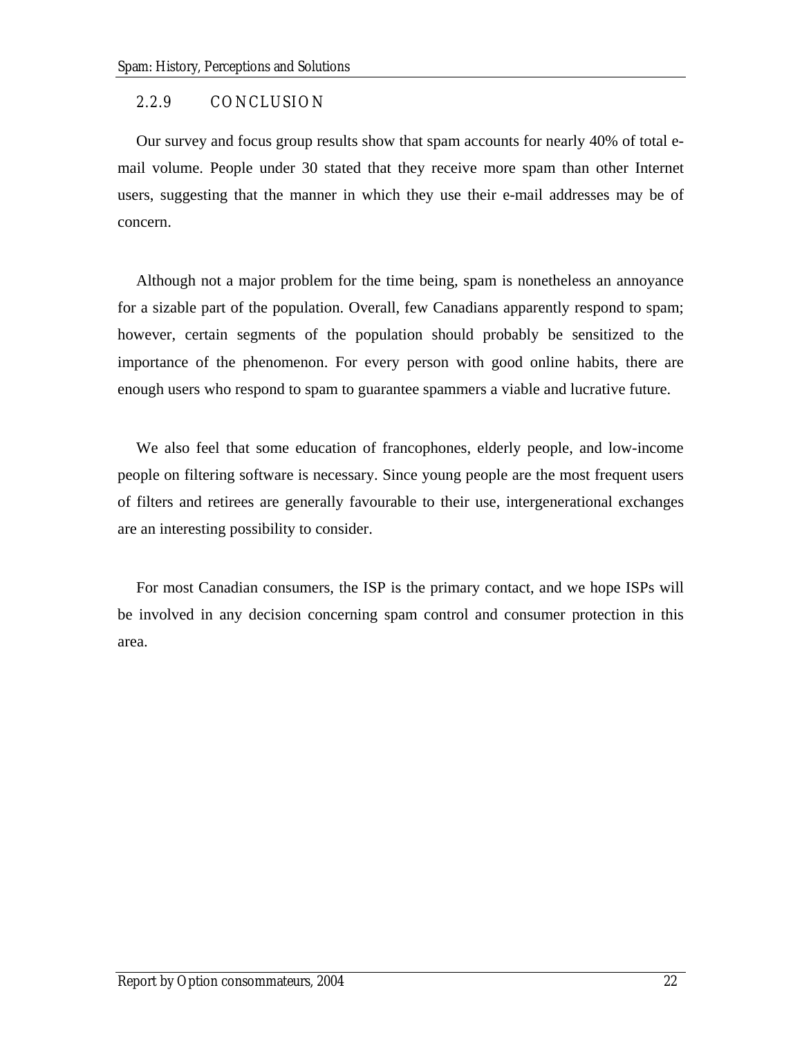### 2.2.9 CONCLUSION

Our survey and focus group results show that spam accounts for nearly 40% of total e-mail volume. People under 30 stated that they receive more spam than other Internet users, suggesting that the manner in which they use their e-mail addresses may be of concern.

Although not a major problem for the time being, spam is nonetheless an annoyance for a sizable part of the population. Overall, few Canadians apparently respond to spam; however, certain segments of the population should probably be sensitized to the importance of the phenomenon. For every person with good online habits, there are enough users who respond to spam to guarantee spammers a viable and lucrative future.

We also feel that some education of francophones, elderly people, and low-income people on filtering software is necessary. Since young people are the most frequent users of filters and retirees are generally favourable to their use, intergenerational exchanges are an interesting possibility to consider.

For most Canadian consumers, the ISP is the primary contact, and we hope ISPs will be involved in any decision concerning spam control and consumer protection in this area.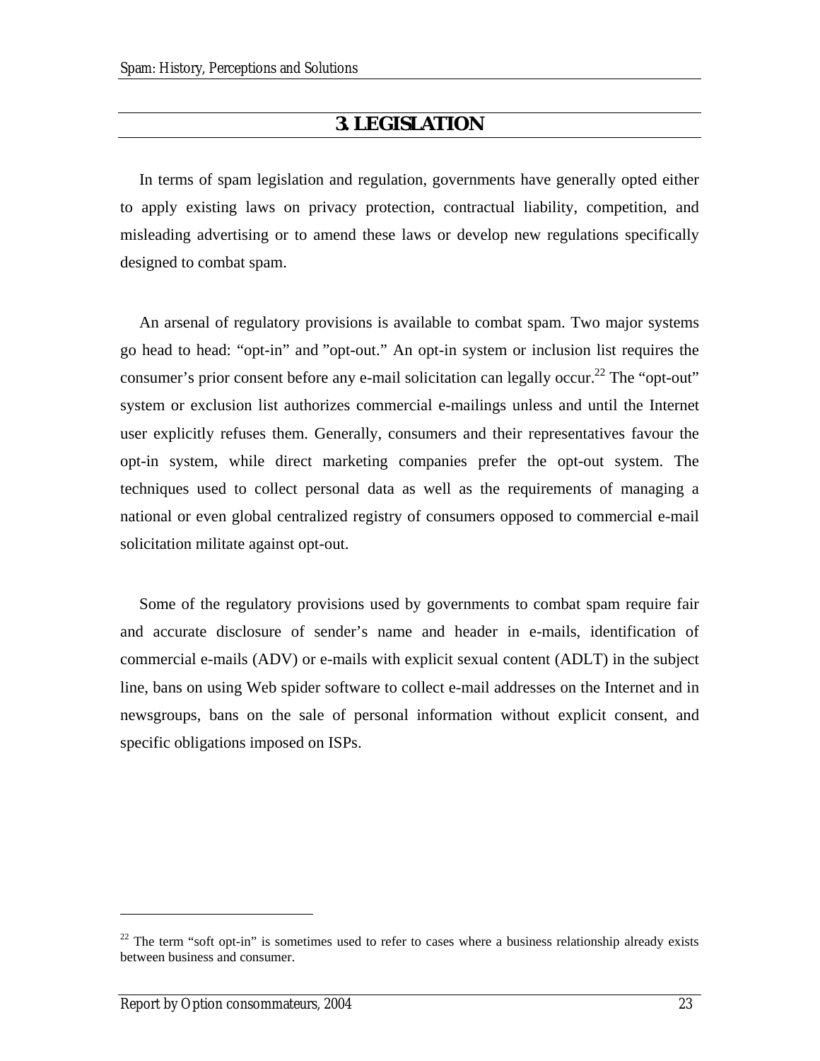# 3. LEGISLATION

In terms of spam legislation and regulation, governments have generally opted either to apply existing laws on privacy protection, contractual liability, competition, and misleading advertising or to amend these laws or develop new regulations specifically designed to combat spam.

An arsenal of regulatory provisions is available to combat spam. Two major systems go head to head: "opt-in" and "opt-out." An opt-in system or inclusion list requires the consumer's prior consent before any e-mail solicitation can legally occur.[22] The "opt-out" system or exclusion list authorizes commercial e-mailings unless and until the Internet user explicitly refuses them. Generally, consumers and their representatives favour the opt-in system, while direct marketing companies prefer the opt-out system. The techniques used to collect personal data as well as the requirements of managing a national or even global centralized registry of consumers opposed to commercial e-mail solicitation militate against opt-out.

Some of the regulatory provisions used by governments to combat spam require fair and accurate disclosure of sender's name and header in e-mails, identification of commercial e-mails (ADV) or e-mails with explicit sexual content (ADLT) in the subject line, bans on using Web spider software to collect e-mail addresses on the Internet and in newsgroups, bans on the sale of personal information without explicit consent, and specific obligations imposed on ISPs.

---

[22] The term "soft opt-in" is sometimes used to refer to cases where a business relationship already exists between business and consumer.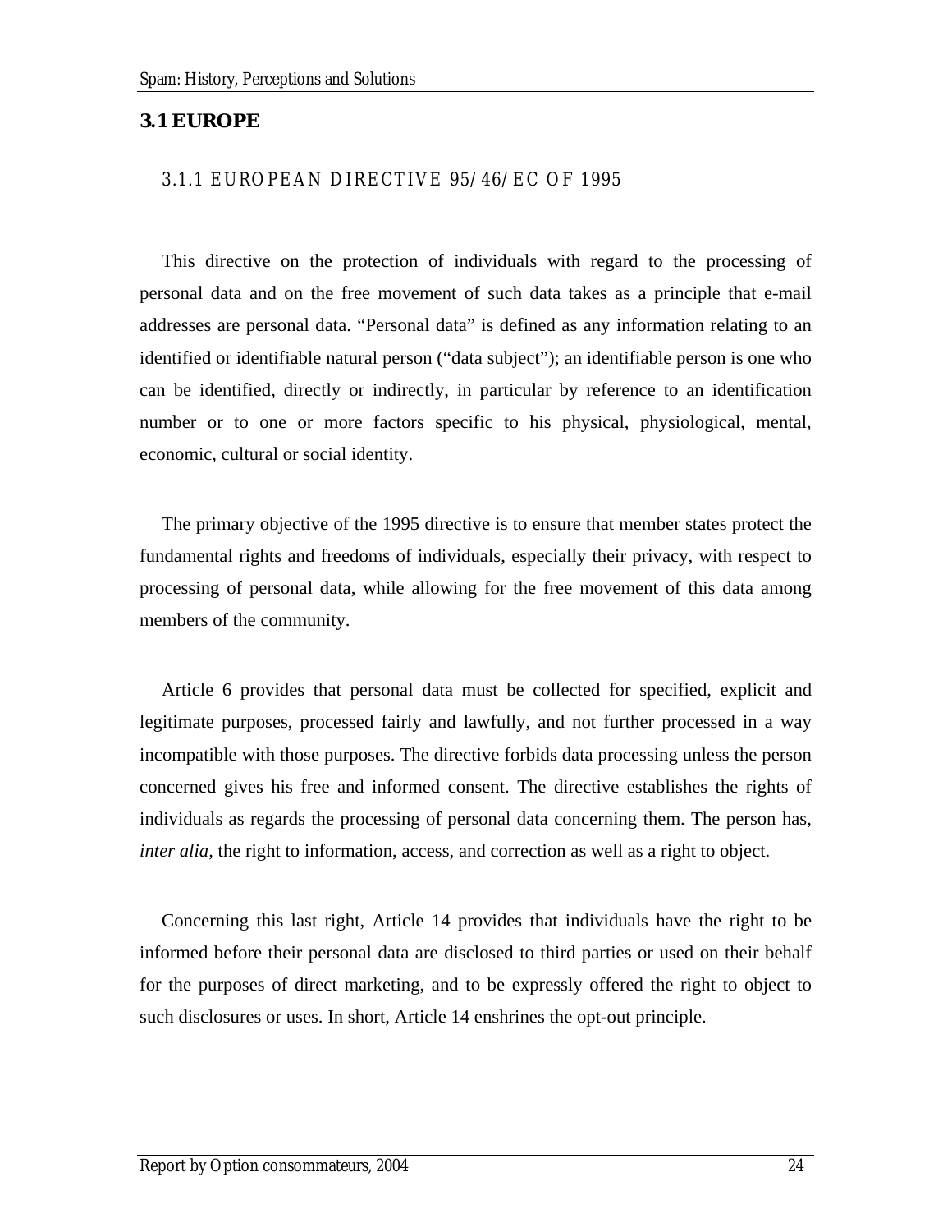## 3.1 EUROPE

### 3.1.1 EUROPEAN DIRECTIVE 95/46/EC OF 1995

This directive on the protection of individuals with regard to the processing of personal data and on the free movement of such data takes as a principle that e-mail addresses are personal data. "Personal data" is defined as any information relating to an identified or identifiable natural person ("data subject"); an identifiable person is one who can be identified, directly or indirectly, in particular by reference to an identification number or to one or more factors specific to his physical, physiological, mental, economic, cultural or social identity.

The primary objective of the 1995 directive is to ensure that member states protect the fundamental rights and freedoms of individuals, especially their privacy, with respect to processing of personal data, while allowing for the free movement of this data among members of the community.

Article 6 provides that personal data must be collected for specified, explicit and legitimate purposes, processed fairly and lawfully, and not further processed in a way incompatible with those purposes. The directive forbids data processing unless the person concerned gives his free and informed consent. The directive establishes the rights of individuals as regards the processing of personal data concerning them. The person has, *inter alia,* the right to information, access, and correction as well as a right to object.

Concerning this last right, Article 14 provides that individuals have the right to be informed before their personal data are disclosed to third parties or used on their behalf for the purposes of direct marketing, and to be expressly offered the right to object to such disclosures or uses. In short, Article 14 enshrines the opt-out principle.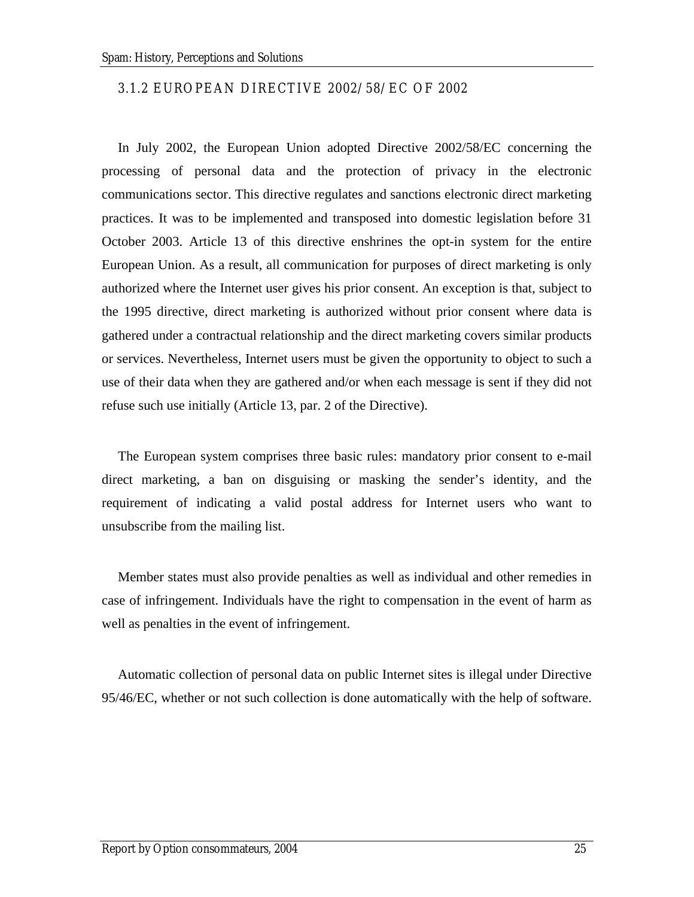### 3.1.2 EUROPEAN DIRECTIVE 2002/58/EC OF 2002

In July 2002, the European Union adopted Directive 2002/58/EC concerning the processing of personal data and the protection of privacy in the electronic communications sector. This directive regulates and sanctions electronic direct marketing practices. It was to be implemented and transposed into domestic legislation before 31 October 2003. Article 13 of this directive enshrines the opt-in system for the entire European Union. As a result, all communication for purposes of direct marketing is only authorized where the Internet user gives his prior consent. An exception is that, subject to the 1995 directive, direct marketing is authorized without prior consent where data is gathered under a contractual relationship and the direct marketing covers similar products or services. Nevertheless, Internet users must be given the opportunity to object to such a use of their data when they are gathered and/or when each message is sent if they did not refuse such use initially (Article 13, par. 2 of the Directive).

The European system comprises three basic rules: mandatory prior consent to e-mail direct marketing, a ban on disguising or masking the sender's identity, and the requirement of indicating a valid postal address for Internet users who want to unsubscribe from the mailing list.

Member states must also provide penalties as well as individual and other remedies in case of infringement. Individuals have the right to compensation in the event of harm as well as penalties in the event of infringement.

Automatic collection of personal data on public Internet sites is illegal under Directive 95/46/EC, whether or not such collection is done automatically with the help of software.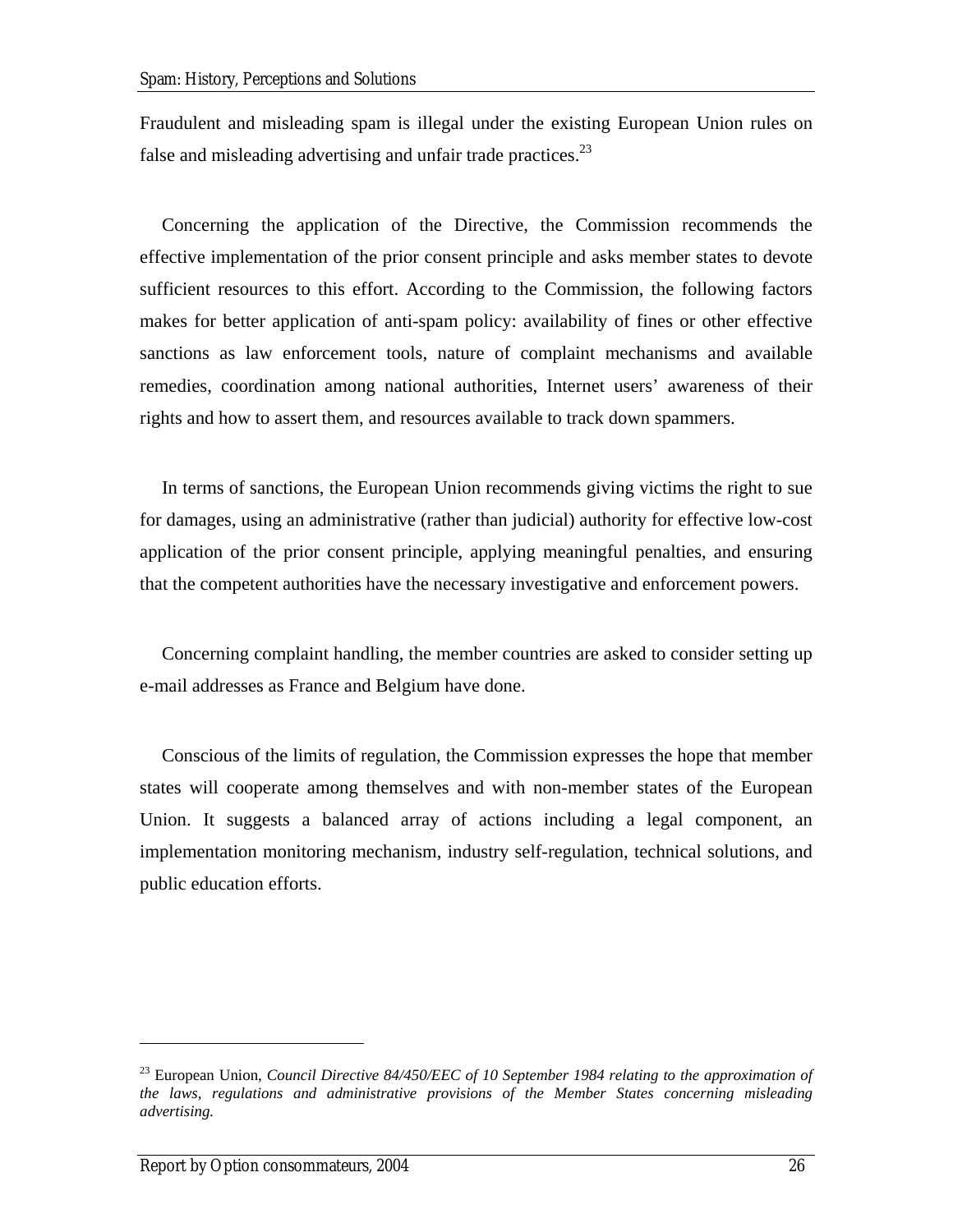Fraudulent and misleading spam is illegal under the existing European Union rules on false and misleading advertising and unfair trade practices.[23]

Concerning the application of the Directive, the Commission recommends the effective implementation of the prior consent principle and asks member states to devote sufficient resources to this effort. According to the Commission, the following factors makes for better application of anti-spam policy: availability of fines or other effective sanctions as law enforcement tools, nature of complaint mechanisms and available remedies, coordination among national authorities, Internet users' awareness of their rights and how to assert them, and resources available to track down spammers.

In terms of sanctions, the European Union recommends giving victims the right to sue for damages, using an administrative (rather than judicial) authority for effective low-cost application of the prior consent principle, applying meaningful penalties, and ensuring that the competent authorities have the necessary investigative and enforcement powers.

Concerning complaint handling, the member countries are asked to consider setting up e-mail addresses as France and Belgium have done.

Conscious of the limits of regulation, the Commission expresses the hope that member states will cooperate among themselves and with non-member states of the European Union. It suggests a balanced array of actions including a legal component, an implementation monitoring mechanism, industry self-regulation, technical solutions, and public education efforts.

---

[23] European Union, *Council Directive 84/450/EEC of 10 September 1984 relating to the approximation of the laws, regulations and administrative provisions of the Member States concerning misleading advertising.*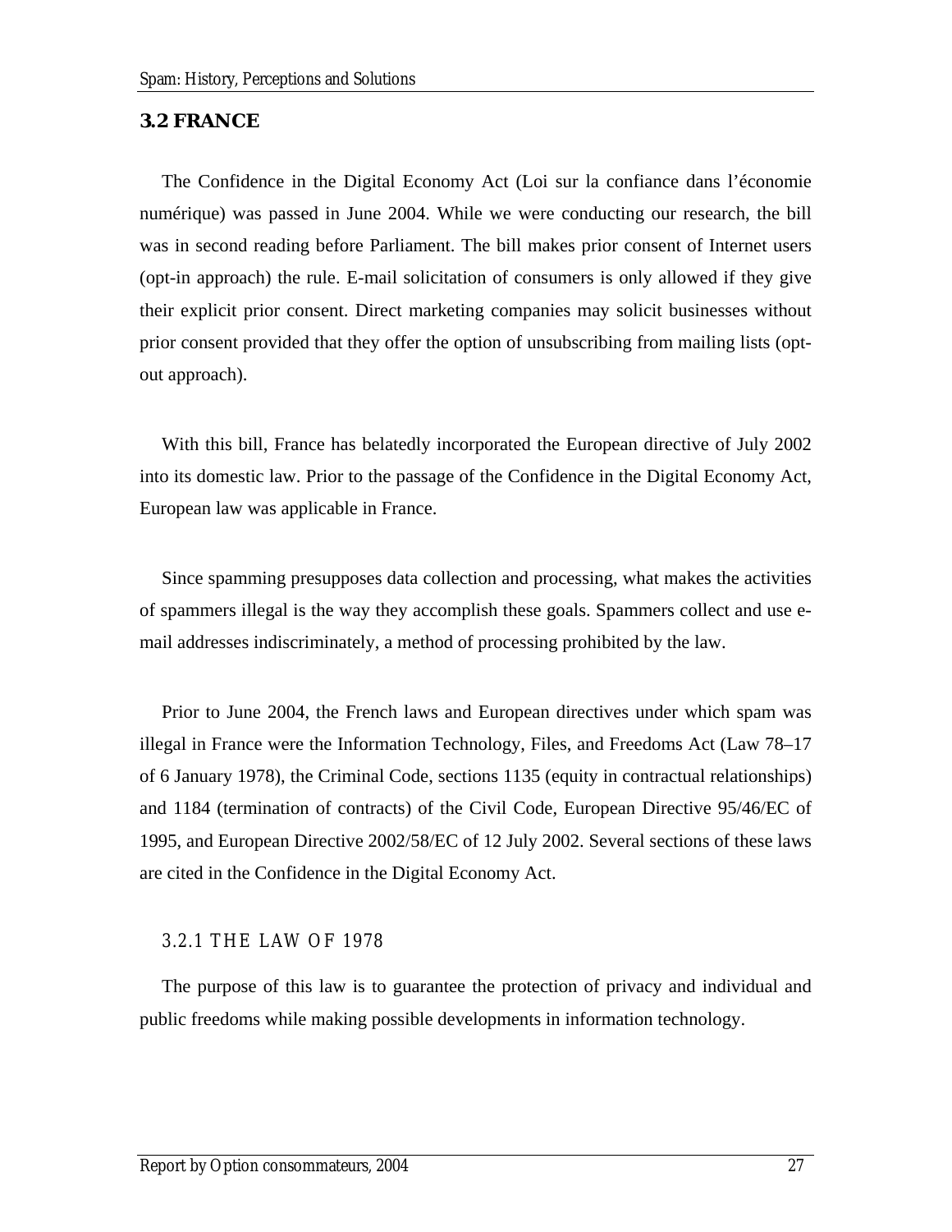## 3.2 FRANCE

The Confidence in the Digital Economy Act (Loi sur la confiance dans l'économie numérique) was passed in June 2004. While we were conducting our research, the bill was in second reading before Parliament. The bill makes prior consent of Internet users (opt-in approach) the rule. E-mail solicitation of consumers is only allowed if they give their explicit prior consent. Direct marketing companies may solicit businesses without prior consent provided that they offer the option of unsubscribing from mailing lists (opt-out approach).

With this bill, France has belatedly incorporated the European directive of July 2002 into its domestic law. Prior to the passage of the Confidence in the Digital Economy Act, European law was applicable in France.

Since spamming presupposes data collection and processing, what makes the activities of spammers illegal is the way they accomplish these goals. Spammers collect and use e-mail addresses indiscriminately, a method of processing prohibited by the law.

Prior to June 2004, the French laws and European directives under which spam was illegal in France were the Information Technology, Files, and Freedoms Act (Law 78–17 of 6 January 1978), the Criminal Code, sections 1135 (equity in contractual relationships) and 1184 (termination of contracts) of the Civil Code, European Directive 95/46/EC of 1995, and European Directive 2002/58/EC of 12 July 2002. Several sections of these laws are cited in the Confidence in the Digital Economy Act.

### 3.2.1 THE LAW OF 1978

The purpose of this law is to guarantee the protection of privacy and individual and public freedoms while making possible developments in information technology.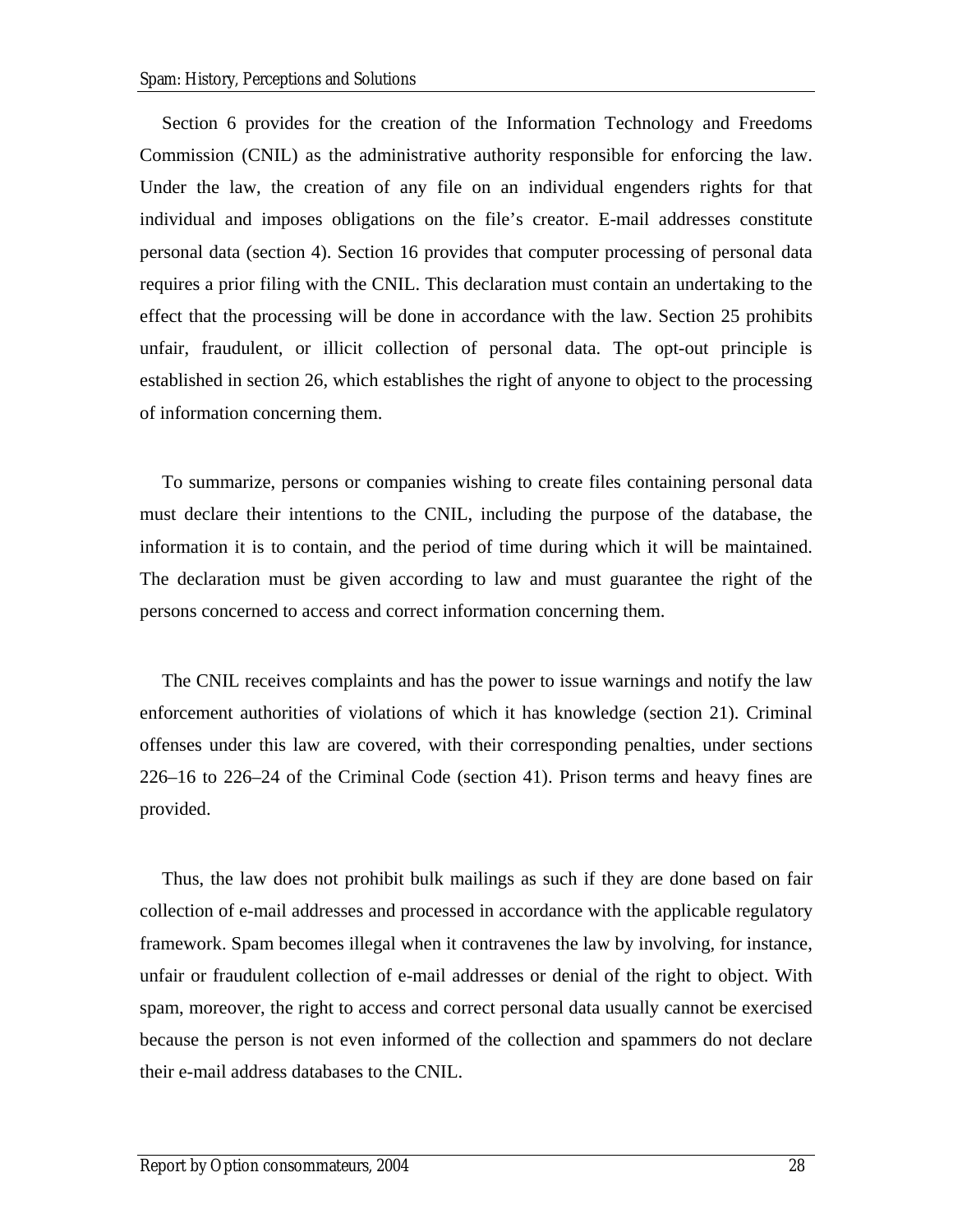Section 6 provides for the creation of the Information Technology and Freedoms Commission (CNIL) as the administrative authority responsible for enforcing the law. Under the law, the creation of any file on an individual engenders rights for that individual and imposes obligations on the file's creator. E-mail addresses constitute personal data (section 4). Section 16 provides that computer processing of personal data requires a prior filing with the CNIL. This declaration must contain an undertaking to the effect that the processing will be done in accordance with the law. Section 25 prohibits unfair, fraudulent, or illicit collection of personal data. The opt-out principle is established in section 26, which establishes the right of anyone to object to the processing of information concerning them.

To summarize, persons or companies wishing to create files containing personal data must declare their intentions to the CNIL, including the purpose of the database, the information it is to contain, and the period of time during which it will be maintained. The declaration must be given according to law and must guarantee the right of the persons concerned to access and correct information concerning them.

The CNIL receives complaints and has the power to issue warnings and notify the law enforcement authorities of violations of which it has knowledge (section 21). Criminal offenses under this law are covered, with their corresponding penalties, under sections 226–16 to 226–24 of the Criminal Code (section 41). Prison terms and heavy fines are provided.

Thus, the law does not prohibit bulk mailings as such if they are done based on fair collection of e-mail addresses and processed in accordance with the applicable regulatory framework. Spam becomes illegal when it contravenes the law by involving, for instance, unfair or fraudulent collection of e-mail addresses or denial of the right to object. With spam, moreover, the right to access and correct personal data usually cannot be exercised because the person is not even informed of the collection and spammers do not declare their e-mail address databases to the CNIL.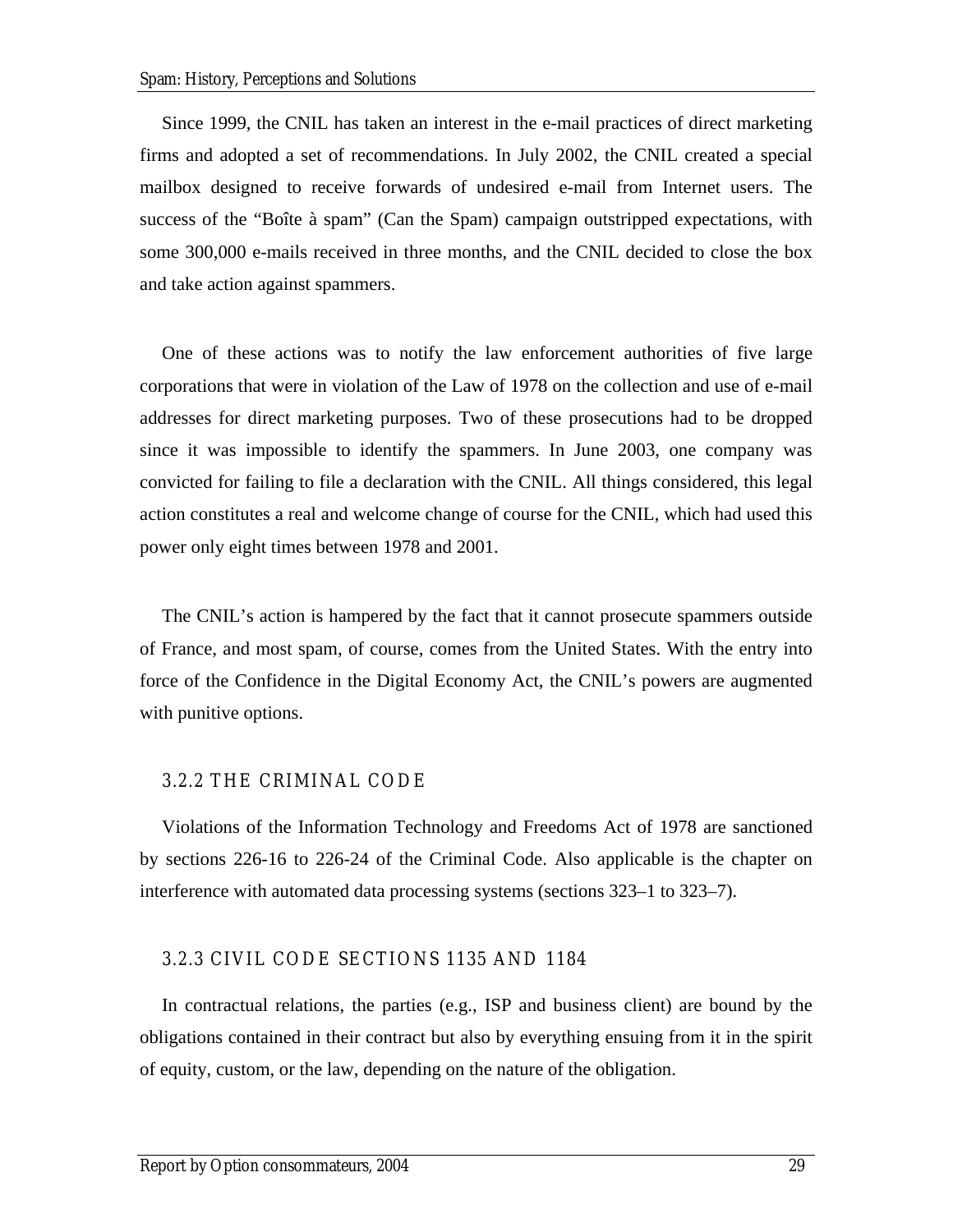Since 1999, the CNIL has taken an interest in the e-mail practices of direct marketing firms and adopted a set of recommendations. In July 2002, the CNIL created a special mailbox designed to receive forwards of undesired e-mail from Internet users. The success of the "Boîte à spam" (Can the Spam) campaign outstripped expectations, with some 300,000 e-mails received in three months, and the CNIL decided to close the box and take action against spammers.

One of these actions was to notify the law enforcement authorities of five large corporations that were in violation of the Law of 1978 on the collection and use of e-mail addresses for direct marketing purposes. Two of these prosecutions had to be dropped since it was impossible to identify the spammers. In June 2003, one company was convicted for failing to file a declaration with the CNIL. All things considered, this legal action constitutes a real and welcome change of course for the CNIL, which had used this power only eight times between 1978 and 2001.

The CNIL's action is hampered by the fact that it cannot prosecute spammers outside of France, and most spam, of course, comes from the United States. With the entry into force of the Confidence in the Digital Economy Act, the CNIL's powers are augmented with punitive options.

### 3.2.2 THE CRIMINAL CODE

Violations of the Information Technology and Freedoms Act of 1978 are sanctioned by sections 226-16 to 226-24 of the Criminal Code. Also applicable is the chapter on interference with automated data processing systems (sections 323–1 to 323–7).

### 3.2.3 CIVIL CODE SECTIONS 1135 AND 1184

In contractual relations, the parties (e.g., ISP and business client) are bound by the obligations contained in their contract but also by everything ensuing from it in the spirit of equity, custom, or the law, depending on the nature of the obligation.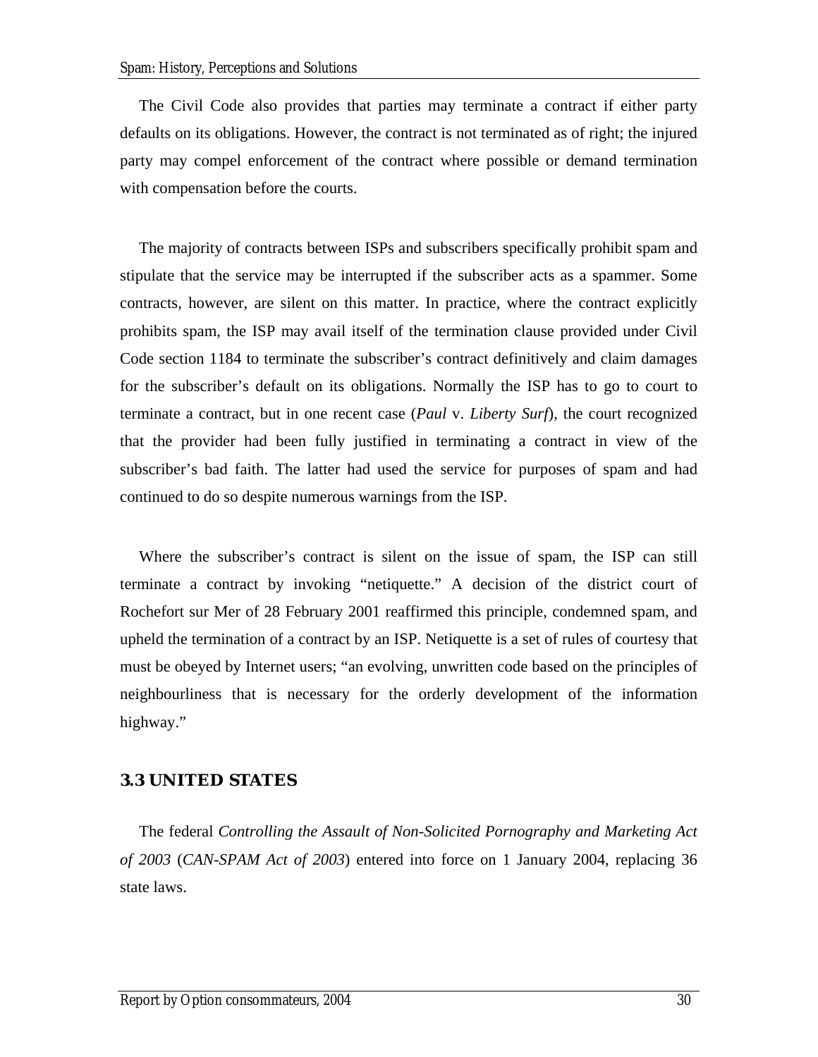The Civil Code also provides that parties may terminate a contract if either party defaults on its obligations. However, the contract is not terminated as of right; the injured party may compel enforcement of the contract where possible or demand termination with compensation before the courts.

The majority of contracts between ISPs and subscribers specifically prohibit spam and stipulate that the service may be interrupted if the subscriber acts as a spammer. Some contracts, however, are silent on this matter. In practice, where the contract explicitly prohibits spam, the ISP may avail itself of the termination clause provided under Civil Code section 1184 to terminate the subscriber's contract definitively and claim damages for the subscriber's default on its obligations. Normally the ISP has to go to court to terminate a contract, but in one recent case (*Paul* v. *Liberty Surf*), the court recognized that the provider had been fully justified in terminating a contract in view of the subscriber's bad faith. The latter had used the service for purposes of spam and had continued to do so despite numerous warnings from the ISP.

Where the subscriber's contract is silent on the issue of spam, the ISP can still terminate a contract by invoking "netiquette." A decision of the district court of Rochefort sur Mer of 28 February 2001 reaffirmed this principle, condemned spam, and upheld the termination of a contract by an ISP. Netiquette is a set of rules of courtesy that must be obeyed by Internet users; "an evolving, unwritten code based on the principles of neighbourliness that is necessary for the orderly development of the information highway."

## 3.3 UNITED STATES

The federal *Controlling the Assault of Non-Solicited Pornography and Marketing Act of 2003* (*CAN-SPAM Act of 2003*) entered into force on 1 January 2004, replacing 36 state laws.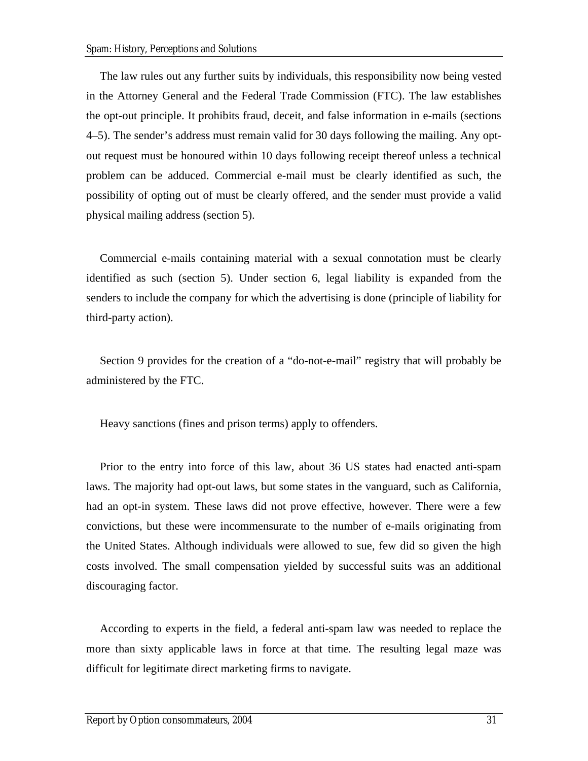The law rules out any further suits by individuals, this responsibility now being vested in the Attorney General and the Federal Trade Commission (FTC). The law establishes the opt-out principle. It prohibits fraud, deceit, and false information in e-mails (sections 4–5). The sender's address must remain valid for 30 days following the mailing. Any opt-out request must be honoured within 10 days following receipt thereof unless a technical problem can be adduced. Commercial e-mail must be clearly identified as such, the possibility of opting out of must be clearly offered, and the sender must provide a valid physical mailing address (section 5).

Commercial e-mails containing material with a sexual connotation must be clearly identified as such (section 5). Under section 6, legal liability is expanded from the senders to include the company for which the advertising is done (principle of liability for third-party action).

Section 9 provides for the creation of a "do-not-e-mail" registry that will probably be administered by the FTC.

Heavy sanctions (fines and prison terms) apply to offenders.

Prior to the entry into force of this law, about 36 US states had enacted anti-spam laws. The majority had opt-out laws, but some states in the vanguard, such as California, had an opt-in system. These laws did not prove effective, however. There were a few convictions, but these were incommensurate to the number of e-mails originating from the United States. Although individuals were allowed to sue, few did so given the high costs involved. The small compensation yielded by successful suits was an additional discouraging factor.

According to experts in the field, a federal anti-spam law was needed to replace the more than sixty applicable laws in force at that time. The resulting legal maze was difficult for legitimate direct marketing firms to navigate.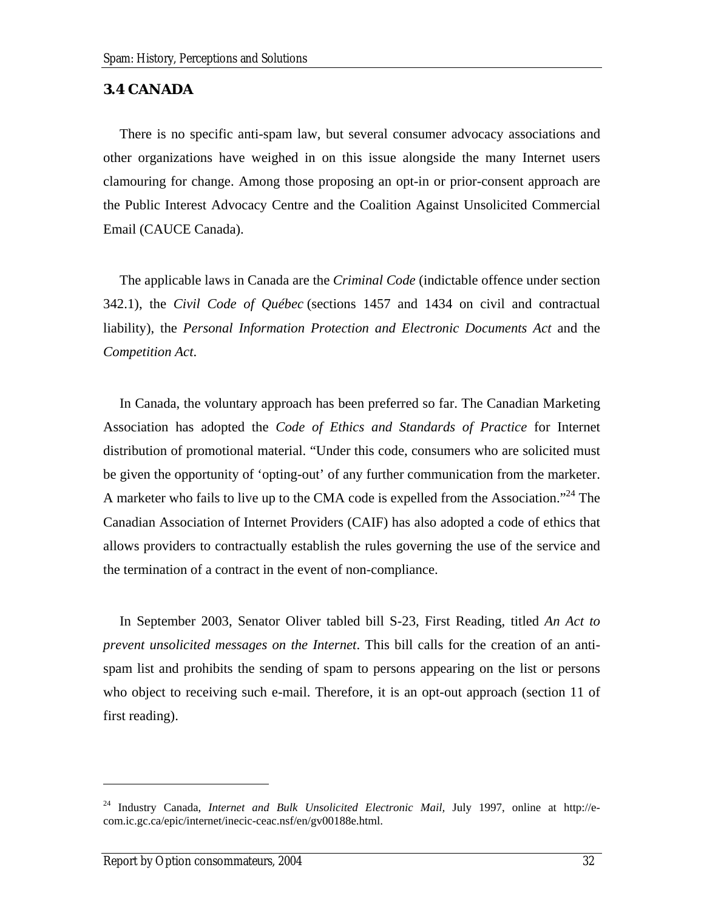### 3.4 CANADA

There is no specific anti-spam law, but several consumer advocacy associations and other organizations have weighed in on this issue alongside the many Internet users clamouring for change. Among those proposing an opt-in or prior-consent approach are the Public Interest Advocacy Centre and the Coalition Against Unsolicited Commercial Email (CAUCE Canada).

The applicable laws in Canada are the *Criminal Code* (indictable offence under section 342.1), the *Civil Code of Québec* (sections 1457 and 1434 on civil and contractual liability), the *Personal Information Protection and Electronic Documents Act* and the *Competition Act*.

In Canada, the voluntary approach has been preferred so far. The Canadian Marketing Association has adopted the *Code of Ethics and Standards of Practice* for Internet distribution of promotional material. "Under this code, consumers who are solicited must be given the opportunity of 'opting-out' of any further communication from the marketer. A marketer who fails to live up to the CMA code is expelled from the Association."[24] The Canadian Association of Internet Providers (CAIF) has also adopted a code of ethics that allows providers to contractually establish the rules governing the use of the service and the termination of a contract in the event of non-compliance.

In September 2003, Senator Oliver tabled bill S-23, First Reading, titled *An Act to prevent unsolicited messages on the Internet*. This bill calls for the creation of an anti-spam list and prohibits the sending of spam to persons appearing on the list or persons who object to receiving such e-mail. Therefore, it is an opt-out approach (section 11 of first reading).

---

[24] Industry Canada, *Internet and Bulk Unsolicited Electronic Mail,* July 1997, online at http://e-com.ic.gc.ca/epic/internet/inecic-ceac.nsf/en/gv00188e.html.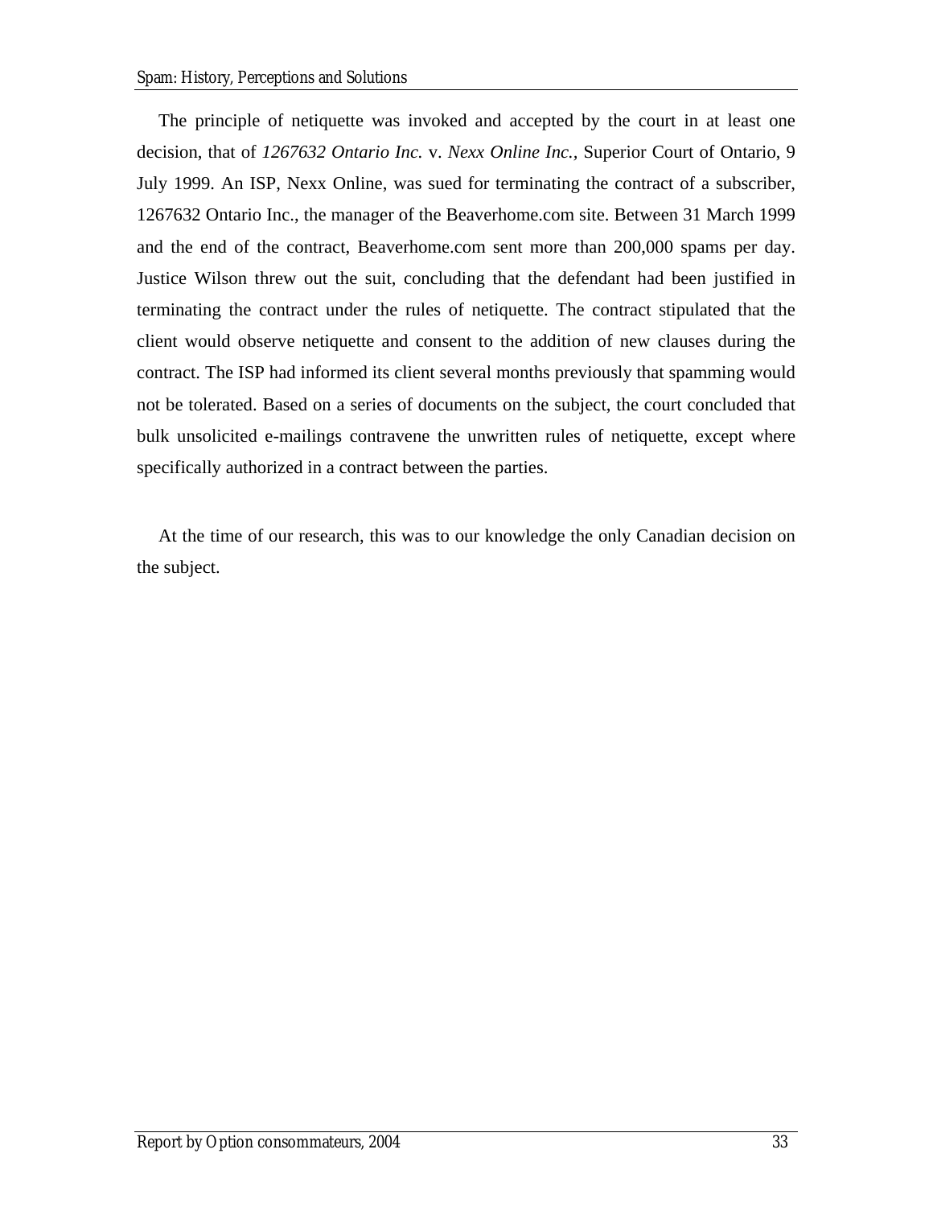The principle of netiquette was invoked and accepted by the court in at least one decision, that of *1267632 Ontario Inc.* v. *Nexx Online Inc.*, Superior Court of Ontario, 9 July 1999. An ISP, Nexx Online, was sued for terminating the contract of a subscriber, 1267632 Ontario Inc., the manager of the Beaverhome.com site. Between 31 March 1999 and the end of the contract, Beaverhome.com sent more than 200,000 spams per day. Justice Wilson threw out the suit, concluding that the defendant had been justified in terminating the contract under the rules of netiquette. The contract stipulated that the client would observe netiquette and consent to the addition of new clauses during the contract. The ISP had informed its client several months previously that spamming would not be tolerated. Based on a series of documents on the subject, the court concluded that bulk unsolicited e-mailings contravene the unwritten rules of netiquette, except where specifically authorized in a contract between the parties.

At the time of our research, this was to our knowledge the only Canadian decision on the subject.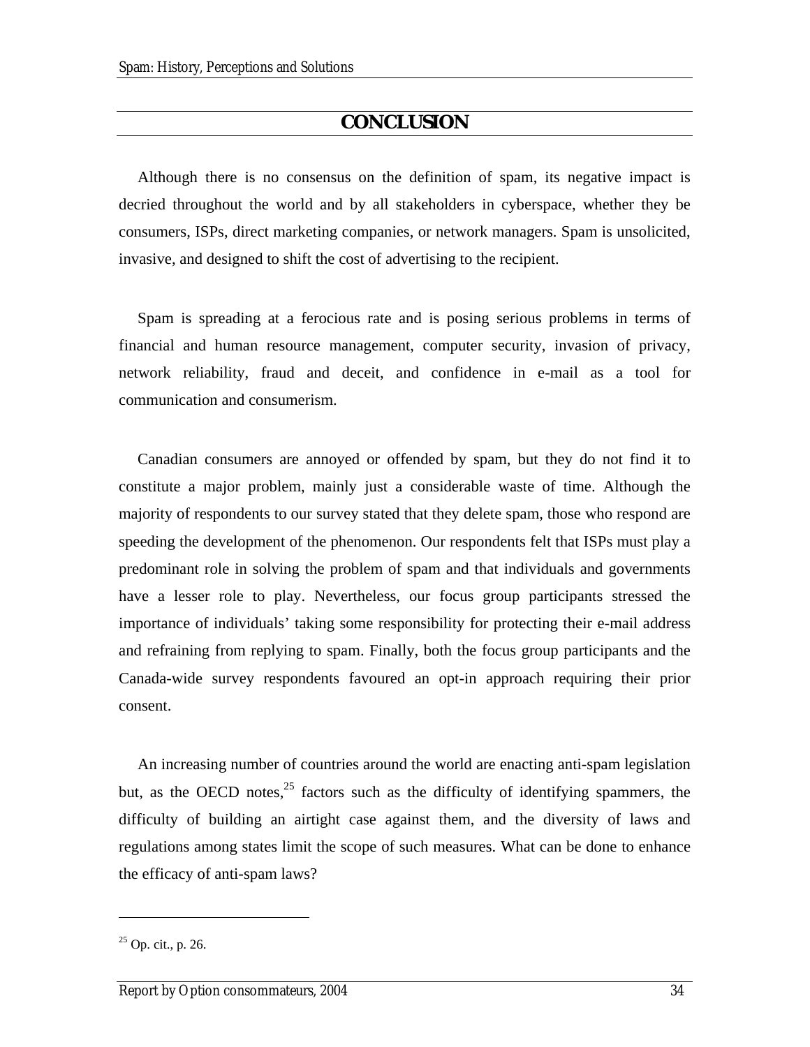# CONCLUSION

Although there is no consensus on the definition of spam, its negative impact is decried throughout the world and by all stakeholders in cyberspace, whether they be consumers, ISPs, direct marketing companies, or network managers. Spam is unsolicited, invasive, and designed to shift the cost of advertising to the recipient.

Spam is spreading at a ferocious rate and is posing serious problems in terms of financial and human resource management, computer security, invasion of privacy, network reliability, fraud and deceit, and confidence in e-mail as a tool for communication and consumerism.

Canadian consumers are annoyed or offended by spam, but they do not find it to constitute a major problem, mainly just a considerable waste of time. Although the majority of respondents to our survey stated that they delete spam, those who respond are speeding the development of the phenomenon. Our respondents felt that ISPs must play a predominant role in solving the problem of spam and that individuals and governments have a lesser role to play. Nevertheless, our focus group participants stressed the importance of individuals' taking some responsibility for protecting their e-mail address and refraining from replying to spam. Finally, both the focus group participants and the Canada-wide survey respondents favoured an opt-in approach requiring their prior consent.

An increasing number of countries around the world are enacting anti-spam legislation but, as the OECD notes,[25] factors such as the difficulty of identifying spammers, the difficulty of building an airtight case against them, and the diversity of laws and regulations among states limit the scope of such measures. What can be done to enhance the efficacy of anti-spam laws?

---

[25] Op. cit., p. 26.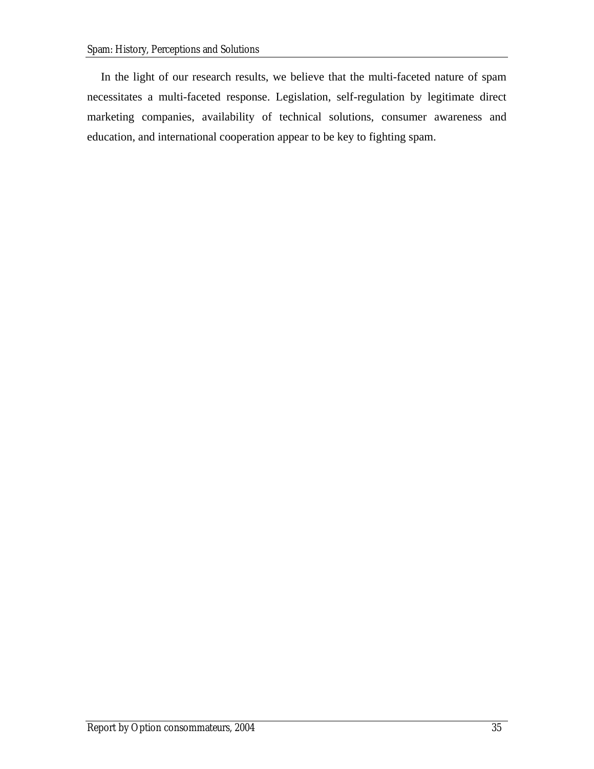In the light of our research results, we believe that the multi-faceted nature of spam necessitates a multi-faceted response. Legislation, self-regulation by legitimate direct marketing companies, availability of technical solutions, consumer awareness and education, and international cooperation appear to be key to fighting spam.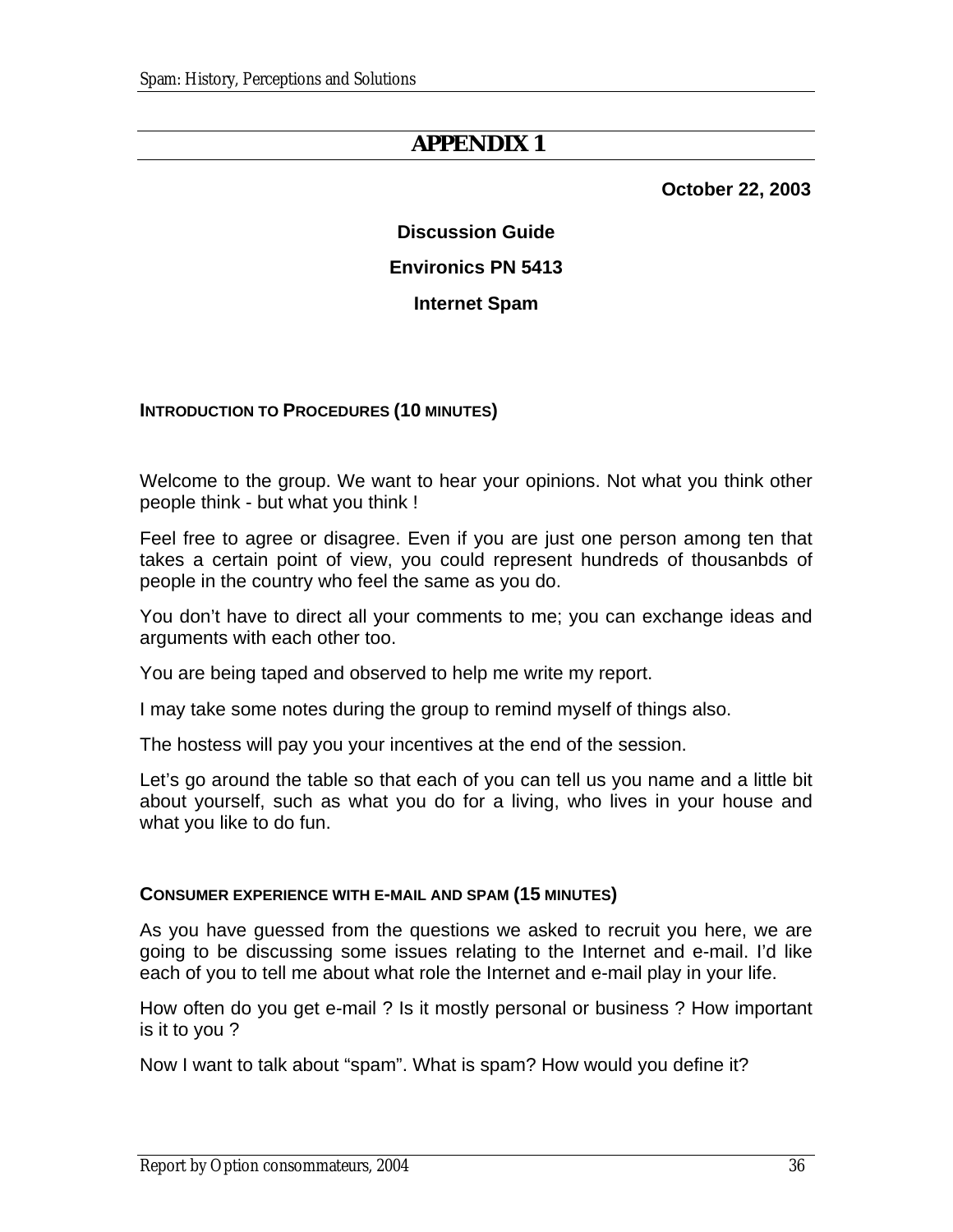# APPENDIX 1

**October 22, 2003**

**Discussion Guide**

**Environics PN 5413**

**Internet Spam**

### INTRODUCTION TO PROCEDURES (10 MINUTES)

Welcome to the group. We want to hear your opinions. Not what you think other people think - but what you think !

Feel free to agree or disagree. Even if you are just one person among ten that takes a certain point of view, you could represent hundreds of thousanbds of people in the country who feel the same as you do.

You don't have to direct all your comments to me; you can exchange ideas and arguments with each other too.

You are being taped and observed to help me write my report.

I may take some notes during the group to remind myself of things also.

The hostess will pay you your incentives at the end of the session.

Let's go around the table so that each of you can tell us you name and a little bit about yourself, such as what you do for a living, who lives in your house and what you like to do fun.

### CONSUMER EXPERIENCE WITH E-MAIL AND SPAM (15 MINUTES)

As you have guessed from the questions we asked to recruit you here, we are going to be discussing some issues relating to the Internet and e-mail. I'd like each of you to tell me about what role the Internet and e-mail play in your life.

How often do you get e-mail ? Is it mostly personal or business ? How important is it to you ?

Now I want to talk about "spam". What is spam? How would you define it?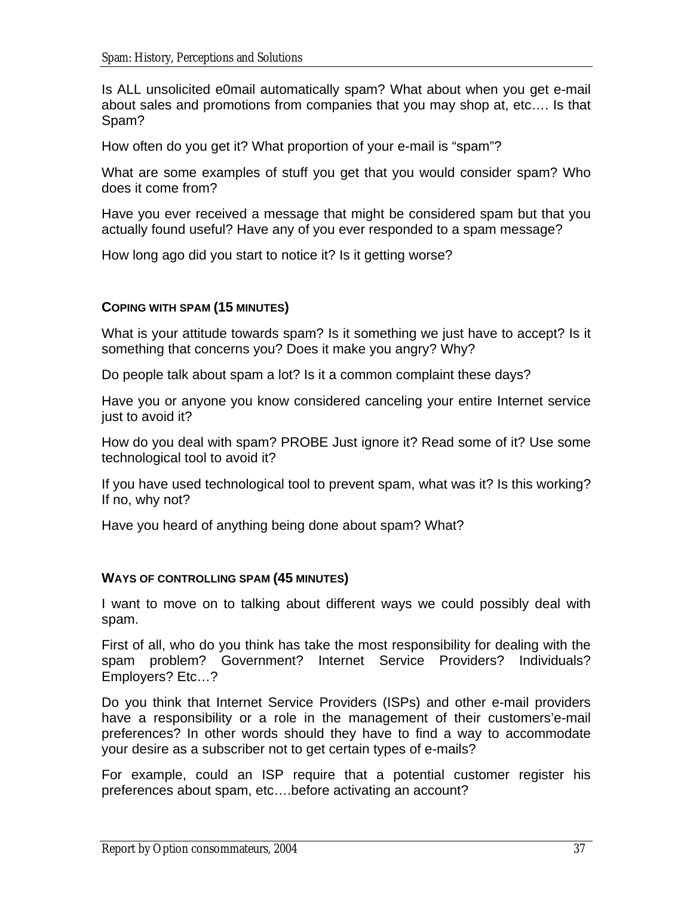Is ALL unsolicited e0mail automatically spam? What about when you get e-mail about sales and promotions from companies that you may shop at, etc…. Is that Spam?

How often do you get it? What proportion of your e-mail is "spam"?

What are some examples of stuff you get that you would consider spam? Who does it come from?

Have you ever received a message that might be considered spam but that you actually found useful? Have any of you ever responded to a spam message?

How long ago did you start to notice it? Is it getting worse?

#### COPING WITH SPAM (15 MINUTES)

What is your attitude towards spam? Is it something we just have to accept? Is it something that concerns you? Does it make you angry? Why?

Do people talk about spam a lot? Is it a common complaint these days?

Have you or anyone you know considered canceling your entire Internet service just to avoid it?

How do you deal with spam? PROBE Just ignore it? Read some of it? Use some technological tool to avoid it?

If you have used technological tool to prevent spam, what was it? Is this working? If no, why not?

Have you heard of anything being done about spam? What?

#### WAYS OF CONTROLLING SPAM (45 MINUTES)

I want to move on to talking about different ways we could possibly deal with spam.

First of all, who do you think has take the most responsibility for dealing with the spam problem? Government? Internet Service Providers? Individuals? Employers? Etc…?

Do you think that Internet Service Providers (ISPs) and other e-mail providers have a responsibility or a role in the management of their customers'e-mail preferences? In other words should they have to find a way to accommodate your desire as a subscriber not to get certain types of e-mails?

For example, could an ISP require that a potential customer register his preferences about spam, etc….before activating an account?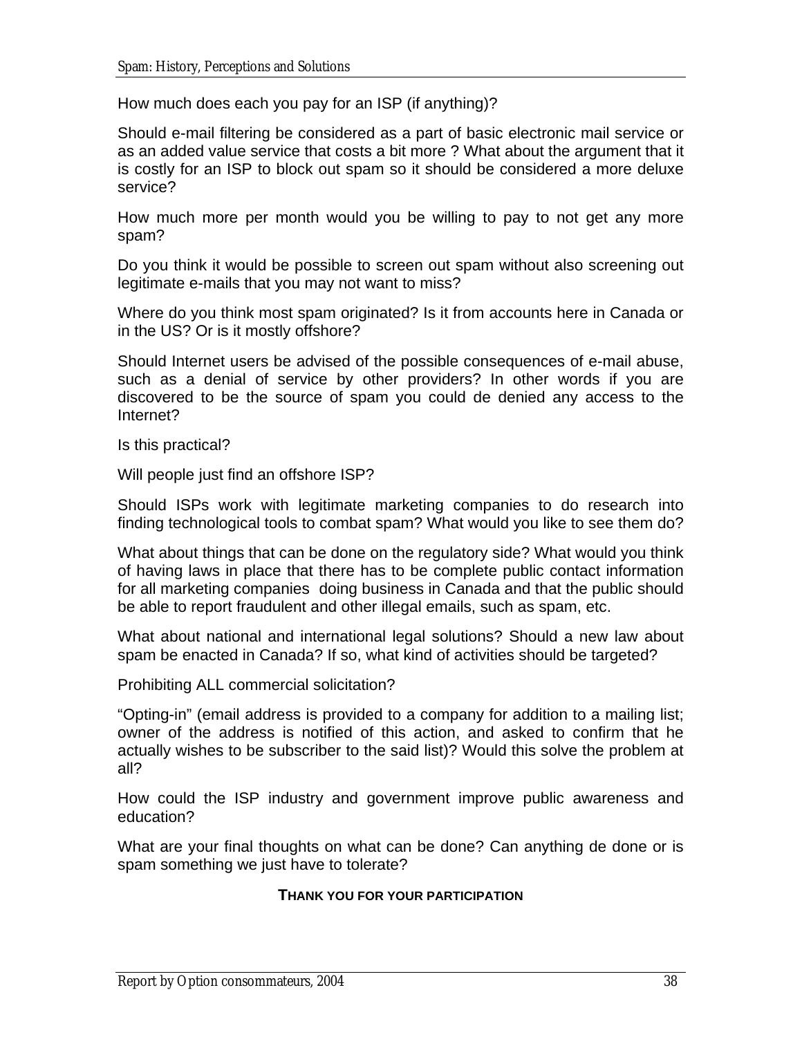How much does each you pay for an ISP (if anything)?

Should e-mail filtering be considered as a part of basic electronic mail service or as an added value service that costs a bit more ? What about the argument that it is costly for an ISP to block out spam so it should be considered a more deluxe service?

How much more per month would you be willing to pay to not get any more spam?

Do you think it would be possible to screen out spam without also screening out legitimate e-mails that you may not want to miss?

Where do you think most spam originated? Is it from accounts here in Canada or in the US? Or is it mostly offshore?

Should Internet users be advised of the possible consequences of e-mail abuse, such as a denial of service by other providers? In other words if you are discovered to be the source of spam you could de denied any access to the Internet?

Is this practical?

Will people just find an offshore ISP?

Should ISPs work with legitimate marketing companies to do research into finding technological tools to combat spam? What would you like to see them do?

What about things that can be done on the regulatory side? What would you think of having laws in place that there has to be complete public contact information for all marketing companies doing business in Canada and that the public should be able to report fraudulent and other illegal emails, such as spam, etc.

What about national and international legal solutions? Should a new law about spam be enacted in Canada? If so, what kind of activities should be targeted?

Prohibiting ALL commercial solicitation?

“Opting-in” (email address is provided to a company for addition to a mailing list; owner of the address is notified of this action, and asked to confirm that he actually wishes to be subscriber to the said list)? Would this solve the problem at all?

How could the ISP industry and government improve public awareness and education?

What are your final thoughts on what can be done? Can anything de done or is spam something we just have to tolerate?

**THANK YOU FOR YOUR PARTICIPATION**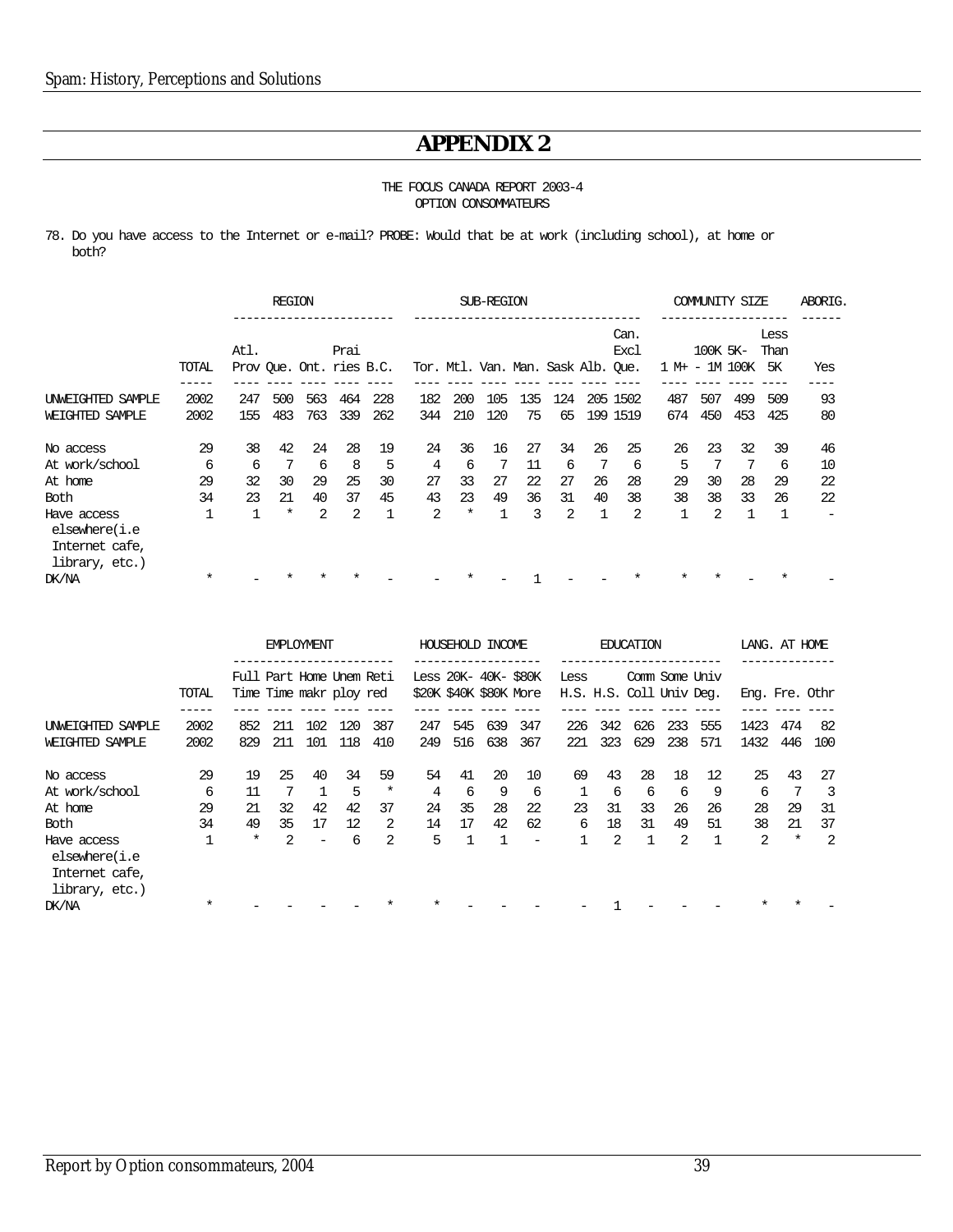# APPENDIX 2

THE FOCUS CANADA REPORT 2003-4
OPTION CONSOMMATEURS

78. Do you have access to the Internet or e-mail? PROBE: Would that be at work (including school), at home or both?

| | TOTAL | REGION | | | | | SUB-REGION | | | | | | | COMMUNITY SIZE | | | | ABORIG. |
|---|---|---|---|---|---|---|---|---|---|---|---|---|---|---|---|---|---|---|
| | | Atl. Prov | Que. | Ont. | Prairies | B.C. | Tor. | Mtl. | Van. | Man. | Sask | Alb. | Can. Excl Que. | 1 M+ | 100K - 1M | 5K-100K | Less Than 5K | Yes |
| UNWEIGHTED SAMPLE | 2002 | 247 | 500 | 563 | 464 | 228 | 182 | 200 | 105 | 135 | 124 | 205 | 1502 | 487 | 507 | 499 | 509 | 93 |
| WEIGHTED SAMPLE | 2002 | 155 | 483 | 763 | 339 | 262 | 344 | 210 | 120 | 75 | 65 | 199 | 1519 | 674 | 450 | 453 | 425 | 80 |
| No access | 29 | 38 | 42 | 24 | 28 | 19 | 24 | 36 | 16 | 27 | 34 | 26 | 25 | 26 | 23 | 32 | 39 | 46 |
| At work/school | 6 | 6 | 7 | 6 | 8 | 5 | 4 | 6 | 7 | 11 | 6 | 7 | 6 | 5 | 7 | 7 | 6 | 10 |
| At home | 29 | 32 | 30 | 29 | 25 | 30 | 27 | 33 | 27 | 22 | 27 | 26 | 28 | 29 | 30 | 28 | 29 | 22 |
| Both | 34 | 23 | 21 | 40 | 37 | 45 | 43 | 23 | 49 | 36 | 31 | 40 | 38 | 38 | 38 | 33 | 26 | 22 |
| Have access elsewhere(i.e Internet cafe, library, etc.) | 1 | 1 | * | 2 | 2 | 1 | 2 | * | 1 | 3 | 2 | 1 | 2 | 1 | 2 | 1 | 1 | - |
| DK/NA | * | - | * | * | * | - | - | * | - | 1 | - | - | * | * | * | - | * | - |

| | TOTAL | EMPLOYMENT | | | | | HOUSEHOLD INCOME | | | | EDUCATION | | | | | LANG. AT HOME | | |
|---|---|---|---|---|---|---|---|---|---|---|---|---|---|---|---|---|---|---|
| | | Full Time | Part Time | Home makr | Unem ploy | Reti red | Less $20K | 20K-$40K | 40K-$80K | $80K More | Less H.S. | H.S. | Comm Coll | Some Univ | Univ Deg. | Eng. | Fre. | Othr |
| UNWEIGHTED SAMPLE | 2002 | 852 | 211 | 102 | 120 | 387 | 247 | 545 | 639 | 347 | 226 | 342 | 626 | 233 | 555 | 1423 | 474 | 82 |
| WEIGHTED SAMPLE | 2002 | 829 | 211 | 101 | 118 | 410 | 249 | 516 | 638 | 367 | 221 | 323 | 629 | 238 | 571 | 1432 | 446 | 100 |
| No access | 29 | 19 | 25 | 40 | 34 | 59 | 54 | 41 | 20 | 10 | 69 | 43 | 28 | 18 | 12 | 25 | 43 | 27 |
| At work/school | 6 | 11 | 7 | 1 | 5 | * | 4 | 6 | 9 | 6 | 1 | 6 | 6 | 6 | 9 | 6 | 7 | 3 |
| At home | 29 | 21 | 32 | 42 | 42 | 37 | 24 | 35 | 28 | 22 | 23 | 31 | 33 | 26 | 26 | 28 | 29 | 31 |
| Both | 34 | 49 | 35 | 17 | 12 | 2 | 14 | 17 | 42 | 62 | 6 | 18 | 31 | 49 | 51 | 38 | 21 | 37 |
| Have access elsewhere(i.e Internet cafe, library, etc.) | 1 | * | 2 | - | 6 | 2 | 5 | 1 | 1 | - | 1 | 2 | 1 | 2 | 1 | 2 | * | 2 |
| DK/NA | * | - | - | - | - | * | * | - | - | - | - | 1 | - | - | - | * | * | - |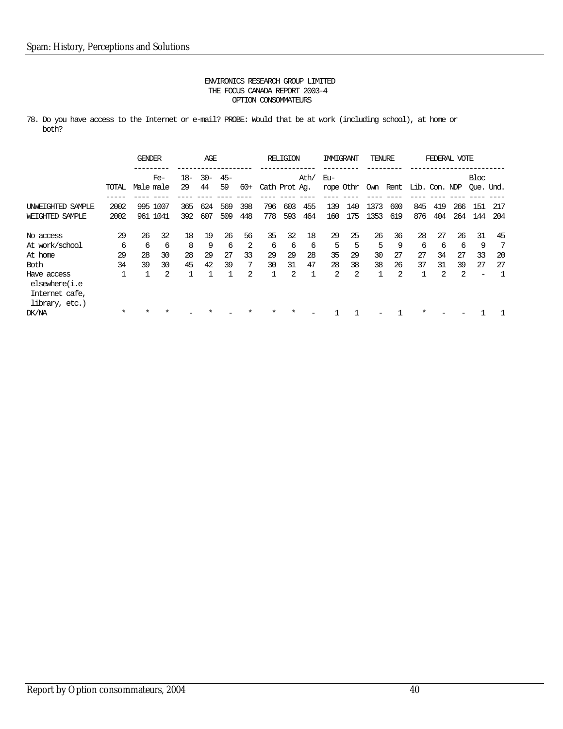ENVIRONICS RESEARCH GROUP LIMITED
THE FOCUS CANADA REPORT 2003-4
OPTION CONSOMMATEURS

78. Do you have access to the Internet or e-mail? PROBE: Would that be at work (including school), at home or both?

| | | GENDER | | AGE | | | | RELIGION | | | IMMIGRANT | | TENURE | | FEDERAL VOTE | | | | |
|---|---|---|---|---|---|---|---|---|---|---|---|---|---|---|---|---|---|---|---|
| | TOTAL | Male | Fe-male | 18-29 | 30-44 | 45-59 | 60+ | Cath | Prot | Ath/Ag. | Eu-rope | Othr | Own | Rent | Lib. | Con. | NDP | Bloc Que. | Und. |
| UNWEIGHTED SAMPLE | 2002 | 995 | 1007 | 365 | 624 | 569 | 398 | 796 | 603 | 455 | 139 | 140 | 1373 | 600 | 845 | 419 | 266 | 151 | 217 |
| WEIGHTED SAMPLE | 2002 | 961 | 1041 | 392 | 607 | 509 | 448 | 778 | 593 | 464 | 160 | 175 | 1353 | 619 | 876 | 404 | 264 | 144 | 204 |
| No access | 29 | 26 | 32 | 18 | 19 | 26 | 56 | 35 | 32 | 18 | 29 | 25 | 26 | 36 | 28 | 27 | 26 | 31 | 45 |
| At work/school | 6 | 6 | 6 | 8 | 9 | 6 | 2 | 6 | 6 | 6 | 5 | 5 | 5 | 9 | 6 | 6 | 6 | 9 | 7 |
| At home | 29 | 28 | 30 | 28 | 29 | 27 | 33 | 29 | 29 | 28 | 35 | 29 | 30 | 27 | 27 | 34 | 27 | 33 | 20 |
| Both | 34 | 39 | 30 | 45 | 42 | 39 | 7 | 30 | 31 | 47 | 28 | 38 | 38 | 26 | 37 | 31 | 39 | 27 | 27 |
| Have access elsewhere(i.e Internet cafe, library, etc.) | 1 | 1 | 2 | 1 | 1 | 1 | 2 | 1 | 2 | 1 | 2 | 2 | 1 | 2 | 1 | 2 | 2 | - | 1 |
| DK/NA | * | * | * | - | * | - | * | * | * | - | 1 | 1 | - | 1 | * | - | - | 1 | 1 |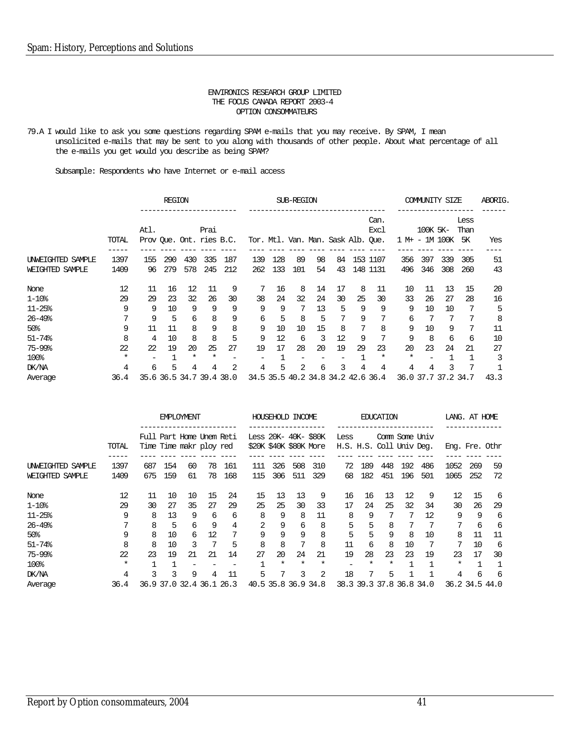ENVIRONICS RESEARCH GROUP LIMITED
THE FOCUS CANADA REPORT 2003-4
OPTION CONSOMMATEURS

79.A I would like to ask you some questions regarding SPAM e-mails that you may receive. By SPAM, I mean unsolicited e-mails that may be sent to you along with thousands of other people. About what percentage of all the e-mails you get would you describe as being SPAM?

Subsample: Respondents who have Internet or e-mail access

| | | REGION | | | | | SUB-REGION | | | | | | | COMMUNITY SIZE | | | | ABORIG. |
|---|---|---|---|---|---|---|---|---|---|---|---|---|---|---|---|---|---|---|
| | TOTAL | Atl. Prov | Que. | Ont. | Prairies | B.C. | Tor. | Mtl. | Van. | Man. | Sask | Alb. | Can. Excl Que. | 1 M+ | 100K - 1M | 5K-100K | Less Than 5K | Yes |
| UNWEIGHTED SAMPLE | 1397 | 155 | 290 | 430 | 335 | 187 | 139 | 128 | 89 | 98 | 84 | 153 | 1107 | 356 | 397 | 339 | 305 | 51 |
| WEIGHTED SAMPLE | 1409 | 96 | 279 | 578 | 245 | 212 | 262 | 133 | 101 | 54 | 43 | 148 | 1131 | 496 | 346 | 308 | 260 | 43 |
| None | 12 | 11 | 16 | 12 | 11 | 9 | 7 | 16 | 8 | 14 | 17 | 8 | 11 | 10 | 11 | 13 | 15 | 20 |
| 1-10% | 29 | 29 | 23 | 32 | 26 | 30 | 38 | 24 | 32 | 24 | 30 | 25 | 30 | 33 | 26 | 27 | 28 | 16 |
| 11-25% | 9 | 9 | 10 | 9 | 9 | 9 | 9 | 9 | 7 | 13 | 5 | 9 | 9 | 9 | 10 | 10 | 7 | 5 |
| 26-49% | 7 | 9 | 5 | 6 | 8 | 9 | 6 | 5 | 8 | 5 | 7 | 9 | 7 | 6 | 7 | 7 | 7 | 8 |
| 50% | 9 | 11 | 11 | 8 | 9 | 8 | 9 | 10 | 10 | 15 | 8 | 7 | 8 | 9 | 10 | 9 | 7 | 11 |
| 51-74% | 8 | 4 | 10 | 8 | 8 | 5 | 9 | 12 | 6 | 3 | 12 | 9 | 7 | 9 | 8 | 6 | 6 | 10 |
| 75-99% | 22 | 22 | 19 | 20 | 25 | 27 | 19 | 17 | 28 | 20 | 19 | 29 | 23 | 20 | 23 | 24 | 21 | 27 |
| 100% | * | - | 1 | * | * | - | - | 1 | - | - | - | 1 | * | * | - | 1 | 1 | 3 |
| DK/NA | 4 | 6 | 5 | 4 | 4 | 2 | 4 | 5 | 2 | 6 | 3 | 4 | 4 | 4 | 4 | 3 | 7 | 1 |
| Average | 36.4 | 35.6 | 36.5 | 34.7 | 39.4 | 38.0 | 34.5 | 35.5 | 40.2 | 34.8 | 34.2 | 42.6 | 36.4 | 36.0 | 37.7 | 37.2 | 34.7 | 43.3 |

| | | EMPLOYMENT | | | | | HOUSEHOLD INCOME | | | | EDUCATION | | | | | LANG. AT HOME | | |
|---|---|---|---|---|---|---|---|---|---|---|---|---|---|---|---|---|---|---|
| | TOTAL | Full Time | Part Time | Home makr | Unem ploy | Reti red | Less $20K | 20K-$40K | 40K-$80K | $80K More | Less H.S. | H.S. | Comm Coll | Some Univ | Univ Deg. | Eng. | Fre. | Othr |
| UNWEIGHTED SAMPLE | 1397 | 687 | 154 | 60 | 78 | 161 | 111 | 326 | 508 | 310 | 72 | 189 | 448 | 192 | 486 | 1052 | 269 | 59 |
| WEIGHTED SAMPLE | 1409 | 675 | 159 | 61 | 78 | 168 | 115 | 306 | 511 | 329 | 68 | 182 | 451 | 196 | 501 | 1065 | 252 | 72 |
| None | 12 | 11 | 10 | 10 | 15 | 24 | 15 | 13 | 13 | 9 | 16 | 16 | 13 | 12 | 9 | 12 | 15 | 6 |
| 1-10% | 29 | 30 | 27 | 35 | 27 | 29 | 25 | 25 | 30 | 33 | 17 | 24 | 25 | 32 | 34 | 30 | 26 | 29 |
| 11-25% | 9 | 8 | 13 | 9 | 6 | 6 | 8 | 9 | 8 | 11 | 8 | 9 | 7 | 7 | 12 | 9 | 9 | 6 |
| 26-49% | 7 | 8 | 5 | 6 | 9 | 4 | 2 | 9 | 6 | 8 | 5 | 5 | 8 | 7 | 7 | 7 | 6 | 6 |
| 50% | 9 | 8 | 10 | 6 | 12 | 7 | 9 | 9 | 9 | 8 | 5 | 5 | 9 | 8 | 10 | 8 | 11 | 11 |
| 51-74% | 8 | 8 | 10 | 3 | 7 | 5 | 8 | 8 | 7 | 8 | 11 | 6 | 8 | 10 | 7 | 7 | 10 | 6 |
| 75-99% | 22 | 23 | 19 | 21 | 21 | 14 | 27 | 20 | 24 | 21 | 19 | 28 | 23 | 23 | 19 | 23 | 17 | 30 |
| 100% | * | 1 | 1 | - | - | - | 1 | * | * | * | - | * | * | 1 | 1 | * | 1 | 1 |
| DK/NA | 4 | 3 | 3 | 9 | 4 | 11 | 5 | 7 | 3 | 2 | 18 | 7 | 5 | 1 | 1 | 4 | 6 | 6 |
| Average | 36.4 | 36.9 | 37.0 | 32.4 | 36.1 | 26.3 | 40.5 | 35.8 | 36.9 | 34.8 | 38.3 | 39.3 | 37.8 | 36.8 | 34.0 | 36.2 | 34.5 | 44.0 |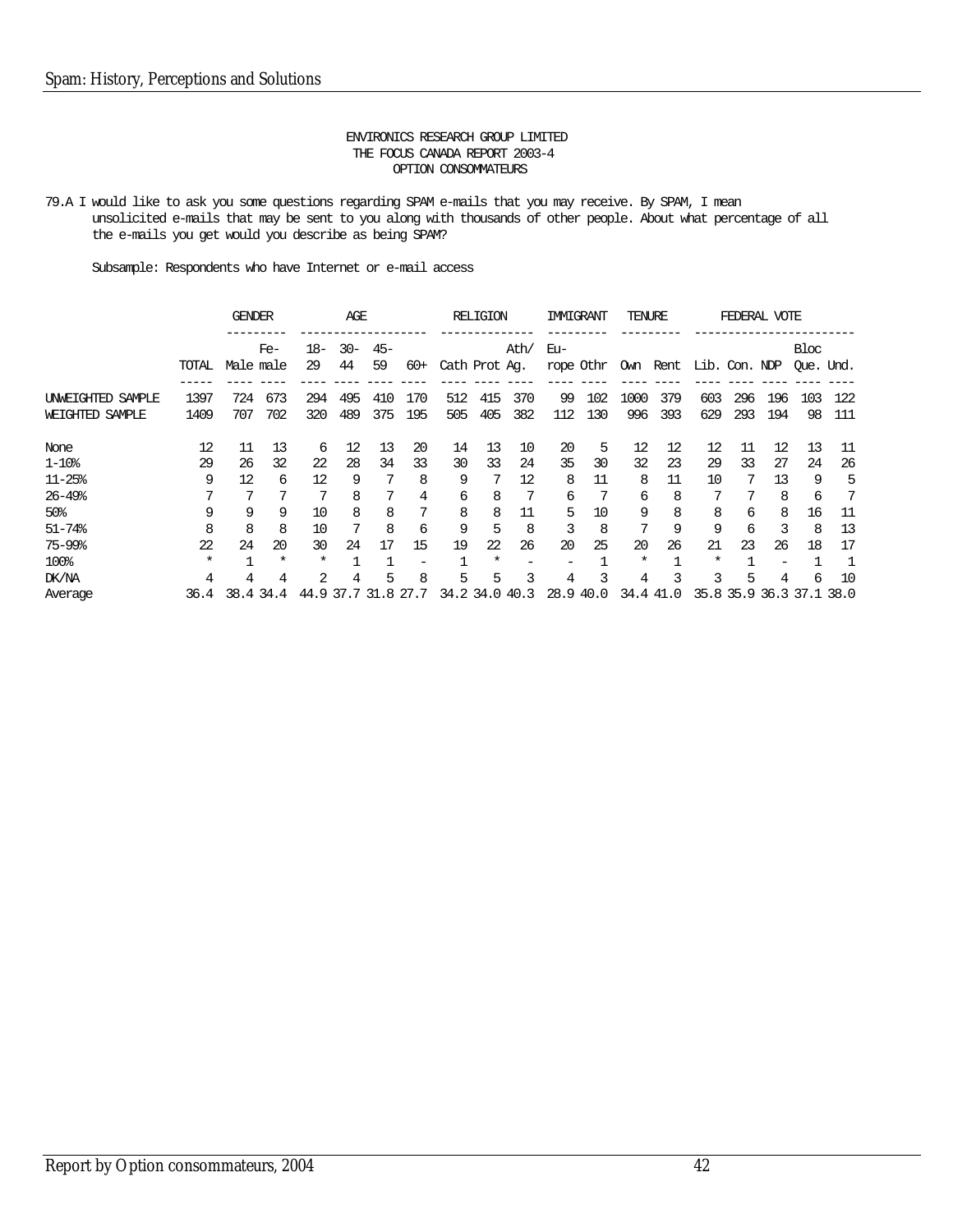ENVIRONICS RESEARCH GROUP LIMITED
THE FOCUS CANADA REPORT 2003-4
OPTION CONSOMMATEURS

79.A I would like to ask you some questions regarding SPAM e-mails that you may receive. By SPAM, I mean unsolicited e-mails that may be sent to you along with thousands of other people. About what percentage of all the e-mails you get would you describe as being SPAM?

Subsample: Respondents who have Internet or e-mail access

| | | GENDER | | AGE | | | | RELIGION | | | IMMIGRANT | | TENURE | | FEDERAL VOTE | | | | |
|---|---|---|---|---|---|---|---|---|---|---|---|---|---|---|---|---|---|---|---|
| | TOTAL | Male | Fe-male | 18-29 | 30-44 | 45-59 | 60+ | Cath | Prot | Ath/Ag. | Eu-rope | Othr | Own | Rent | Lib. | Con. | NDP | Bloc Que. | Und. |
| UNWEIGHTED SAMPLE | 1397 | 724 | 673 | 294 | 495 | 410 | 170 | 512 | 415 | 370 | 99 | 102 | 1000 | 379 | 603 | 296 | 196 | 103 | 122 |
| WEIGHTED SAMPLE | 1409 | 707 | 702 | 320 | 489 | 375 | 195 | 505 | 405 | 382 | 112 | 130 | 996 | 393 | 629 | 293 | 194 | 98 | 111 |
| None | 12 | 11 | 13 | 6 | 12 | 13 | 20 | 14 | 13 | 10 | 20 | 5 | 12 | 12 | 12 | 11 | 12 | 13 | 11 |
| 1-10% | 29 | 26 | 32 | 22 | 28 | 34 | 33 | 30 | 33 | 24 | 35 | 30 | 32 | 23 | 29 | 33 | 27 | 24 | 26 |
| 11-25% | 9 | 12 | 6 | 12 | 9 | 7 | 8 | 9 | 7 | 12 | 8 | 11 | 8 | 11 | 10 | 7 | 13 | 9 | 5 |
| 26-49% | 7 | 7 | 7 | 7 | 8 | 7 | 4 | 6 | 8 | 7 | 6 | 7 | 6 | 8 | 7 | 7 | 8 | 6 | 7 |
| 50% | 9 | 9 | 9 | 10 | 8 | 8 | 7 | 8 | 8 | 11 | 5 | 10 | 9 | 8 | 8 | 6 | 8 | 16 | 11 |
| 51-74% | 8 | 8 | 8 | 10 | 7 | 8 | 6 | 9 | 5 | 8 | 3 | 8 | 7 | 9 | 9 | 6 | 3 | 8 | 13 |
| 75-99% | 22 | 24 | 20 | 30 | 24 | 17 | 15 | 19 | 22 | 26 | 20 | 25 | 20 | 26 | 21 | 23 | 26 | 18 | 17 |
| 100% | * | 1 | * | * | 1 | 1 | - | 1 | * | - | - | 1 | * | 1 | * | 1 | - | 1 | 1 |
| DK/NA | 4 | 4 | 4 | 2 | 4 | 5 | 8 | 5 | 5 | 3 | 4 | 3 | 4 | 3 | 3 | 5 | 4 | 6 | 10 |
| Average | 36.4 | 38.4 | 34.4 | 44.9 | 37.7 | 31.8 | 27.7 | 34.2 | 34.0 | 40.3 | 28.9 | 40.0 | 34.4 | 41.0 | 35.8 | 35.9 | 36.3 | 37.1 | 38.0 |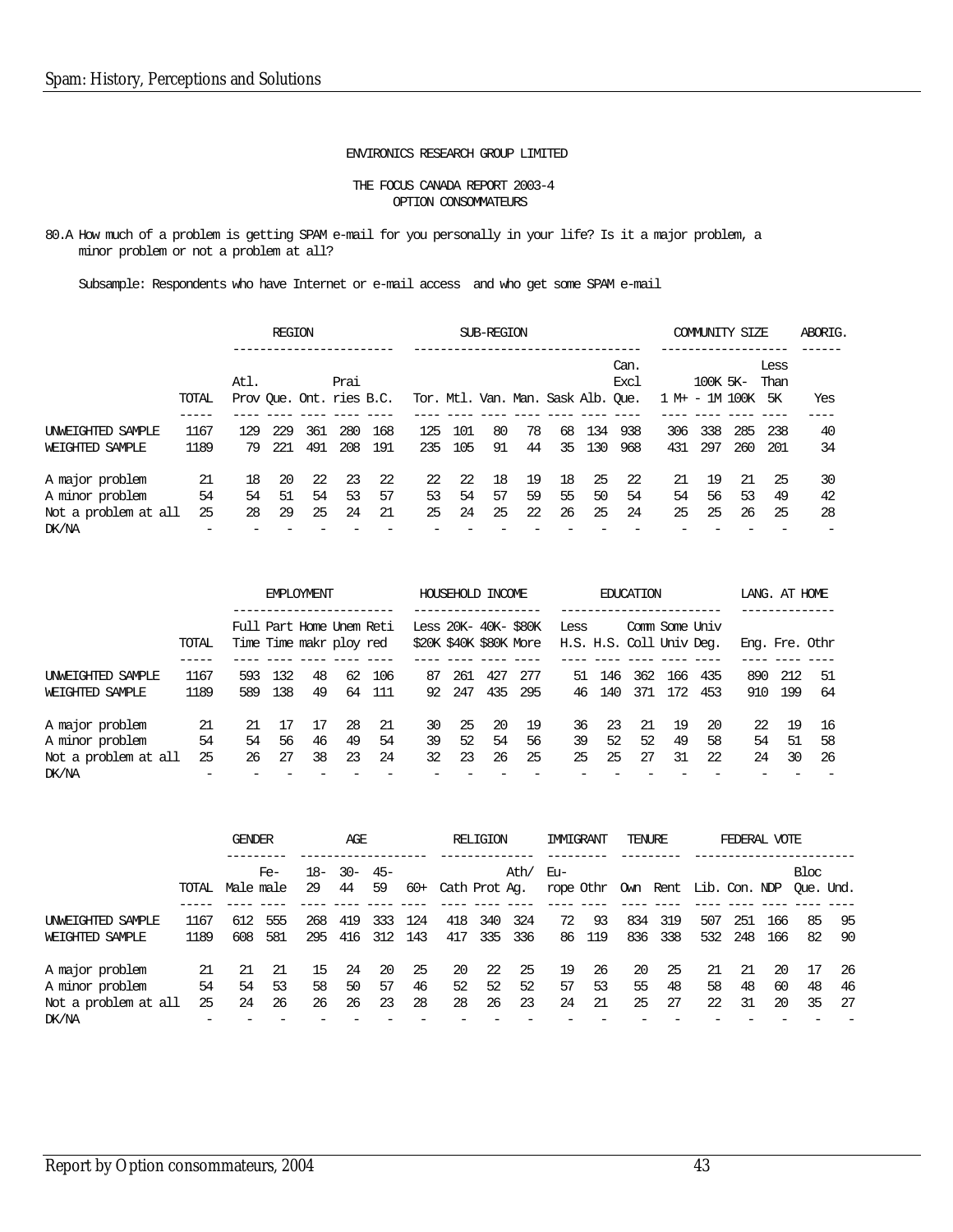ENVIRONICS RESEARCH GROUP LIMITED

THE FOCUS CANADA REPORT 2003-4
OPTION CONSOMMATEURS

80.A How much of a problem is getting SPAM e-mail for you personally in your life? Is it a major problem, a minor problem or not a problem at all?

Subsample: Respondents who have Internet or e-mail access and who get some SPAM e-mail

| | | REGION | | | | | SUB-REGION | | | | | | | COMMUNITY SIZE | | | | ABORIG. |
|---|---|---|---|---|---|---|---|---|---|---|---|---|---|---|---|---|---|---|
| | TOTAL | Atl. Prov | Que. | Ont. | Prai ries | B.C. | Tor. | Mtl. | Van. | Man. | Sask | Alb. | Can. Excl Que. | 1 M+ | 100K - 1M | 5K- 100K | Less Than 5K | Yes |
| UNWEIGHTED SAMPLE | 1167 | 129 | 229 | 361 | 280 | 168 | 125 | 101 | 80 | 78 | 68 | 134 | 938 | 306 | 338 | 285 | 238 | 40 |
| WEIGHTED SAMPLE | 1189 | 79 | 221 | 491 | 208 | 191 | 235 | 105 | 91 | 44 | 35 | 130 | 968 | 431 | 297 | 260 | 201 | 34 |
| A major problem | 21 | 18 | 20 | 22 | 23 | 22 | 22 | 22 | 18 | 19 | 18 | 25 | 22 | 21 | 19 | 21 | 25 | 30 |
| A minor problem | 54 | 54 | 51 | 54 | 53 | 57 | 53 | 54 | 57 | 59 | 55 | 50 | 54 | 54 | 56 | 53 | 49 | 42 |
| Not a problem at all | 25 | 28 | 29 | 25 | 24 | 21 | 25 | 24 | 25 | 22 | 26 | 25 | 24 | 25 | 25 | 26 | 25 | 28 |
| DK/NA | - | - | - | - | - | - | - | - | - | - | - | - | - | - | - | - | - | - |

| | | EMPLOYMENT | | | | | HOUSEHOLD INCOME | | | | EDUCATION | | | | | LANG. AT HOME | | |
|---|---|---|---|---|---|---|---|---|---|---|---|---|---|---|---|---|---|---|
| | TOTAL | Full Time | Part Time | Home makr | Unem ploy | Reti red | Less $20K | 20K- $40K | 40K- $80K | $80K More | Less H.S. | H.S. | Comm Coll | Some Univ | Univ Deg. | Eng. | Fre. | Othr |
| UNWEIGHTED SAMPLE | 1167 | 593 | 132 | 48 | 62 | 106 | 87 | 261 | 427 | 277 | 51 | 146 | 362 | 166 | 435 | 890 | 212 | 51 |
| WEIGHTED SAMPLE | 1189 | 589 | 138 | 49 | 64 | 111 | 92 | 247 | 435 | 295 | 46 | 140 | 371 | 172 | 453 | 910 | 199 | 64 |
| A major problem | 21 | 21 | 17 | 17 | 28 | 21 | 30 | 25 | 20 | 19 | 36 | 23 | 21 | 19 | 20 | 22 | 19 | 16 |
| A minor problem | 54 | 54 | 56 | 46 | 49 | 54 | 39 | 52 | 54 | 56 | 39 | 52 | 52 | 49 | 58 | 54 | 51 | 58 |
| Not a problem at all | 25 | 26 | 27 | 38 | 23 | 24 | 32 | 23 | 26 | 25 | 25 | 25 | 27 | 31 | 22 | 24 | 30 | 26 |
| DK/NA | - | - | - | - | - | - | - | - | - | - | - | - | - | - | - | - | - | - |

| | | GENDER | | AGE | | | | RELIGION | | | IMMIGRANT | | TENURE | | FEDERAL VOTE | | | | |
|---|---|---|---|---|---|---|---|---|---|---|---|---|---|---|---|---|---|---|---|
| | TOTAL | Male | Fe- male | 18- 29 | 30- 44 | 45- 59 | 60+ | Cath | Prot | Ath/ Ag. | Eu- rope | Othr | Own | Rent | Lib. | Con. | NDP | Bloc Que. | Und. |
| UNWEIGHTED SAMPLE | 1167 | 612 | 555 | 268 | 419 | 333 | 124 | 418 | 340 | 324 | 72 | 93 | 834 | 319 | 507 | 251 | 166 | 85 | 95 |
| WEIGHTED SAMPLE | 1189 | 608 | 581 | 295 | 416 | 312 | 143 | 417 | 335 | 336 | 86 | 119 | 836 | 338 | 532 | 248 | 166 | 82 | 90 |
| A major problem | 21 | 21 | 21 | 15 | 24 | 20 | 25 | 20 | 22 | 25 | 19 | 26 | 20 | 25 | 21 | 21 | 20 | 17 | 26 |
| A minor problem | 54 | 54 | 53 | 58 | 50 | 57 | 46 | 52 | 52 | 52 | 57 | 53 | 55 | 48 | 58 | 48 | 60 | 48 | 46 |
| Not a problem at all | 25 | 24 | 26 | 26 | 26 | 23 | 28 | 28 | 26 | 23 | 24 | 21 | 25 | 27 | 22 | 31 | 20 | 35 | 27 |
| DK/NA | - | - | - | - | - | - | - | - | - | - | - | - | - | - | - | - | - | - | - |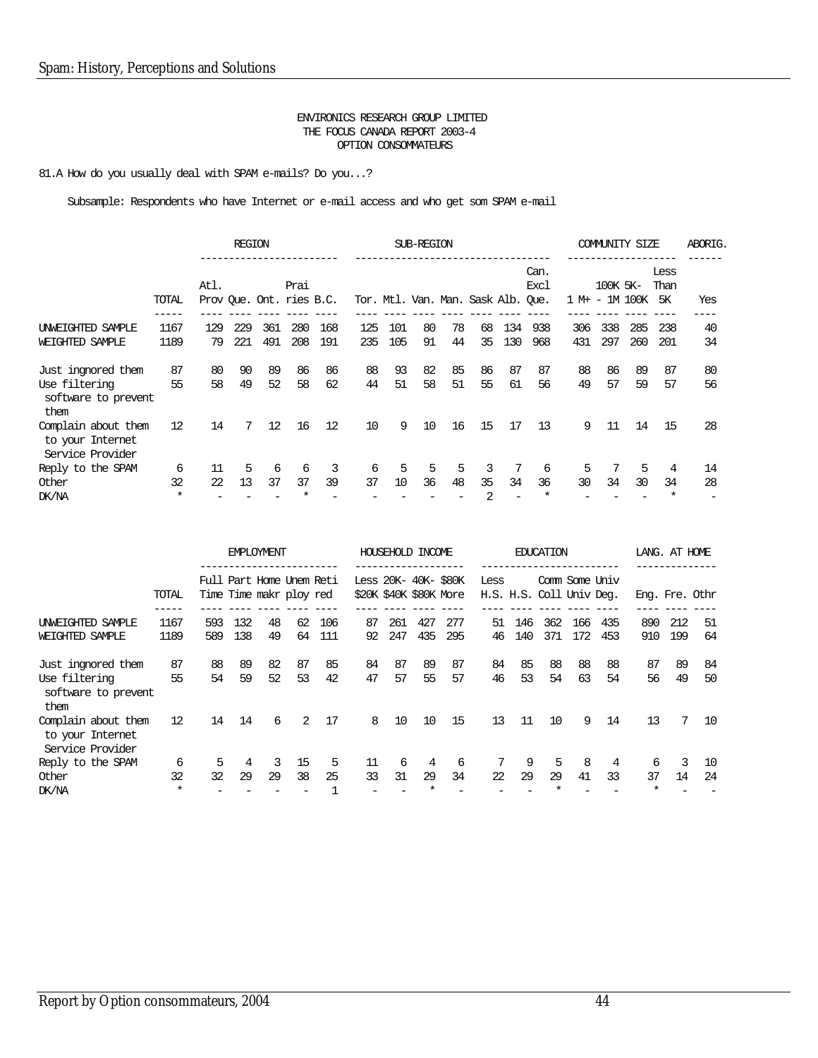ENVIRONICS RESEARCH GROUP LIMITED
THE FOCUS CANADA REPORT 2003-4
OPTION CONSOMMATEURS

81.A How do you usually deal with SPAM e-mails? Do you...?

Subsample: Respondents who have Internet or e-mail access and who get som SPAM e-mail

| | | REGION | | | | | SUB-REGION | | | | | | | COMMUNITY SIZE | | | | ABORIG. |
|---|---|---|---|---|---|---|---|---|---|---|---|---|---|---|---|---|---|---|
| | TOTAL | Atl. Prov | Que. | Ont. | Prairies | B.C. | Tor. | Mtl. | Van. | Man. | Sask | Alb. | Can. Excl Que. | 1 M+ | 100K - 1M | 5K-100K | Less Than 5K | Yes |
| UNWEIGHTED SAMPLE | 1167 | 129 | 229 | 361 | 280 | 168 | 125 | 101 | 80 | 78 | 68 | 134 | 938 | 306 | 338 | 285 | 238 | 40 |
| WEIGHTED SAMPLE | 1189 | 79 | 221 | 491 | 208 | 191 | 235 | 105 | 91 | 44 | 35 | 130 | 968 | 431 | 297 | 260 | 201 | 34 |
| Just ingnored them | 87 | 80 | 90 | 89 | 86 | 86 | 88 | 93 | 82 | 85 | 86 | 87 | 87 | 88 | 86 | 89 | 87 | 80 |
| Use filtering software to prevent them | 55 | 58 | 49 | 52 | 58 | 62 | 44 | 51 | 58 | 51 | 55 | 61 | 56 | 49 | 57 | 59 | 57 | 56 |
| Complain about them to your Internet Service Provider | 12 | 14 | 7 | 12 | 16 | 12 | 10 | 9 | 10 | 16 | 15 | 17 | 13 | 9 | 11 | 14 | 15 | 28 |
| Reply to the SPAM | 6 | 11 | 5 | 6 | 6 | 3 | 6 | 5 | 5 | 5 | 3 | 7 | 6 | 5 | 7 | 5 | 4 | 14 |
| Other | 32 | 22 | 13 | 37 | 37 | 39 | 37 | 10 | 36 | 48 | 35 | 34 | 36 | 30 | 34 | 30 | 34 | 28 |
| DK/NA | * | - | - | - | * | - | - | - | - | - | 2 | - | * | - | - | - | * | - |

| | | EMPLOYMENT | | | | | HOUSEHOLD INCOME | | | | EDUCATION | | | | | LANG. AT HOME | | |
|---|---|---|---|---|---|---|---|---|---|---|---|---|---|---|---|---|---|---|
| | TOTAL | Full Time | Part Time | Home makr | Unem ploy | Reti red | Less $20K | 20K- $40K | 40K- $80K | $80K More | Less H.S. | H.S. | Comm Coll | Some Univ | Univ Deg. | Eng. | Fre. | Othr |
| UNWEIGHTED SAMPLE | 1167 | 593 | 132 | 48 | 62 | 106 | 87 | 261 | 427 | 277 | 51 | 146 | 362 | 166 | 435 | 890 | 212 | 51 |
| WEIGHTED SAMPLE | 1189 | 589 | 138 | 49 | 64 | 111 | 92 | 247 | 435 | 295 | 46 | 140 | 371 | 172 | 453 | 910 | 199 | 64 |
| Just ingnored them | 87 | 88 | 89 | 82 | 87 | 85 | 84 | 87 | 89 | 87 | 84 | 85 | 88 | 88 | 88 | 87 | 89 | 84 |
| Use filtering software to prevent them | 55 | 54 | 59 | 52 | 53 | 42 | 47 | 57 | 55 | 57 | 46 | 53 | 54 | 63 | 54 | 56 | 49 | 50 |
| Complain about them to your Internet Service Provider | 12 | 14 | 14 | 6 | 2 | 17 | 8 | 10 | 10 | 15 | 13 | 11 | 10 | 9 | 14 | 13 | 7 | 10 |
| Reply to the SPAM | 6 | 5 | 4 | 3 | 15 | 5 | 11 | 6 | 4 | 6 | 7 | 9 | 5 | 8 | 4 | 6 | 3 | 10 |
| Other | 32 | 32 | 29 | 29 | 38 | 25 | 33 | 31 | 29 | 34 | 22 | 29 | 29 | 41 | 33 | 37 | 14 | 24 |
| DK/NA | * | - | - | - | - | 1 | - | - | * | - | - | - | * | - | - | * | - | - |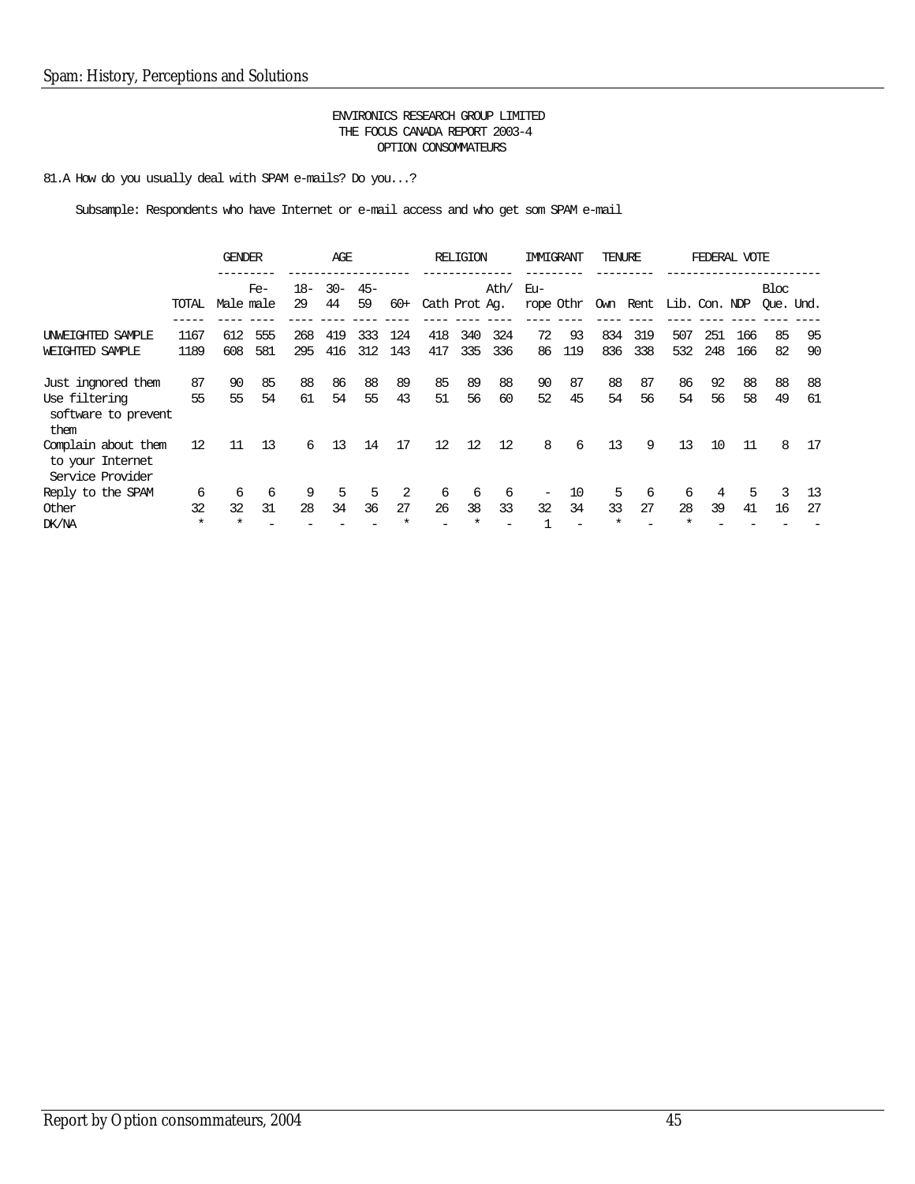ENVIRONICS RESEARCH GROUP LIMITED
THE FOCUS CANADA REPORT 2003-4
OPTION CONSOMMATEURS

81.A How do you usually deal with SPAM e-mails? Do you...?

Subsample: Respondents who have Internet or e-mail access and who get som SPAM e-mail

| | | GENDER | | AGE | | | | RELIGION | | | IMMIGRANT | | TENURE | | FEDERAL VOTE | | | | |
|---|---|---|---|---|---|---|---|---|---|---|---|---|---|---|---|---|---|---|---|
| | TOTAL | Male | Fe-male | 18-29 | 30-44 | 45-59 | 60+ | Cath | Prot | Ath/Ag. | Eu-rope | Othr | Own | Rent | Lib. | Con. | NDP | Bloc Que. | Und. |
| UNWEIGHTED SAMPLE | 1167 | 612 | 555 | 268 | 419 | 333 | 124 | 418 | 340 | 324 | 72 | 93 | 834 | 319 | 507 | 251 | 166 | 85 | 95 |
| WEIGHTED SAMPLE | 1189 | 608 | 581 | 295 | 416 | 312 | 143 | 417 | 335 | 336 | 86 | 119 | 836 | 338 | 532 | 248 | 166 | 82 | 90 |
| Just ingnored them | 87 | 90 | 85 | 88 | 86 | 88 | 89 | 85 | 89 | 88 | 90 | 87 | 88 | 87 | 86 | 92 | 88 | 88 | 88 |
| Use filtering software to prevent them | 55 | 55 | 54 | 61 | 54 | 55 | 43 | 51 | 56 | 60 | 52 | 45 | 54 | 56 | 54 | 56 | 58 | 49 | 61 |
| Complain about them to your Internet Service Provider | 12 | 11 | 13 | 6 | 13 | 14 | 17 | 12 | 12 | 12 | 8 | 6 | 13 | 9 | 13 | 10 | 11 | 8 | 17 |
| Reply to the SPAM | 6 | 6 | 6 | 9 | 5 | 5 | 2 | 6 | 6 | 6 | - | 10 | 5 | 6 | 6 | 4 | 5 | 3 | 13 |
| Other | 32 | 32 | 31 | 28 | 34 | 36 | 27 | 26 | 38 | 33 | 32 | 34 | 33 | 27 | 28 | 39 | 41 | 16 | 27 |
| DK/NA | * | * | - | - | - | - | * | - | * | - | 1 | - | * | - | * | - | - | - | - |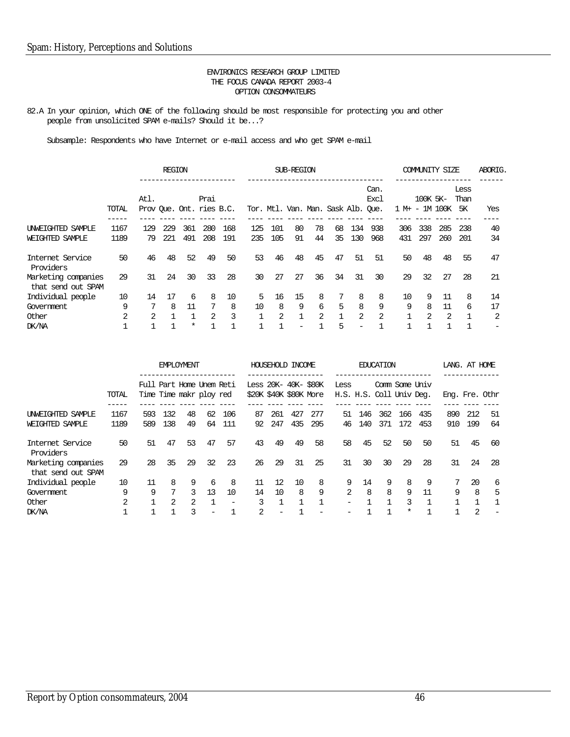ENVIRONICS RESEARCH GROUP LIMITED
THE FOCUS CANADA REPORT 2003-4
OPTION CONSOMMATEURS

82.A In your opinion, which ONE of the following should be most responsible for protecting you and other people from unsolicited SPAM e-mails? Should it be...?

Subsample: Respondents who have Internet or e-mail access and who get SPAM e-mail

| | | REGION | | | | | SUB-REGION | | | | | | | COMMUNITY SIZE | | | | ABORIG. |
|---|---|---|---|---|---|---|---|---|---|---|---|---|---|---|---|---|---|---|
| | TOTAL | Atl. Prov | Que. | Ont. | Prairies | B.C. | Tor. | Mtl. | Van. | Man. | Sask | Alb. | Can. Excl Que. | 1 M+ | 100K - 1M | 5K-100K | Less Than 5K | Yes |
| UNWEIGHTED SAMPLE | 1167 | 129 | 229 | 361 | 280 | 168 | 125 | 101 | 80 | 78 | 68 | 134 | 938 | 306 | 338 | 285 | 238 | 40 |
| WEIGHTED SAMPLE | 1189 | 79 | 221 | 491 | 208 | 191 | 235 | 105 | 91 | 44 | 35 | 130 | 968 | 431 | 297 | 260 | 201 | 34 |
| Internet Service Providers | 50 | 46 | 48 | 52 | 49 | 50 | 53 | 46 | 48 | 45 | 47 | 51 | 51 | 50 | 48 | 48 | 55 | 47 |
| Marketing companies that send out SPAM | 29 | 31 | 24 | 30 | 33 | 28 | 30 | 27 | 27 | 36 | 34 | 31 | 30 | 29 | 32 | 27 | 28 | 21 |
| Individual people | 10 | 14 | 17 | 6 | 8 | 10 | 5 | 16 | 15 | 8 | 7 | 8 | 8 | 10 | 9 | 11 | 8 | 14 |
| Government | 9 | 7 | 8 | 11 | 7 | 8 | 10 | 8 | 9 | 6 | 5 | 8 | 9 | 9 | 8 | 11 | 6 | 17 |
| Other | 2 | 2 | 1 | 1 | 2 | 3 | 1 | 2 | 1 | 2 | 1 | 2 | 2 | 1 | 2 | 2 | 1 | 2 |
| DK/NA | 1 | 1 | 1 | * | 1 | 1 | 1 | 1 | - | 1 | 5 | - | 1 | 1 | 1 | 1 | 1 | - |

| | | EMPLOYMENT | | | | | HOUSEHOLD INCOME | | | | EDUCATION | | | | | LANG. AT HOME | | |
|---|---|---|---|---|---|---|---|---|---|---|---|---|---|---|---|---|---|---|
| | TOTAL | Full Time | Part Time | Home makr | Unem ploy | Reti red | Less $20K | 20K-$40K | 40K-$80K | $80K More | Less H.S. | H.S. | Comm Coll | Some Univ | Univ Deg. | Eng. | Fre. | Othr |
| UNWEIGHTED SAMPLE | 1167 | 593 | 132 | 48 | 62 | 106 | 87 | 261 | 427 | 277 | 51 | 146 | 362 | 166 | 435 | 890 | 212 | 51 |
| WEIGHTED SAMPLE | 1189 | 589 | 138 | 49 | 64 | 111 | 92 | 247 | 435 | 295 | 46 | 140 | 371 | 172 | 453 | 910 | 199 | 64 |
| Internet Service Providers | 50 | 51 | 47 | 53 | 47 | 57 | 43 | 49 | 49 | 58 | 58 | 45 | 52 | 50 | 50 | 51 | 45 | 60 |
| Marketing companies that send out SPAM | 29 | 28 | 35 | 29 | 32 | 23 | 26 | 29 | 31 | 25 | 31 | 30 | 30 | 29 | 28 | 31 | 24 | 28 |
| Individual people | 10 | 11 | 8 | 9 | 6 | 8 | 11 | 12 | 10 | 8 | 9 | 14 | 9 | 8 | 9 | 7 | 20 | 6 |
| Government | 9 | 9 | 7 | 3 | 13 | 10 | 14 | 10 | 8 | 9 | 2 | 8 | 8 | 9 | 11 | 9 | 8 | 5 |
| Other | 2 | 1 | 2 | 2 | 1 | - | 3 | 1 | 1 | 1 | - | 1 | 1 | 3 | 1 | 1 | 1 | 1 |
| DK/NA | 1 | 1 | 1 | 3 | - | 1 | 2 | - | 1 | - | - | 1 | 1 | * | 1 | 1 | 2 | - |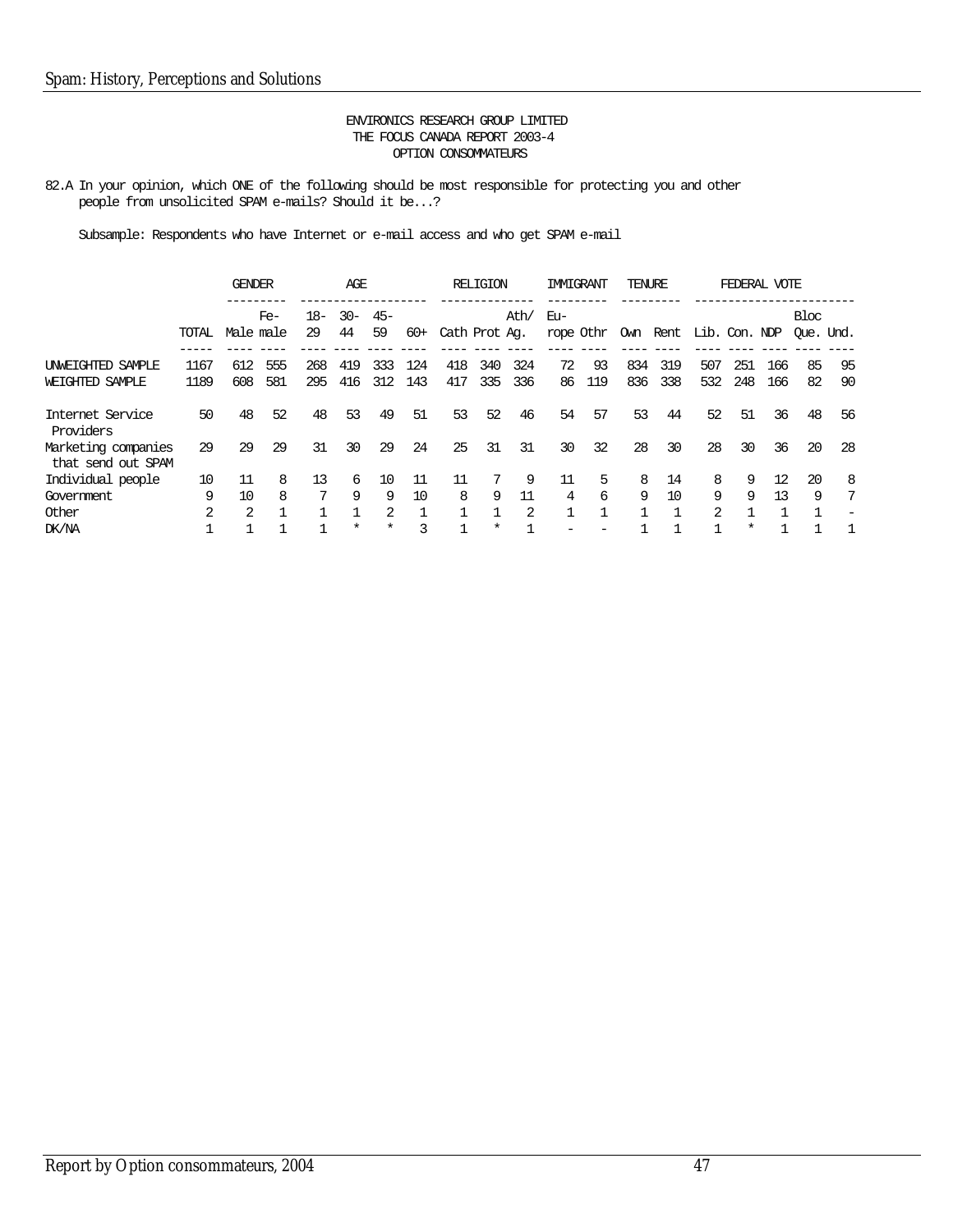ENVIRONICS RESEARCH GROUP LIMITED
THE FOCUS CANADA REPORT 2003-4
OPTION CONSOMMATEURS

82.A In your opinion, which ONE of the following should be most responsible for protecting you and other people from unsolicited SPAM e-mails? Should it be...?

Subsample: Respondents who have Internet or e-mail access and who get SPAM e-mail

| | | GENDER | | AGE | | | | RELIGION | | | IMMIGRANT | | TENURE | | FEDERAL VOTE | | | | |
|---|---|---|---|---|---|---|---|---|---|---|---|---|---|---|---|---|---|---|---|
| | TOTAL | Male | Fe-male | 18-29 | 30-44 | 45-59 | 60+ | Cath | Prot | Ath/Ag. | Eu-rope | Othr | Own | Rent | Lib. | Con. | NDP | Bloc Que. | Und. |
| UNWEIGHTED SAMPLE | 1167 | 612 | 555 | 268 | 419 | 333 | 124 | 418 | 340 | 324 | 72 | 93 | 834 | 319 | 507 | 251 | 166 | 85 | 95 |
| WEIGHTED SAMPLE | 1189 | 608 | 581 | 295 | 416 | 312 | 143 | 417 | 335 | 336 | 86 | 119 | 836 | 338 | 532 | 248 | 166 | 82 | 90 |
| Internet Service Providers | 50 | 48 | 52 | 48 | 53 | 49 | 51 | 53 | 52 | 46 | 54 | 57 | 53 | 44 | 52 | 51 | 36 | 48 | 56 |
| Marketing companies that send out SPAM | 29 | 29 | 29 | 31 | 30 | 29 | 24 | 25 | 31 | 31 | 30 | 32 | 28 | 30 | 28 | 30 | 36 | 20 | 28 |
| Individual people | 10 | 11 | 8 | 13 | 6 | 10 | 11 | 11 | 7 | 9 | 11 | 5 | 8 | 14 | 8 | 9 | 12 | 20 | 8 |
| Government | 9 | 10 | 8 | 7 | 9 | 9 | 10 | 8 | 9 | 11 | 4 | 6 | 9 | 10 | 9 | 9 | 13 | 9 | 7 |
| Other | 2 | 2 | 1 | 1 | 1 | 2 | 1 | 1 | 1 | 2 | 1 | 1 | 1 | 1 | 2 | 1 | 1 | 1 | - |
| DK/NA | 1 | 1 | 1 | 1 | * | * | 3 | 1 | * | 1 | - | - | 1 | 1 | 1 | * | 1 | 1 | 1 |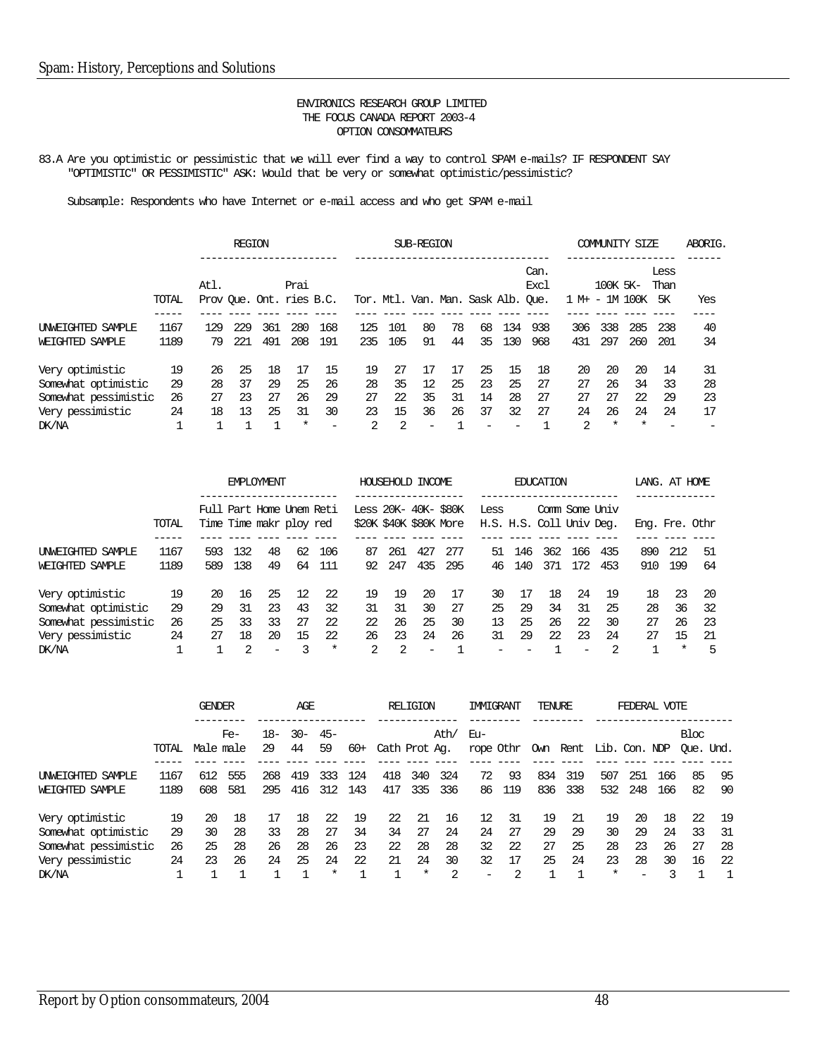ENVIRONICS RESEARCH GROUP LIMITED
THE FOCUS CANADA REPORT 2003-4
OPTION CONSOMMATEURS

83.A Are you optimistic or pessimistic that we will ever find a way to control SPAM e-mails? IF RESPONDENT SAY "OPTIMISTIC" OR PESSIMISTIC" ASK: Would that be very or somewhat optimistic/pessimistic?

Subsample: Respondents who have Internet or e-mail access and who get SPAM e-mail

| | | REGION | | | | | SUB-REGION | | | | | | | COMMUNITY SIZE | | | | ABORIG. |
|---|---|---|---|---|---|---|---|---|---|---|---|---|---|---|---|---|---|---|
| | TOTAL | Atl. Prov | Que. | Ont. | Prai ries | B.C. | Tor. | Mtl. | Van. | Man. | Sask | Alb. | Can. Excl Que. | 1 M+ | 100K - 1M | 5K-100K | Less Than 5K | Yes |
| UNWEIGHTED SAMPLE | 1167 | 129 | 229 | 361 | 280 | 168 | 125 | 101 | 80 | 78 | 68 | 134 | 938 | 306 | 338 | 285 | 238 | 40 |
| WEIGHTED SAMPLE | 1189 | 79 | 221 | 491 | 208 | 191 | 235 | 105 | 91 | 44 | 35 | 130 | 968 | 431 | 297 | 260 | 201 | 34 |
| Very optimistic | 19 | 26 | 25 | 18 | 17 | 15 | 19 | 27 | 17 | 17 | 25 | 15 | 18 | 20 | 20 | 20 | 14 | 31 |
| Somewhat optimistic | 29 | 28 | 37 | 29 | 25 | 26 | 28 | 35 | 12 | 25 | 23 | 25 | 27 | 27 | 26 | 34 | 33 | 28 |
| Somewhat pessimistic | 26 | 27 | 23 | 27 | 26 | 29 | 27 | 22 | 35 | 31 | 14 | 28 | 27 | 27 | 27 | 22 | 29 | 23 |
| Very pessimistic | 24 | 18 | 13 | 25 | 31 | 30 | 23 | 15 | 36 | 26 | 37 | 32 | 27 | 24 | 26 | 24 | 24 | 17 |
| DK/NA | 1 | 1 | 1 | 1 | * | - | 2 | 2 | - | 1 | - | - | 1 | 2 | * | * | - | - |

| | | EMPLOYMENT | | | | | HOUSEHOLD INCOME | | | | EDUCATION | | | | | LANG. AT HOME | | |
|---|---|---|---|---|---|---|---|---|---|---|---|---|---|---|---|---|---|---|
| | TOTAL | Full Time | Part Time | Home makr | Unem ploy | Reti red | Less $20K | 20K-$40K | 40K-$80K | $80K More | Less H.S. | H.S. | Comm Coll | Some Univ | Univ Deg. | Eng. | Fre. | Othr |
| UNWEIGHTED SAMPLE | 1167 | 593 | 132 | 48 | 62 | 106 | 87 | 261 | 427 | 277 | 51 | 146 | 362 | 166 | 435 | 890 | 212 | 51 |
| WEIGHTED SAMPLE | 1189 | 589 | 138 | 49 | 64 | 111 | 92 | 247 | 435 | 295 | 46 | 140 | 371 | 172 | 453 | 910 | 199 | 64 |
| Very optimistic | 19 | 20 | 16 | 25 | 12 | 22 | 19 | 19 | 20 | 17 | 30 | 17 | 18 | 24 | 19 | 18 | 23 | 20 |
| Somewhat optimistic | 29 | 29 | 31 | 23 | 43 | 32 | 31 | 31 | 30 | 27 | 25 | 29 | 34 | 31 | 25 | 28 | 36 | 32 |
| Somewhat pessimistic | 26 | 25 | 33 | 33 | 27 | 22 | 22 | 26 | 25 | 30 | 13 | 25 | 26 | 22 | 30 | 27 | 26 | 23 |
| Very pessimistic | 24 | 27 | 18 | 20 | 15 | 22 | 26 | 23 | 24 | 26 | 31 | 29 | 22 | 23 | 24 | 27 | 15 | 21 |
| DK/NA | 1 | 1 | 2 | - | 3 | * | 2 | 2 | - | 1 | - | - | 1 | - | 2 | 1 | * | 5 |

| | | GENDER | | AGE | | | | RELIGION | | | IMMIGRANT | | TENURE | | FEDERAL VOTE | | | | |
|---|---|---|---|---|---|---|---|---|---|---|---|---|---|---|---|---|---|---|---|
| | TOTAL | Male | Fe-male | 18-29 | 30-44 | 45-59 | 60+ | Cath | Prot | Ath/Ag. | Eu-rope | Othr | Own | Rent | Lib. | Con. | NDP | Bloc Que. | Und. |
| UNWEIGHTED SAMPLE | 1167 | 612 | 555 | 268 | 419 | 333 | 124 | 418 | 340 | 324 | 72 | 93 | 834 | 319 | 507 | 251 | 166 | 85 | 95 |
| WEIGHTED SAMPLE | 1189 | 608 | 581 | 295 | 416 | 312 | 143 | 417 | 335 | 336 | 86 | 119 | 836 | 338 | 532 | 248 | 166 | 82 | 90 |
| Very optimistic | 19 | 20 | 18 | 17 | 18 | 22 | 19 | 22 | 21 | 16 | 12 | 31 | 19 | 21 | 19 | 20 | 18 | 22 | 19 |
| Somewhat optimistic | 29 | 30 | 28 | 33 | 28 | 27 | 34 | 34 | 27 | 24 | 24 | 27 | 29 | 29 | 30 | 29 | 24 | 33 | 31 |
| Somewhat pessimistic | 26 | 25 | 28 | 26 | 28 | 26 | 23 | 22 | 28 | 28 | 32 | 22 | 27 | 25 | 28 | 23 | 26 | 27 | 28 |
| Very pessimistic | 24 | 23 | 26 | 24 | 25 | 24 | 22 | 21 | 24 | 30 | 32 | 17 | 25 | 24 | 23 | 28 | 30 | 16 | 22 |
| DK/NA | 1 | 1 | 1 | 1 | 1 | * | 1 | 1 | * | 2 | - | 2 | 1 | 1 | * | - | 3 | 1 | 1 |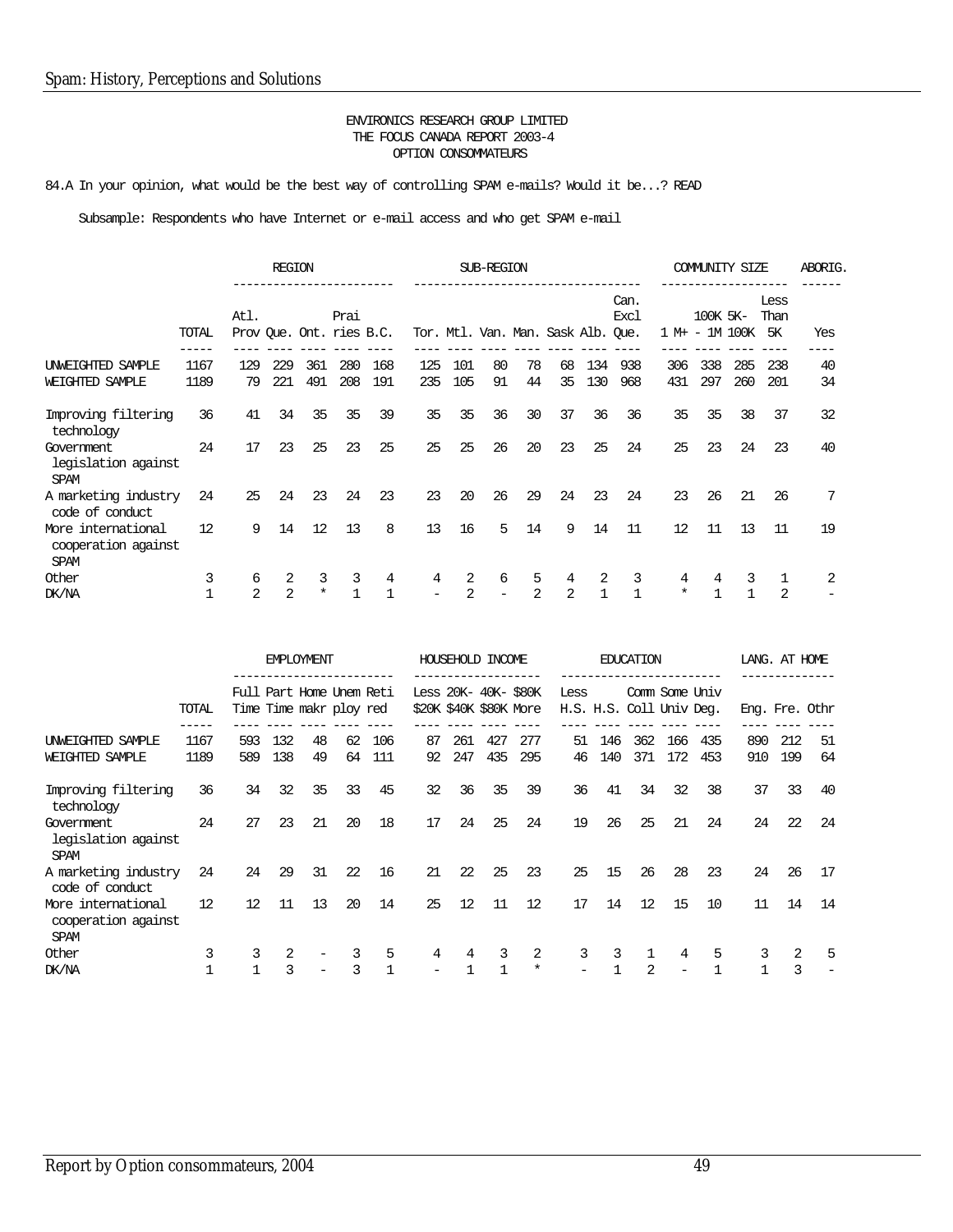ENVIRONICS RESEARCH GROUP LIMITED
THE FOCUS CANADA REPORT 2003-4
OPTION CONSOMMATEURS

84.A In your opinion, what would be the best way of controlling SPAM e-mails? Would it be...? READ

Subsample: Respondents who have Internet or e-mail access and who get SPAM e-mail

| | | REGION | | | | | SUB-REGION | | | | | | | COMMUNITY SIZE | | | | ABORIG. |
|---|---|---|---|---|---|---|---|---|---|---|---|---|---|---|---|---|---|---|
| | TOTAL | Atl. Prov | Que. | Ont. | Prairies | B.C. | Tor. | Mtl. | Van. | Man. | Sask | Alb. | Can. Excl Que. | 1 M+ | 100K - 1M | 5K-100K | Less Than 5K | Yes |
| UNWEIGHTED SAMPLE | 1167 | 129 | 229 | 361 | 280 | 168 | 125 | 101 | 80 | 78 | 68 | 134 | 938 | 306 | 338 | 285 | 238 | 40 |
| WEIGHTED SAMPLE | 1189 | 79 | 221 | 491 | 208 | 191 | 235 | 105 | 91 | 44 | 35 | 130 | 968 | 431 | 297 | 260 | 201 | 34 |
| Improving filtering technology | 36 | 41 | 34 | 35 | 35 | 39 | 35 | 35 | 36 | 30 | 37 | 36 | 36 | 35 | 35 | 38 | 37 | 32 |
| Government legislation against SPAM | 24 | 17 | 23 | 25 | 23 | 25 | 25 | 25 | 26 | 20 | 23 | 25 | 24 | 25 | 23 | 24 | 23 | 40 |
| A marketing industry code of conduct | 24 | 25 | 24 | 23 | 24 | 23 | 23 | 20 | 26 | 29 | 24 | 23 | 24 | 23 | 26 | 21 | 26 | 7 |
| More international cooperation against SPAM | 12 | 9 | 14 | 12 | 13 | 8 | 13 | 16 | 5 | 14 | 9 | 14 | 11 | 12 | 11 | 13 | 11 | 19 |
| Other | 3 | 6 | 2 | 3 | 3 | 4 | 4 | 2 | 6 | 5 | 4 | 2 | 3 | 4 | 4 | 3 | 1 | 2 |
| DK/NA | 1 | 2 | 2 | * | 1 | 1 | - | 2 | - | 2 | 2 | 1 | 1 | * | 1 | 1 | 2 | - |

| | | EMPLOYMENT | | | | | HOUSEHOLD INCOME | | | | EDUCATION | | | | | LANG. AT HOME | | |
|---|---|---|---|---|---|---|---|---|---|---|---|---|---|---|---|---|---|---|
| | TOTAL | Full Time | Part Time | Home makr | Unem ploy | Reti red | Less $20K | 20K-$40K | 40K-$80K | $80K More | Less H.S. | H.S. | Comm Coll | Some Univ | Univ Deg. | Eng. | Fre. | Othr |
| UNWEIGHTED SAMPLE | 1167 | 593 | 132 | 48 | 62 | 106 | 87 | 261 | 427 | 277 | 51 | 146 | 362 | 166 | 435 | 890 | 212 | 51 |
| WEIGHTED SAMPLE | 1189 | 589 | 138 | 49 | 64 | 111 | 92 | 247 | 435 | 295 | 46 | 140 | 371 | 172 | 453 | 910 | 199 | 64 |
| Improving filtering technology | 36 | 34 | 32 | 35 | 33 | 45 | 32 | 36 | 35 | 39 | 36 | 41 | 34 | 32 | 38 | 37 | 33 | 40 |
| Government legislation against SPAM | 24 | 27 | 23 | 21 | 20 | 18 | 17 | 24 | 25 | 24 | 19 | 26 | 25 | 21 | 24 | 24 | 22 | 24 |
| A marketing industry code of conduct | 24 | 24 | 29 | 31 | 22 | 16 | 21 | 22 | 25 | 23 | 25 | 15 | 26 | 28 | 23 | 24 | 26 | 17 |
| More international cooperation against SPAM | 12 | 12 | 11 | 13 | 20 | 14 | 25 | 12 | 11 | 12 | 17 | 14 | 12 | 15 | 10 | 11 | 14 | 14 |
| Other | 3 | 3 | 2 | - | 3 | 5 | 4 | 4 | 3 | 2 | 3 | 3 | 1 | 4 | 5 | 3 | 2 | 5 |
| DK/NA | 1 | 1 | 3 | - | 3 | 1 | - | 1 | 1 | * | - | 1 | 2 | - | 1 | 1 | 3 | - |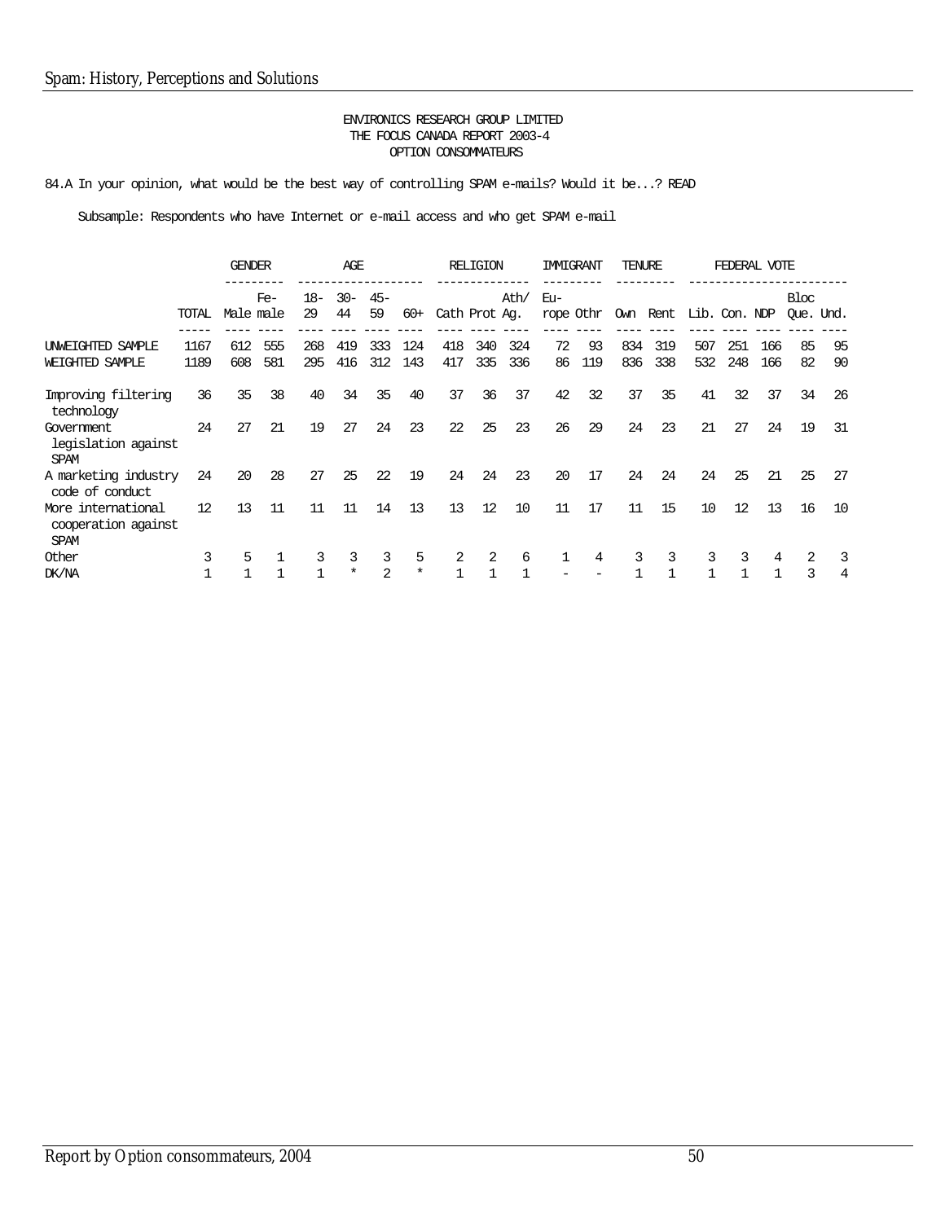ENVIRONICS RESEARCH GROUP LIMITED
THE FOCUS CANADA REPORT 2003-4
OPTION CONSOMMATEURS

84.A In your opinion, what would be the best way of controlling SPAM e-mails? Would it be...? READ

Subsample: Respondents who have Internet or e-mail access and who get SPAM e-mail

| | | GENDER | | AGE | | | | RELIGION | | | IMMIGRANT | | TENURE | | FEDERAL VOTE | | | | |
|---|---|---|---|---|---|---|---|---|---|---|---|---|---|---|---|---|---|---|---|
| | TOTAL | Male | Fe-male | 18-29 | 30-44 | 45-59 | 60+ | Cath | Prot | Ath/Ag. | Eu-rope | Othr | Own | Rent | Lib. | Con. | NDP | Bloc Que. | Und. |
| UNWEIGHTED SAMPLE | 1167 | 612 | 555 | 268 | 419 | 333 | 124 | 418 | 340 | 324 | 72 | 93 | 834 | 319 | 507 | 251 | 166 | 85 | 95 |
| WEIGHTED SAMPLE | 1189 | 608 | 581 | 295 | 416 | 312 | 143 | 417 | 335 | 336 | 86 | 119 | 836 | 338 | 532 | 248 | 166 | 82 | 90 |
| Improving filtering technology | 36 | 35 | 38 | 40 | 34 | 35 | 40 | 37 | 36 | 37 | 42 | 32 | 37 | 35 | 41 | 32 | 37 | 34 | 26 |
| Government legislation against SPAM | 24 | 27 | 21 | 19 | 27 | 24 | 23 | 22 | 25 | 23 | 26 | 29 | 24 | 23 | 21 | 27 | 24 | 19 | 31 |
| A marketing industry code of conduct | 24 | 20 | 28 | 27 | 25 | 22 | 19 | 24 | 24 | 23 | 20 | 17 | 24 | 24 | 24 | 25 | 21 | 25 | 27 |
| More international cooperation against SPAM | 12 | 13 | 11 | 11 | 11 | 14 | 13 | 13 | 12 | 10 | 11 | 17 | 11 | 15 | 10 | 12 | 13 | 16 | 10 |
| Other | 3 | 5 | 1 | 3 | 3 | 3 | 5 | 2 | 2 | 6 | 1 | 4 | 3 | 3 | 3 | 3 | 4 | 2 | 3 |
| DK/NA | 1 | 1 | 1 | 1 | * | 2 | * | 1 | 1 | 1 | - | - | 1 | 1 | 1 | 1 | 1 | 3 | 4 |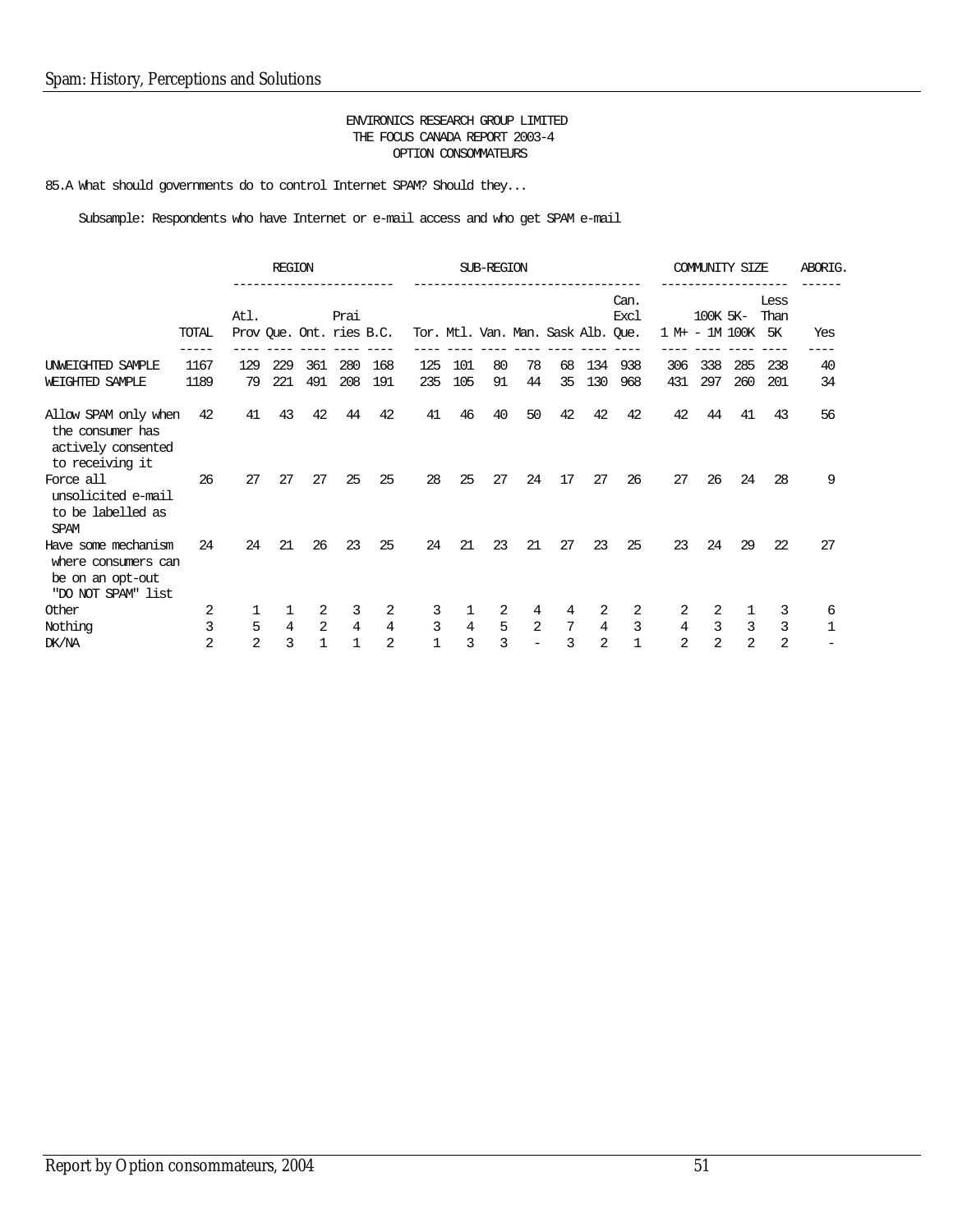ENVIRONICS RESEARCH GROUP LIMITED
THE FOCUS CANADA REPORT 2003-4
OPTION CONSOMMATEURS

85.A What should governments do to control Internet SPAM? Should they...

Subsample: Respondents who have Internet or e-mail access and who get SPAM e-mail

| | | REGION | | | | | SUB-REGION | | | | | | | COMMUNITY SIZE | | | | ABORIG. |
|---|---|---|---|---|---|---|---|---|---|---|---|---|---|---|---|---|---|---|
| | TOTAL | Atl. Prov | Que. | Ont. | Prairies | B.C. | Tor. | Mtl. | Van. | Man. | Sask | Alb. | Can. Excl Que. | 1 M+ | 100K - 1M | 5K-100K | Less Than 5K | Yes |
| UNWEIGHTED SAMPLE | 1167 | 129 | 229 | 361 | 280 | 168 | 125 | 101 | 80 | 78 | 68 | 134 | 938 | 306 | 338 | 285 | 238 | 40 |
| WEIGHTED SAMPLE | 1189 | 79 | 221 | 491 | 208 | 191 | 235 | 105 | 91 | 44 | 35 | 130 | 968 | 431 | 297 | 260 | 201 | 34 |
| Allow SPAM only when the consumer has actively consented to receiving it | 42 | 41 | 43 | 42 | 44 | 42 | 41 | 46 | 40 | 50 | 42 | 42 | 42 | 42 | 44 | 41 | 43 | 56 |
| Force all unsolicited e-mail to be labelled as SPAM | 26 | 27 | 27 | 27 | 25 | 25 | 28 | 25 | 27 | 24 | 17 | 27 | 26 | 27 | 26 | 24 | 28 | 9 |
| Have some mechanism where consumers can be on an opt-out "DO NOT SPAM" list | 24 | 24 | 21 | 26 | 23 | 25 | 24 | 21 | 23 | 21 | 27 | 23 | 25 | 23 | 24 | 29 | 22 | 27 |
| Other | 2 | 1 | 1 | 2 | 3 | 2 | 3 | 1 | 2 | 4 | 4 | 2 | 2 | 2 | 2 | 1 | 3 | 6 |
| Nothing | 3 | 5 | 4 | 2 | 4 | 4 | 3 | 4 | 5 | 2 | 7 | 4 | 3 | 4 | 3 | 3 | 3 | 1 |
| DK/NA | 2 | 2 | 3 | 1 | 1 | 2 | 1 | 3 | 3 | - | 3 | 2 | 1 | 2 | 2 | 2 | 2 | - |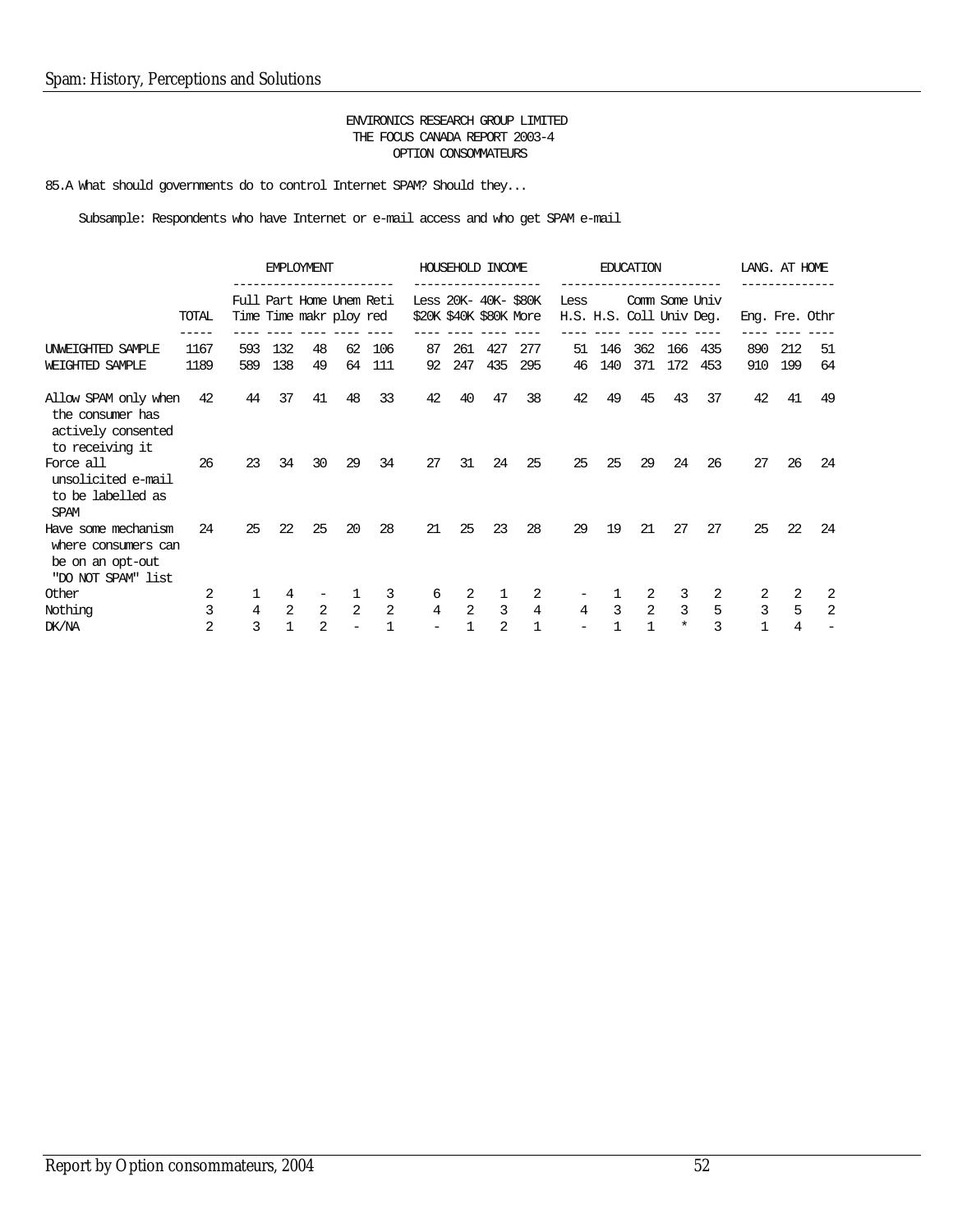ENVIRONICS RESEARCH GROUP LIMITED
THE FOCUS CANADA REPORT 2003-4
OPTION CONSOMMATEURS

85.A What should governments do to control Internet SPAM? Should they...

Subsample: Respondents who have Internet or e-mail access and who get SPAM e-mail

| | | EMPLOYMENT | | | | | HOUSEHOLD INCOME | | | | EDUCATION | | | | | LANG. AT HOME | | |
|---|---|---|---|---|---|---|---|---|---|---|---|---|---|---|---|---|---|---|
| | TOTAL | Full Time | Part Time | Home makr | Unem ploy | Reti red | Less $20K | 20K- $40K | 40K- $80K | $80K More | Less H.S. | H.S. | Comm Coll | Some Univ | Univ Deg. | Eng. | Fre. | Othr |
| UNWEIGHTED SAMPLE | 1167 | 593 | 132 | 48 | 62 | 106 | 87 | 261 | 427 | 277 | 51 | 146 | 362 | 166 | 435 | 890 | 212 | 51 |
| WEIGHTED SAMPLE | 1189 | 589 | 138 | 49 | 64 | 111 | 92 | 247 | 435 | 295 | 46 | 140 | 371 | 172 | 453 | 910 | 199 | 64 |
| Allow SPAM only when the consumer has actively consented to receiving it | 42 | 44 | 37 | 41 | 48 | 33 | 42 | 40 | 47 | 38 | 42 | 49 | 45 | 43 | 37 | 42 | 41 | 49 |
| Force all unsolicited e-mail to be labelled as SPAM | 26 | 23 | 34 | 30 | 29 | 34 | 27 | 31 | 24 | 25 | 25 | 25 | 29 | 24 | 26 | 27 | 26 | 24 |
| Have some mechanism where consumers can be on an opt-out "DO NOT SPAM" list | 24 | 25 | 22 | 25 | 20 | 28 | 21 | 25 | 23 | 28 | 29 | 19 | 21 | 27 | 27 | 25 | 22 | 24 |
| Other | 2 | 1 | 4 | - | 1 | 3 | 6 | 2 | 1 | 2 | - | 1 | 2 | 3 | 2 | 2 | 2 | 2 |
| Nothing | 3 | 4 | 2 | 2 | 2 | 2 | 4 | 2 | 3 | 4 | 4 | 3 | 2 | 3 | 5 | 3 | 5 | 2 |
| DK/NA | 2 | 3 | 1 | 2 | - | 1 | - | 1 | 2 | 1 | - | 1 | 1 | * | 3 | 1 | 4 | - |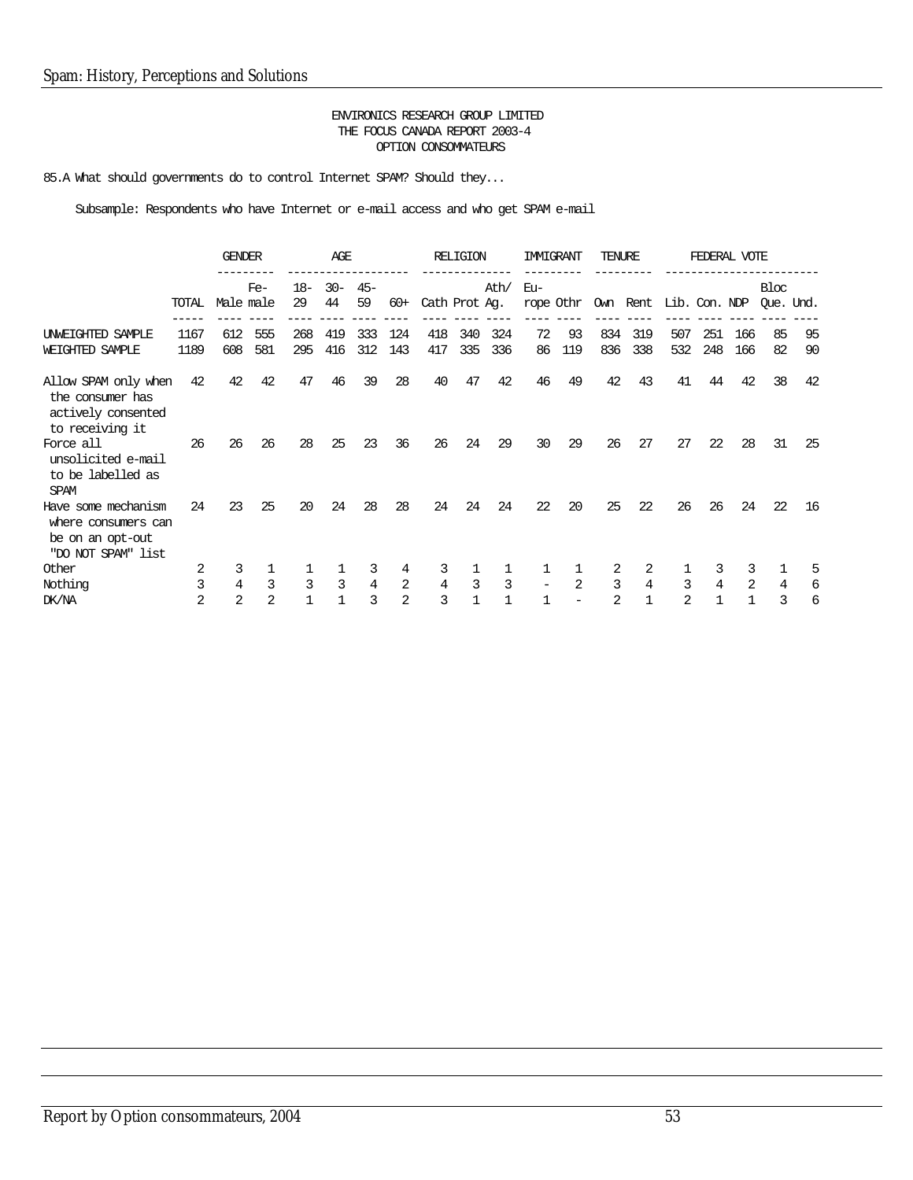ENVIRONICS RESEARCH GROUP LIMITED
THE FOCUS CANADA REPORT 2003-4
OPTION CONSOMMATEURS

85.A What should governments do to control Internet SPAM? Should they...

Subsample: Respondents who have Internet or e-mail access and who get SPAM e-mail

| | | GENDER | | AGE | | | | RELIGION | | | IMMIGRANT | | TENURE | | FEDERAL VOTE | | | | |
|---|---|---|---|---|---|---|---|---|---|---|---|---|---|---|---|---|---|---|---|
| | TOTAL | Male | Female | 18-29 | 30-44 | 45-59 | 60+ | Cath | Prot | Ath/Ag. | Europe | Othr | Own | Rent | Lib. | Con. | NDP | Bloc Que. | Und. |
| UNWEIGHTED SAMPLE | 1167 | 612 | 555 | 268 | 419 | 333 | 124 | 418 | 340 | 324 | 72 | 93 | 834 | 319 | 507 | 251 | 166 | 85 | 95 |
| WEIGHTED SAMPLE | 1189 | 608 | 581 | 295 | 416 | 312 | 143 | 417 | 335 | 336 | 86 | 119 | 836 | 338 | 532 | 248 | 166 | 82 | 90 |
| Allow SPAM only when the consumer has actively consented to receiving it | 42 | 42 | 42 | 47 | 46 | 39 | 28 | 40 | 47 | 42 | 46 | 49 | 42 | 43 | 41 | 44 | 42 | 38 | 42 |
| Force all unsolicited e-mail to be labelled as SPAM | 26 | 26 | 26 | 28 | 25 | 23 | 36 | 26 | 24 | 29 | 30 | 29 | 26 | 27 | 27 | 22 | 28 | 31 | 25 |
| Have some mechanism where consumers can be on an opt-out "DO NOT SPAM" list | 24 | 23 | 25 | 20 | 24 | 28 | 28 | 24 | 24 | 24 | 22 | 20 | 25 | 22 | 26 | 26 | 24 | 22 | 16 |
| Other | 2 | 3 | 1 | 1 | 1 | 3 | 4 | 3 | 1 | 1 | 1 | 1 | 2 | 2 | 1 | 3 | 3 | 1 | 5 |
| Nothing | 3 | 4 | 3 | 3 | 3 | 4 | 2 | 4 | 3 | 3 | - | 2 | 3 | 4 | 3 | 4 | 2 | 4 | 6 |
| DK/NA | 2 | 2 | 2 | 1 | 1 | 3 | 2 | 3 | 1 | 1 | 1 | - | 2 | 1 | 2 | 1 | 1 | 3 | 6 |